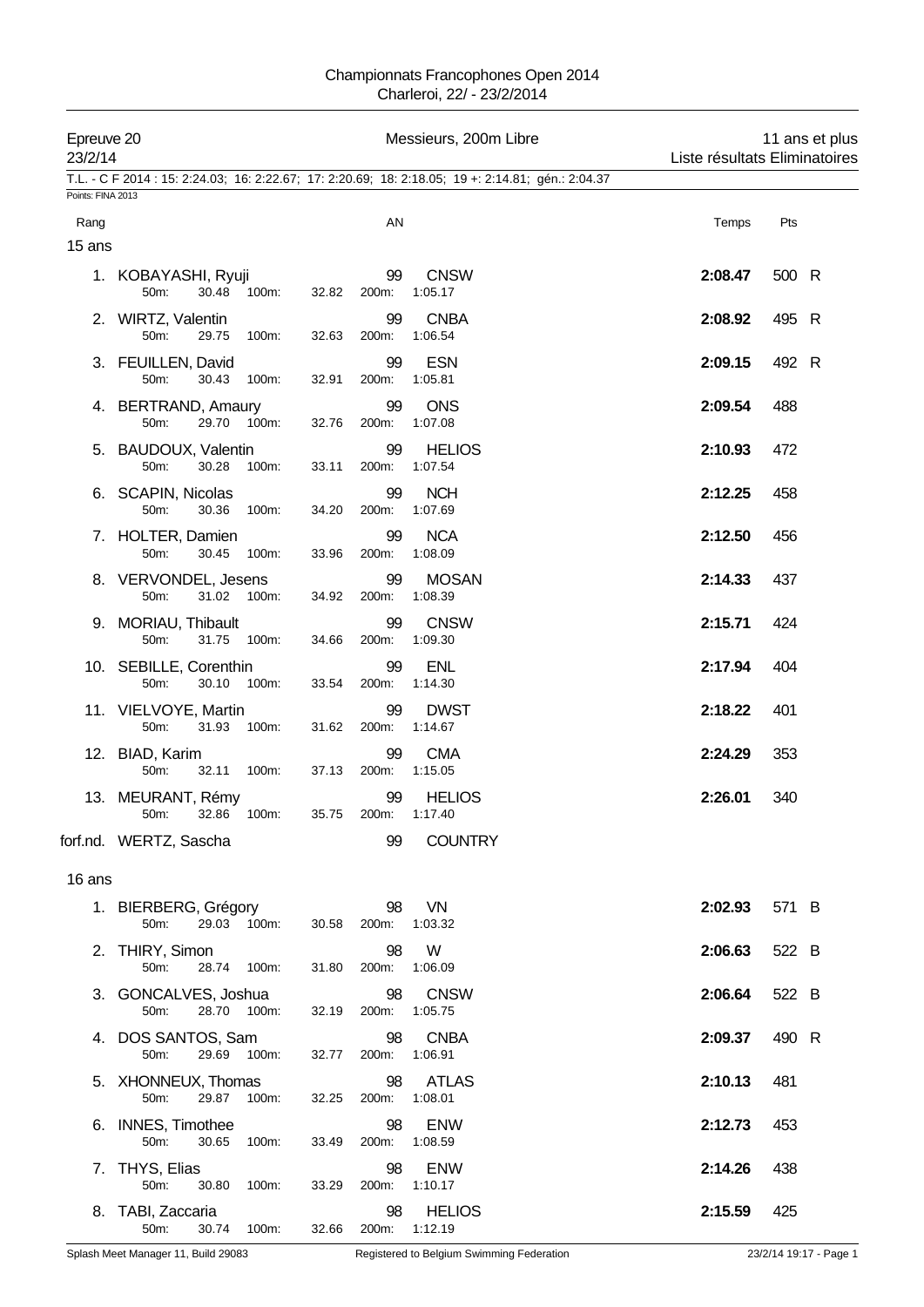# Championnats Francophones Open 2014

Charleroi, 22/ - 23/2/2014

**Epreuve 20** — Messieurs, 200m Libre — 11 ans et plus

23/2/14 — Liste résultats Eliminatoires

T.L. - C F 2014 : 15: 2:24.03; 16: 2:22.67; 17: 2:20.69; 18: 2:18.05; 19 +: 2:14.81; gén.: 2:04.37

Points: FINA 2013

## 15 ans

| Rang | Nom | AN | Club | 50m | 100m | 200m | Temps | Pts | |
|---|---|---|---|---|---|---|---|---|---|
| 1. | KOBAYASHI, Ryuji | 99 | CNSW | 30.48 | 32.82 | 1:05.17 | **2:08.47** | 500 | R |
| 2. | WIRTZ, Valentin | 99 | CNBA | 29.75 | 32.63 | 1:06.54 | **2:08.92** | 495 | R |
| 3. | FEUILLEN, David | 99 | ESN | 30.43 | 32.91 | 1:05.81 | **2:09.15** | 492 | R |
| 4. | BERTRAND, Amaury | 99 | ONS | 29.70 | 32.76 | 1:07.08 | **2:09.54** | 488 | |
| 5. | BAUDOUX, Valentin | 99 | HELIOS | 30.28 | 33.11 | 1:07.54 | **2:10.93** | 472 | |
| 6. | SCAPIN, Nicolas | 99 | NCH | 30.36 | 34.20 | 1:07.69 | **2:12.25** | 458 | |
| 7. | HOLTER, Damien | 99 | NCA | 30.45 | 33.96 | 1:08.09 | **2:12.50** | 456 | |
| 8. | VERVONDEL, Jesens | 99 | MOSAN | 31.02 | 34.92 | 1:08.39 | **2:14.33** | 437 | |
| 9. | MORIAU, Thibault | 99 | CNSW | 31.75 | 34.66 | 1:09.30 | **2:15.71** | 424 | |
| 10. | SEBILLE, Corenthin | 99 | ENL | 30.10 | 33.54 | 1:14.30 | **2:17.94** | 404 | |
| 11. | VIELVOYE, Martin | 99 | DWST | 31.93 | 31.62 | 1:14.67 | **2:18.22** | 401 | |
| 12. | BIAD, Karim | 99 | CMA | 32.11 | 37.13 | 1:15.05 | **2:24.29** | 353 | |
| 13. | MEURANT, Rémy | 99 | HELIOS | 32.86 | 35.75 | 1:17.40 | **2:26.01** | 340 | |
| forf.nd. | WERTZ, Sascha | 99 | COUNTRY | | | | | | |

## 16 ans

| Rang | Nom | AN | Club | 50m | 100m | 200m | Temps | Pts | |
|---|---|---|---|---|---|---|---|---|---|
| 1. | BIERBERG, Grégory | 98 | VN | 29.03 | 30.58 | 1:03.32 | **2:02.93** | 571 | B |
| 2. | THIRY, Simon | 98 | W | 28.74 | 31.80 | 1:06.09 | **2:06.63** | 522 | B |
| 3. | GONCALVES, Joshua | 98 | CNSW | 28.70 | 32.19 | 1:05.75 | **2:06.64** | 522 | B |
| 4. | DOS SANTOS, Sam | 98 | CNBA | 29.69 | 32.77 | 1:06.91 | **2:09.37** | 490 | R |
| 5. | XHONNEUX, Thomas | 98 | ATLAS | 29.87 | 32.25 | 1:08.01 | **2:10.13** | 481 | |
| 6. | INNES, Timothee | 98 | ENW | 30.65 | 33.49 | 1:08.59 | **2:12.73** | 453 | |
| 7. | THYS, Elias | 98 | ENW | 30.80 | 33.29 | 1:10.17 | **2:14.26** | 438 | |
| 8. | TABI, Zaccaria | 98 | HELIOS | 30.74 | 32.66 | 1:12.19 | **2:15.59** | 425 | |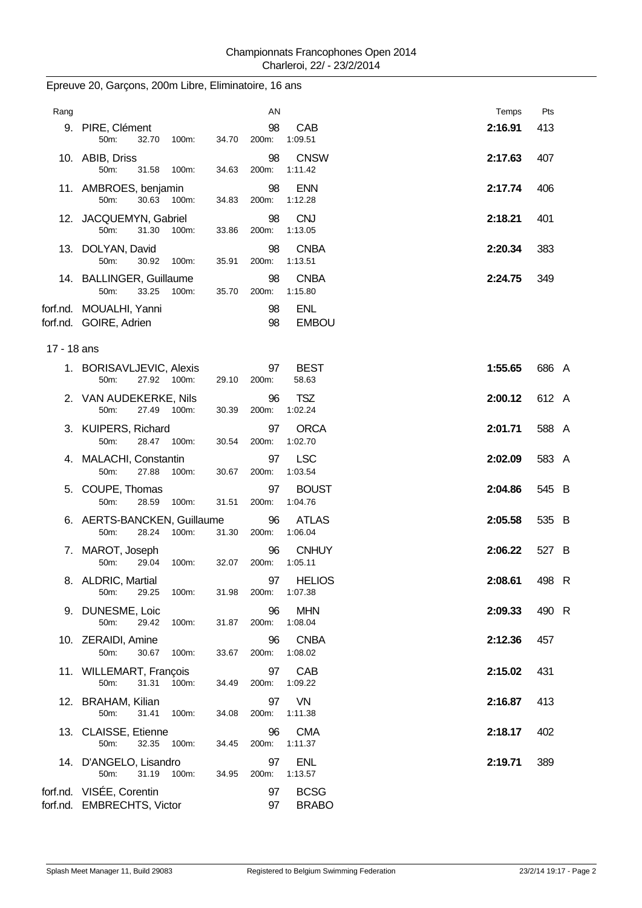Championnats Francophones Open 2014
Charleroi, 22/ - 23/2/2014

## Epreuve 20, Garçons, 200m Libre, Eliminatoire, 16 ans

| Rang | Nom | AN | Club | 50m | 100m | 150m | 200m | Temps | Pts | |
|---|---|---|---|---|---|---|---|---|---|---|
| 9. | PIRE, Clément | 98 | CAB | 32.70 | 34.70 | | 1:09.51 | 2:16.91 | 413 | |
| 10. | ABIB, Driss | 98 | CNSW | 31.58 | 34.63 | | 1:11.42 | 2:17.63 | 407 | |
| 11. | AMBROES, benjamin | 98 | ENN | 30.63 | 34.83 | | 1:12.28 | 2:17.74 | 406 | |
| 12. | JACQUEMYN, Gabriel | 98 | CNJ | 31.30 | 33.86 | | 1:13.05 | 2:18.21 | 401 | |
| 13. | DOLYAN, David | 98 | CNBA | 30.92 | 35.91 | | 1:13.51 | 2:20.34 | 383 | |
| 14. | BALLINGER, Guillaume | 98 | CNBA | 33.25 | 35.70 | | 1:15.80 | 2:24.75 | 349 | |
| forf.nd. | MOUALHI, Yanni | 98 | ENL | | | | | | | |
| forf.nd. | GOIRE, Adrien | 98 | EMBOU | | | | | | | |

## 17 - 18 ans

| Rang | Nom | AN | Club | 50m | 100m | 150m | 200m | Temps | Pts | |
|---|---|---|---|---|---|---|---|---|---|---|
| 1. | BORISAVLJEVIC, Alexis | 97 | BEST | 27.92 | 29.10 | | 58.63 | 1:55.65 | 686 | A |
| 2. | VAN AUDEKERKE, Nils | 96 | TSZ | 27.49 | 30.39 | | 1:02.24 | 2:00.12 | 612 | A |
| 3. | KUIPERS, Richard | 97 | ORCA | 28.47 | 30.54 | | 1:02.70 | 2:01.71 | 588 | A |
| 4. | MALACHI, Constantin | 97 | LSC | 27.88 | 30.67 | | 1:03.54 | 2:02.09 | 583 | A |
| 5. | COUPE, Thomas | 97 | BOUST | 28.59 | 31.51 | | 1:04.76 | 2:04.86 | 545 | B |
| 6. | AERTS-BANCKEN, Guillaume | 96 | ATLAS | 28.24 | 31.30 | | 1:06.04 | 2:05.58 | 535 | B |
| 7. | MAROT, Joseph | 96 | CNHUY | 29.04 | 32.07 | | 1:05.11 | 2:06.22 | 527 | B |
| 8. | ALDRIC, Martial | 97 | HELIOS | 29.25 | 31.98 | | 1:07.38 | 2:08.61 | 498 | R |
| 9. | DUNESME, Loic | 96 | MHN | 29.42 | 31.87 | | 1:08.04 | 2:09.33 | 490 | R |
| 10. | ZERAIDI, Amine | 96 | CNBA | 30.67 | 33.67 | | 1:08.02 | 2:12.36 | 457 | |
| 11. | WILLEMART, François | 97 | CAB | 31.31 | 34.49 | | 1:09.22 | 2:15.02 | 431 | |
| 12. | BRAHAM, Kilian | 97 | VN | 31.41 | 34.08 | | 1:11.38 | 2:16.87 | 413 | |
| 13. | CLAISSE, Etienne | 96 | CMA | 32.35 | 34.45 | | 1:11.37 | 2:18.17 | 402 | |
| 14. | D'ANGELO, Lisandro | 97 | ENL | 31.19 | 34.95 | | 1:13.57 | 2:19.71 | 389 | |
| forf.nd. | VISÉE, Corentin | 97 | BCSG | | | | | | | |
| forf.nd. | EMBRECHTS, Victor | 97 | BRABO | | | | | | | |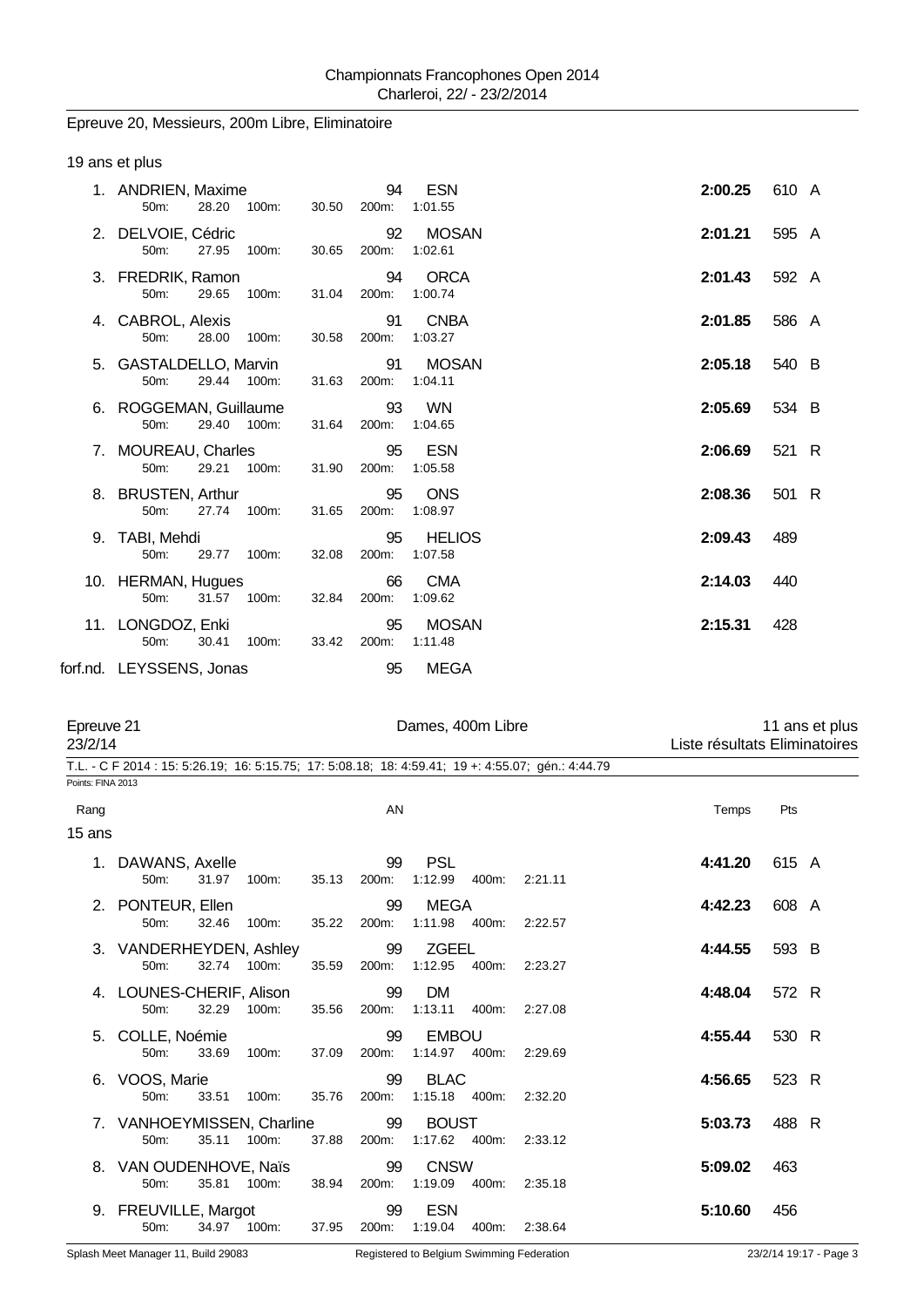Championnats Francophones Open 2014
Charleroi, 22/ - 23/2/2014

## Epreuve 20, Messieurs, 200m Libre, Eliminatoire

### 19 ans et plus

| Rang | Nom | AN | Club | 50m | 100m | 200m | Temps | Pts | |
|---|---|---|---|---|---|---|---|---|---|
| 1. | ANDRIEN, Maxime | 94 | ESN | 28.20 | 30.50 | 1:01.55 | 2:00.25 | 610 | A |
| 2. | DELVOIE, Cédric | 92 | MOSAN | 27.95 | 30.65 | 1:02.61 | 2:01.21 | 595 | A |
| 3. | FREDRIK, Ramon | 94 | ORCA | 29.65 | 31.04 | 1:00.74 | 2:01.43 | 592 | A |
| 4. | CABROL, Alexis | 91 | CNBA | 28.00 | 30.58 | 1:03.27 | 2:01.85 | 586 | A |
| 5. | GASTALDELLO, Marvin | 91 | MOSAN | 29.44 | 31.63 | 1:04.11 | 2:05.18 | 540 | B |
| 6. | ROGGEMAN, Guillaume | 93 | WN | 29.40 | 31.64 | 1:04.65 | 2:05.69 | 534 | B |
| 7. | MOUREAU, Charles | 95 | ESN | 29.21 | 31.90 | 1:05.58 | 2:06.69 | 521 | R |
| 8. | BRUSTEN, Arthur | 95 | ONS | 27.74 | 31.65 | 1:08.97 | 2:08.36 | 501 | R |
| 9. | TABI, Mehdi | 95 | HELIOS | 29.77 | 32.08 | 1:07.58 | 2:09.43 | 489 | |
| 10. | HERMAN, Hugues | 66 | CMA | 31.57 | 32.84 | 1:09.62 | 2:14.03 | 440 | |
| 11. | LONGDOZ, Enki | 95 | MOSAN | 30.41 | 33.42 | 1:11.48 | 2:15.31 | 428 | |
| forf.nd. | LEYSSENS, Jonas | 95 | MEGA | | | | | | |

## Epreuve 21 — Dames, 400m Libre — 11 ans et plus

23/2/14 — Liste résultats Eliminatoires

T.L. - C F 2014 : 15: 5:26.19; 16: 5:15.75; 17: 5:08.18; 18: 4:59.41; 19 +: 4:55.07; gén.: 4:44.79

Points: FINA 2013

### 15 ans

| Rang | Nom | AN | Club | 50m | 100m | 200m | 400m | Temps | Pts | |
|---|---|---|---|---|---|---|---|---|---|---|
| 1. | DAWANS, Axelle | 99 | PSL | 31.97 | 35.13 | 1:12.99 | 2:21.11 | 4:41.20 | 615 | A |
| 2. | PONTEUR, Ellen | 99 | MEGA | 32.46 | 35.22 | 1:11.98 | 2:22.57 | 4:42.23 | 608 | A |
| 3. | VANDERHEYDEN, Ashley | 99 | ZGEEL | 32.74 | 35.59 | 1:12.95 | 2:23.27 | 4:44.55 | 593 | B |
| 4. | LOUNES-CHERIF, Alison | 99 | DM | 32.29 | 35.56 | 1:13.11 | 2:27.08 | 4:48.04 | 572 | R |
| 5. | COLLE, Noémie | 99 | EMBOU | 33.69 | 37.09 | 1:14.97 | 2:29.69 | 4:55.44 | 530 | R |
| 6. | VOOS, Marie | 99 | BLAC | 33.51 | 35.76 | 1:15.18 | 2:32.20 | 4:56.65 | 523 | R |
| 7. | VANHOEYMISSEN, Charline | 99 | BOUST | 35.11 | 37.88 | 1:17.62 | 2:33.12 | 5:03.73 | 488 | R |
| 8. | VAN OUDENHOVE, Naïs | 99 | CNSW | 35.81 | 38.94 | 1:19.09 | 2:35.18 | 5:09.02 | 463 | |
| 9. | FREUVILLE, Margot | 99 | ESN | 34.97 | 37.95 | 1:19.04 | 2:38.64 | 5:10.60 | 456 | |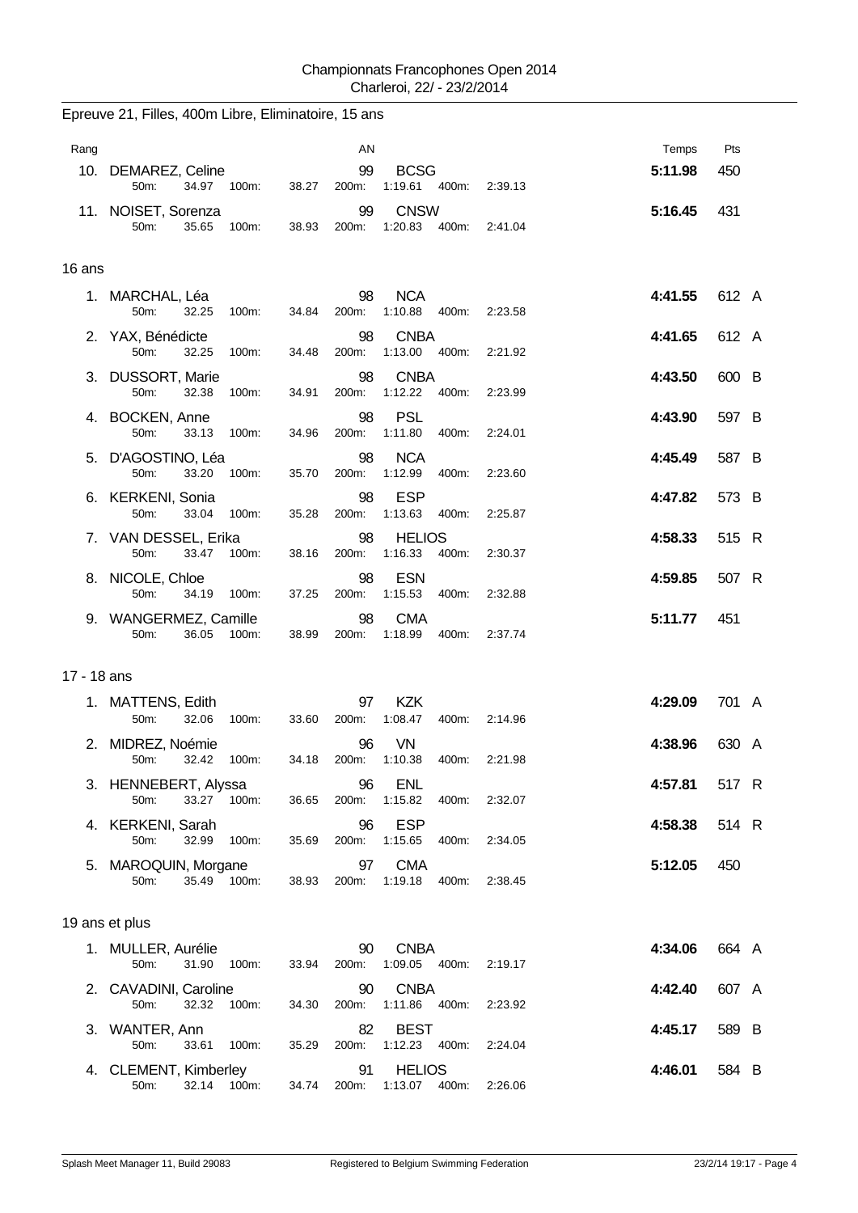Championnats Francophones Open 2014
Charleroi, 22/ - 23/2/2014

## Epreuve 21, Filles, 400m Libre, Eliminatoire, 15 ans

| Rang | Nom | AN | Club | 50m | 100m | 200m | 400m | Temps | Pts | |
|---|---|---|---|---|---|---|---|---|---|---|
| 10. | DEMAREZ, Celine | 99 | BCSG | 34.97 | 38.27 | 1:19.61 | 2:39.13 | **5:11.98** | 450 | |
| 11. | NOISET, Sorenza | 99 | CNSW | 35.65 | 38.93 | 1:20.83 | 2:41.04 | **5:16.45** | 431 | |

### 16 ans

| Rang | Nom | AN | Club | 50m | 100m | 200m | 400m | Temps | Pts | |
|---|---|---|---|---|---|---|---|---|---|---|
| 1. | MARCHAL, Léa | 98 | NCA | 32.25 | 34.84 | 1:10.88 | 2:23.58 | **4:41.55** | 612 | A |
| 2. | YAX, Bénédicte | 98 | CNBA | 32.25 | 34.48 | 1:13.00 | 2:21.92 | **4:41.65** | 612 | A |
| 3. | DUSSORT, Marie | 98 | CNBA | 32.38 | 34.91 | 1:12.22 | 2:23.99 | **4:43.50** | 600 | B |
| 4. | BOCKEN, Anne | 98 | PSL | 33.13 | 34.96 | 1:11.80 | 2:24.01 | **4:43.90** | 597 | B |
| 5. | D'AGOSTINO, Léa | 98 | NCA | 33.20 | 35.70 | 1:12.99 | 2:23.60 | **4:45.49** | 587 | B |
| 6. | KERKENI, Sonia | 98 | ESP | 33.04 | 35.28 | 1:13.63 | 2:25.87 | **4:47.82** | 573 | B |
| 7. | VAN DESSEL, Erika | 98 | HELIOS | 33.47 | 38.16 | 1:16.33 | 2:30.37 | **4:58.33** | 515 | R |
| 8. | NICOLE, Chloe | 98 | ESN | 34.19 | 37.25 | 1:15.53 | 2:32.88 | **4:59.85** | 507 | R |
| 9. | WANGERMEZ, Camille | 98 | CMA | 36.05 | 38.99 | 1:18.99 | 2:37.74 | **5:11.77** | 451 | |

### 17 - 18 ans

| Rang | Nom | AN | Club | 50m | 100m | 200m | 400m | Temps | Pts | |
|---|---|---|---|---|---|---|---|---|---|---|
| 1. | MATTENS, Edith | 97 | KZK | 32.06 | 33.60 | 1:08.47 | 2:14.96 | **4:29.09** | 701 | A |
| 2. | MIDREZ, Noémie | 96 | VN | 32.42 | 34.18 | 1:10.38 | 2:21.98 | **4:38.96** | 630 | A |
| 3. | HENNEBERT, Alyssa | 96 | ENL | 33.27 | 36.65 | 1:15.82 | 2:32.07 | **4:57.81** | 517 | R |
| 4. | KERKENI, Sarah | 96 | ESP | 32.99 | 35.69 | 1:15.65 | 2:34.05 | **4:58.38** | 514 | R |
| 5. | MAROQUIN, Morgane | 97 | CMA | 35.49 | 38.93 | 1:19.18 | 2:38.45 | **5:12.05** | 450 | |

### 19 ans et plus

| Rang | Nom | AN | Club | 50m | 100m | 200m | 400m | Temps | Pts | |
|---|---|---|---|---|---|---|---|---|---|---|
| 1. | MULLER, Aurélie | 90 | CNBA | 31.90 | 33.94 | 1:09.05 | 2:19.17 | **4:34.06** | 664 | A |
| 2. | CAVADINI, Caroline | 90 | CNBA | 32.32 | 34.30 | 1:11.86 | 2:23.92 | **4:42.40** | 607 | A |
| 3. | WANTER, Ann | 82 | BEST | 33.61 | 35.29 | 1:12.23 | 2:24.04 | **4:45.17** | 589 | B |
| 4. | CLEMENT, Kimberley | 91 | HELIOS | 32.14 | 34.74 | 1:13.07 | 2:26.06 | **4:46.01** | 584 | B |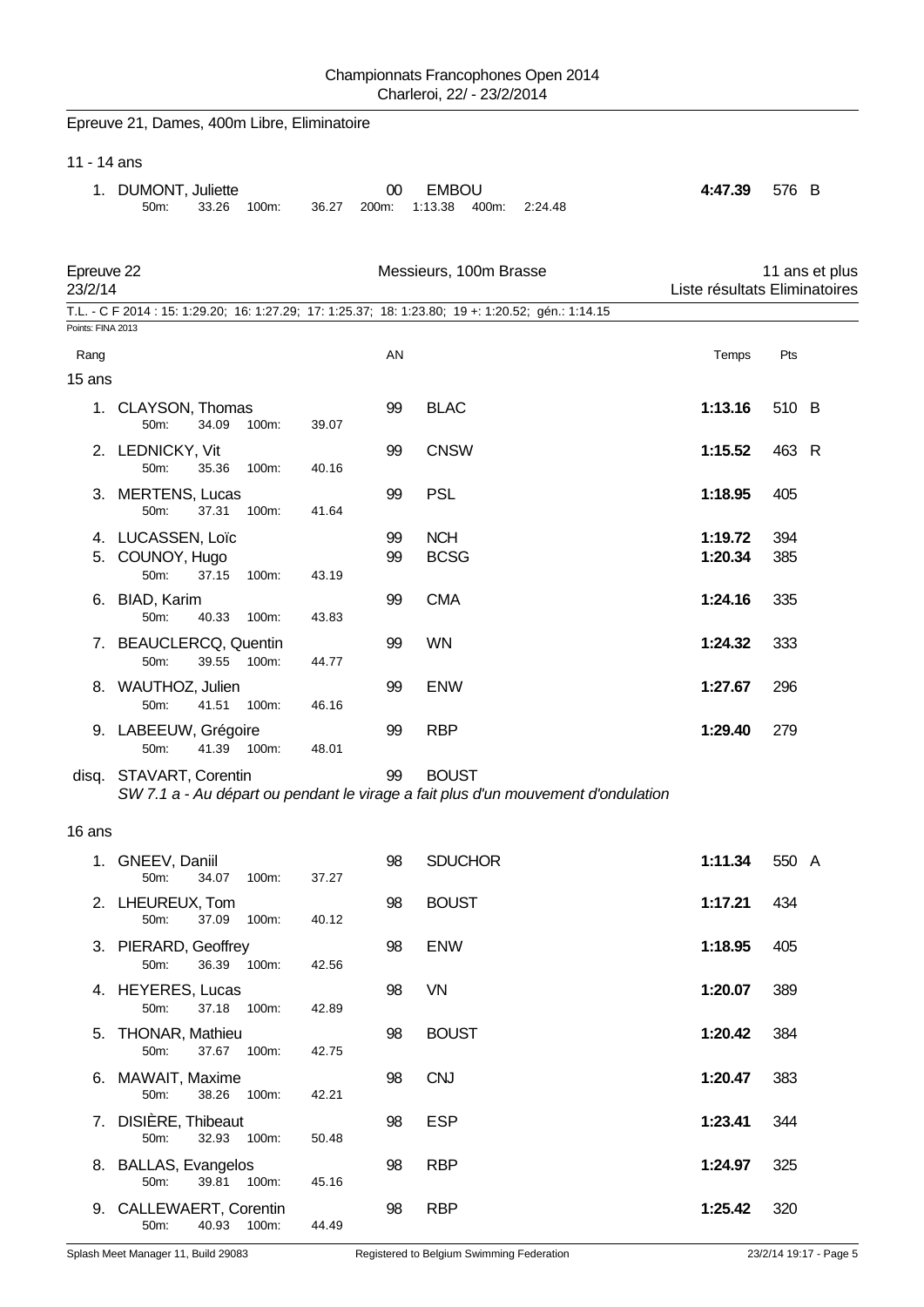Epreuve 21, Dames, 400m Libre, Eliminatoire

11 - 14 ans

1. DUMONT, Juliette — 00 — EMBOU — **4:47.39** — 576 B
50m: 33.26 100m: 36.27 200m: 1:13.38 400m: 2:24.48

## Epreuve 22 — Messieurs, 100m Brasse — 11 ans et plus

23/2/14 — Liste résultats Eliminatoires

T.L. - C F 2014 : 15: 1:29.20; 16: 1:27.29; 17: 1:25.37; 18: 1:23.80; 19 +: 1:20.52; gén.: 1:14.15

Points: FINA 2013

### 15 ans

| Rang | Nom | AN | Club | Temps | Pts | |
|---|---|---|---|---|---|---|
| 1. | CLAYSON, Thomas (50m: 34.09 100m: 39.07) | 99 | BLAC | **1:13.16** | 510 | B |
| 2. | LEDNICKY, Vit (50m: 35.36 100m: 40.16) | 99 | CNSW | **1:15.52** | 463 | R |
| 3. | MERTENS, Lucas (50m: 37.31 100m: 41.64) | 99 | PSL | **1:18.95** | 405 | |
| 4. | LUCASSEN, Loïc | 99 | NCH | **1:19.72** | 394 | |
| 5. | COUNOY, Hugo (50m: 37.15 100m: 43.19) | 99 | BCSG | **1:20.34** | 385 | |
| 6. | BIAD, Karim (50m: 40.33 100m: 43.83) | 99 | CMA | **1:24.16** | 335 | |
| 7. | BEAUCLERCQ, Quentin (50m: 39.55 100m: 44.77) | 99 | WN | **1:24.32** | 333 | |
| 8. | WAUTHOZ, Julien (50m: 41.51 100m: 46.16) | 99 | ENW | **1:27.67** | 296 | |
| 9. | LABEEUW, Grégoire (50m: 41.39 100m: 48.01) | 99 | RBP | **1:29.40** | 279 | |
| disq. | STAVART, Corentin | 99 | BOUST | | | |

*SW 7.1 a - Au départ ou pendant le virage a fait plus d'un mouvement d'ondulation*

### 16 ans

| Rang | Nom | AN | Club | Temps | Pts | |
|---|---|---|---|---|---|---|
| 1. | GNEEV, Daniil (50m: 34.07 100m: 37.27) | 98 | SDUCHOR | **1:11.34** | 550 | A |
| 2. | LHEUREUX, Tom (50m: 37.09 100m: 40.12) | 98 | BOUST | **1:17.21** | 434 | |
| 3. | PIERARD, Geoffrey (50m: 36.39 100m: 42.56) | 98 | ENW | **1:18.95** | 405 | |
| 4. | HEYERES, Lucas (50m: 37.18 100m: 42.89) | 98 | VN | **1:20.07** | 389 | |
| 5. | THONAR, Mathieu (50m: 37.67 100m: 42.75) | 98 | BOUST | **1:20.42** | 384 | |
| 6. | MAWAIT, Maxime (50m: 38.26 100m: 42.21) | 98 | CNJ | **1:20.47** | 383 | |
| 7. | DISIÈRE, Thibeaut (50m: 32.93 100m: 50.48) | 98 | ESP | **1:23.41** | 344 | |
| 8. | BALLAS, Evangelos (50m: 39.81 100m: 45.16) | 98 | RBP | **1:24.97** | 325 | |
| 9. | CALLEWAERT, Corentin (50m: 40.93 100m: 44.49) | 98 | RBP | **1:25.42** | 320 | |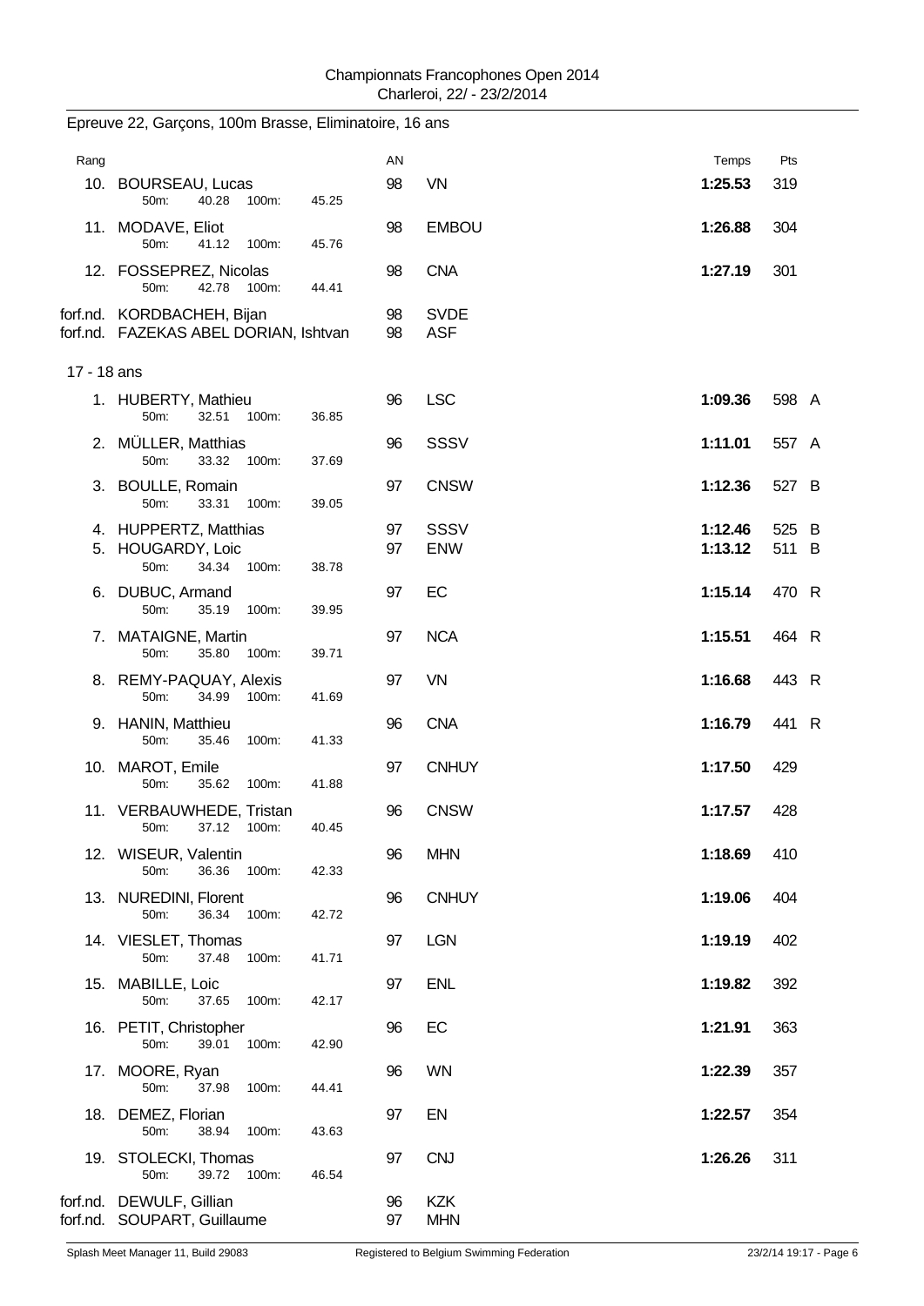Championnats Francophones Open 2014
Charleroi, 22/ - 23/2/2014

## Epreuve 22, Garçons, 100m Brasse, Eliminatoire, 16 ans

| Rang | Nom | 50m | 100m | AN | Club | Temps | Pts | |
|---|---|---|---|---|---|---|---|---|
| 10. | BOURSEAU, Lucas | 40.28 | 45.25 | 98 | VN | **1:25.53** | 319 | |
| 11. | MODAVE, Eliot | 41.12 | 45.76 | 98 | EMBOU | **1:26.88** | 304 | |
| 12. | FOSSEPREZ, Nicolas | 42.78 | 44.41 | 98 | CNA | **1:27.19** | 301 | |
| forf.nd. | KORDBACHEH, Bijan | | | 98 | SVDE | | | |
| forf.nd. | FAZEKAS ABEL DORIAN, Ishtvan | | | 98 | ASF | | | |

### 17 - 18 ans

| Rang | Nom | 50m | 100m | AN | Club | Temps | Pts | |
|---|---|---|---|---|---|---|---|---|
| 1. | HUBERTY, Mathieu | 32.51 | 36.85 | 96 | LSC | **1:09.36** | 598 | A |
| 2. | MÜLLER, Matthias | 33.32 | 37.69 | 96 | SSSV | **1:11.01** | 557 | A |
| 3. | BOULLE, Romain | 33.31 | 39.05 | 97 | CNSW | **1:12.36** | 527 | B |
| 4. | HUPPERTZ, Matthias | | | 97 | SSSV | **1:12.46** | 525 | B |
| 5. | HOUGARDY, Loic | 34.34 | 38.78 | 97 | ENW | **1:13.12** | 511 | B |
| 6. | DUBUC, Armand | 35.19 | 39.95 | 97 | EC | **1:15.14** | 470 | R |
| 7. | MATAIGNE, Martin | 35.80 | 39.71 | 97 | NCA | **1:15.51** | 464 | R |
| 8. | REMY-PAQUAY, Alexis | 34.99 | 41.69 | 97 | VN | **1:16.68** | 443 | R |
| 9. | HANIN, Matthieu | 35.46 | 41.33 | 96 | CNA | **1:16.79** | 441 | R |
| 10. | MAROT, Emile | 35.62 | 41.88 | 97 | CNHUY | **1:17.50** | 429 | |
| 11. | VERBAUWHEDE, Tristan | 37.12 | 40.45 | 96 | CNSW | **1:17.57** | 428 | |
| 12. | WISEUR, Valentin | 36.36 | 42.33 | 96 | MHN | **1:18.69** | 410 | |
| 13. | NUREDINI, Florent | 36.34 | 42.72 | 96 | CNHUY | **1:19.06** | 404 | |
| 14. | VIESLET, Thomas | 37.48 | 41.71 | 97 | LGN | **1:19.19** | 402 | |
| 15. | MABILLE, Loic | 37.65 | 42.17 | 97 | ENL | **1:19.82** | 392 | |
| 16. | PETIT, Christopher | 39.01 | 42.90 | 96 | EC | **1:21.91** | 363 | |
| 17. | MOORE, Ryan | 37.98 | 44.41 | 96 | WN | **1:22.39** | 357 | |
| 18. | DEMEZ, Florian | 38.94 | 43.63 | 97 | EN | **1:22.57** | 354 | |
| 19. | STOLECKI, Thomas | 39.72 | 46.54 | 97 | CNJ | **1:26.26** | 311 | |
| forf.nd. | DEWULF, Gillian | | | 96 | KZK | | | |
| forf.nd. | SOUPART, Guillaume | | | 97 | MHN | | | |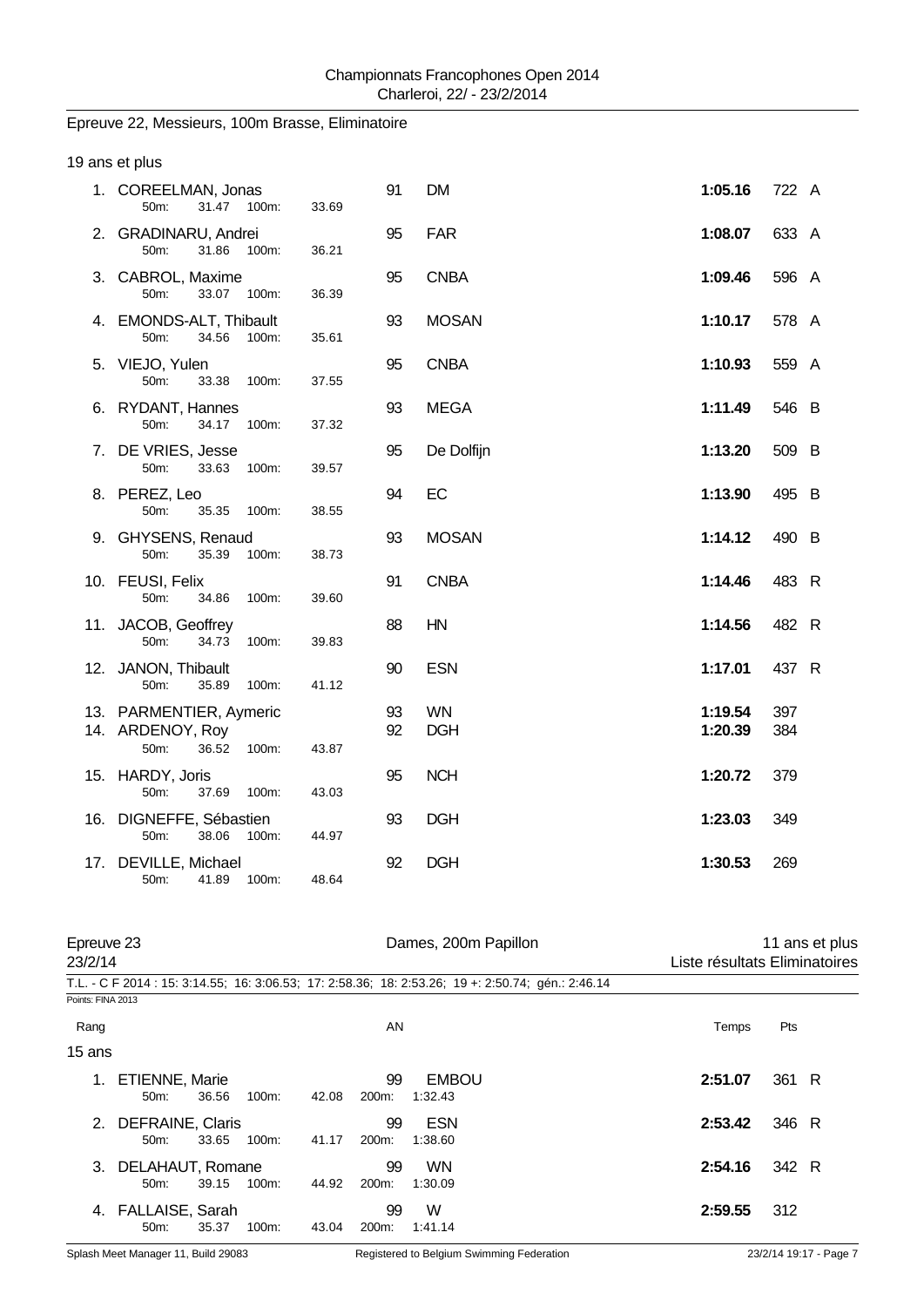Epreuve 22, Messieurs, 100m Brasse, Eliminatoire

19 ans et plus

| Rang | Nom | AN | Club | Temps | Pts | |
|---|---|---|---|---|---|---|
| 1. | COREELMAN, Jonas<br>50m: 31.47 100m: 33.69 | 91 | DM | **1:05.16** | 722 | A |
| 2. | GRADINARU, Andrei<br>50m: 31.86 100m: 36.21 | 95 | FAR | **1:08.07** | 633 | A |
| 3. | CABROL, Maxime<br>50m: 33.07 100m: 36.39 | 95 | CNBA | **1:09.46** | 596 | A |
| 4. | EMONDS-ALT, Thibault<br>50m: 34.56 100m: 35.61 | 93 | MOSAN | **1:10.17** | 578 | A |
| 5. | VIEJO, Yulen<br>50m: 33.38 100m: 37.55 | 95 | CNBA | **1:10.93** | 559 | A |
| 6. | RYDANT, Hannes<br>50m: 34.17 100m: 37.32 | 93 | MEGA | **1:11.49** | 546 | B |
| 7. | DE VRIES, Jesse<br>50m: 33.63 100m: 39.57 | 95 | De Dolfijn | **1:13.20** | 509 | B |
| 8. | PEREZ, Leo<br>50m: 35.35 100m: 38.55 | 94 | EC | **1:13.90** | 495 | B |
| 9. | GHYSENS, Renaud<br>50m: 35.39 100m: 38.73 | 93 | MOSAN | **1:14.12** | 490 | B |
| 10. | FEUSI, Felix<br>50m: 34.86 100m: 39.60 | 91 | CNBA | **1:14.46** | 483 | R |
| 11. | JACOB, Geoffrey<br>50m: 34.73 100m: 39.83 | 88 | HN | **1:14.56** | 482 | R |
| 12. | JANON, Thibault<br>50m: 35.89 100m: 41.12 | 90 | ESN | **1:17.01** | 437 | R |
| 13. | PARMENTIER, Aymeric | 93 | WN | **1:19.54** | 397 | |
| 14. | ARDENOY, Roy<br>50m: 36.52 100m: 43.87 | 92 | DGH | **1:20.39** | 384 | |
| 15. | HARDY, Joris<br>50m: 37.69 100m: 43.03 | 95 | NCH | **1:20.72** | 379 | |
| 16. | DIGNEFFE, Sébastien<br>50m: 38.06 100m: 44.97 | 93 | DGH | **1:23.03** | 349 | |
| 17. | DEVILLE, Michael<br>50m: 41.89 100m: 48.64 | 92 | DGH | **1:30.53** | 269 | |

Epreuve 23 — Dames, 200m Papillon — 11 ans et plus

23/2/14 — Liste résultats Eliminatoires

T.L. - C F 2014 : 15: 3:14.55; 16: 3:06.53; 17: 2:58.36; 18: 2:53.26; 19 +: 2:50.74; gén.: 2:46.14

Points: FINA 2013

15 ans

| Rang | Nom | AN | Club | Temps | Pts | |
|---|---|---|---|---|---|---|
| 1. | ETIENNE, Marie<br>50m: 36.56 100m: 42.08 200m: 1:32.43 | 99 | EMBOU | **2:51.07** | 361 | R |
| 2. | DEFRAINE, Claris<br>50m: 33.65 100m: 41.17 200m: 1:38.60 | 99 | ESN | **2:53.42** | 346 | R |
| 3. | DELAHAUT, Romane<br>50m: 39.15 100m: 44.92 200m: 1:30.09 | 99 | WN | **2:54.16** | 342 | R |
| 4. | FALLAISE, Sarah<br>50m: 35.37 100m: 43.04 200m: 1:41.14 | 99 | W | **2:59.55** | 312 | |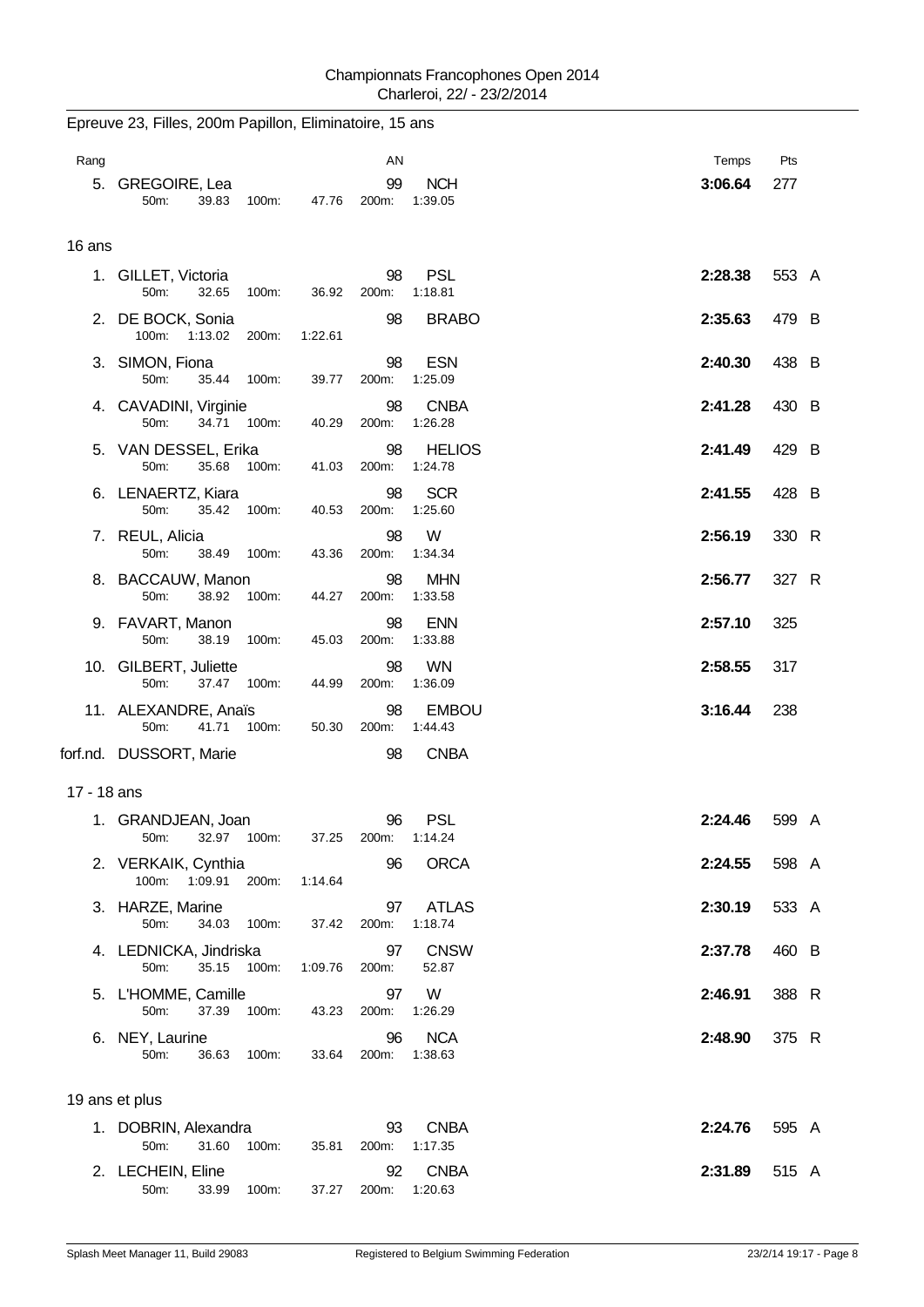Championnats Francophones Open 2014
Charleroi, 22/ - 23/2/2014

## Epreuve 23, Filles, 200m Papillon, Eliminatoire, 15 ans

| Rang | | AN | | Temps | Pts | |
|---|---|---|---|---|---|---|
| 5. | GREGOIRE, Lea | 99 | NCH | **3:06.64** | 277 | |
| | 50m: 39.83 100m: 47.76 200m: 1:39.05 | | | | | |

### 16 ans

| Rang | | AN | | Temps | Pts | |
|---|---|---|---|---|---|---|
| 1. | GILLET, Victoria | 98 | PSL | **2:28.38** | 553 | A |
| | 50m: 32.65 100m: 36.92 200m: 1:18.81 | | | | | |
| 2. | DE BOCK, Sonia | 98 | BRABO | **2:35.63** | 479 | B |
| | 100m: 1:13.02 200m: 1:22.61 | | | | | |
| 3. | SIMON, Fiona | 98 | ESN | **2:40.30** | 438 | B |
| | 50m: 35.44 100m: 39.77 200m: 1:25.09 | | | | | |
| 4. | CAVADINI, Virginie | 98 | CNBA | **2:41.28** | 430 | B |
| | 50m: 34.71 100m: 40.29 200m: 1:26.28 | | | | | |
| 5. | VAN DESSEL, Erika | 98 | HELIOS | **2:41.49** | 429 | B |
| | 50m: 35.68 100m: 41.03 200m: 1:24.78 | | | | | |
| 6. | LENAERTZ, Kiara | 98 | SCR | **2:41.55** | 428 | B |
| | 50m: 35.42 100m: 40.53 200m: 1:25.60 | | | | | |
| 7. | REUL, Alicia | 98 | W | **2:56.19** | 330 | R |
| | 50m: 38.49 100m: 43.36 200m: 1:34.34 | | | | | |
| 8. | BACCAUW, Manon | 98 | MHN | **2:56.77** | 327 | R |
| | 50m: 38.92 100m: 44.27 200m: 1:33.58 | | | | | |
| 9. | FAVART, Manon | 98 | ENN | **2:57.10** | 325 | |
| | 50m: 38.19 100m: 45.03 200m: 1:33.88 | | | | | |
| 10. | GILBERT, Juliette | 98 | WN | **2:58.55** | 317 | |
| | 50m: 37.47 100m: 44.99 200m: 1:36.09 | | | | | |
| 11. | ALEXANDRE, Anaïs | 98 | EMBOU | **3:16.44** | 238 | |
| | 50m: 41.71 100m: 50.30 200m: 1:44.43 | | | | | |
| forf.nd. | DUSSORT, Marie | 98 | CNBA | | | |

### 17 - 18 ans

| Rang | | AN | | Temps | Pts | |
|---|---|---|---|---|---|---|
| 1. | GRANDJEAN, Joan | 96 | PSL | **2:24.46** | 599 | A |
| | 50m: 32.97 100m: 37.25 200m: 1:14.24 | | | | | |
| 2. | VERKAIK, Cynthia | 96 | ORCA | **2:24.55** | 598 | A |
| | 100m: 1:09.91 200m: 1:14.64 | | | | | |
| 3. | HARZE, Marine | 97 | ATLAS | **2:30.19** | 533 | A |
| | 50m: 34.03 100m: 37.42 200m: 1:18.74 | | | | | |
| 4. | LEDNICKA, Jindriska | 97 | CNSW | **2:37.78** | 460 | B |
| | 50m: 35.15 100m: 1:09.76 200m: 52.87 | | | | | |
| 5. | L'HOMME, Camille | 97 | W | **2:46.91** | 388 | R |
| | 50m: 37.39 100m: 43.23 200m: 1:26.29 | | | | | |
| 6. | NEY, Laurine | 96 | NCA | **2:48.90** | 375 | R |
| | 50m: 36.63 100m: 33.64 200m: 1:38.63 | | | | | |

### 19 ans et plus

| Rang | | AN | | Temps | Pts | |
|---|---|---|---|---|---|---|
| 1. | DOBRIN, Alexandra | 93 | CNBA | **2:24.76** | 595 | A |
| | 50m: 31.60 100m: 35.81 200m: 1:17.35 | | | | | |
| 2. | LECHEIN, Eline | 92 | CNBA | **2:31.89** | 515 | A |
| | 50m: 33.99 100m: 37.27 200m: 1:20.63 | | | | | |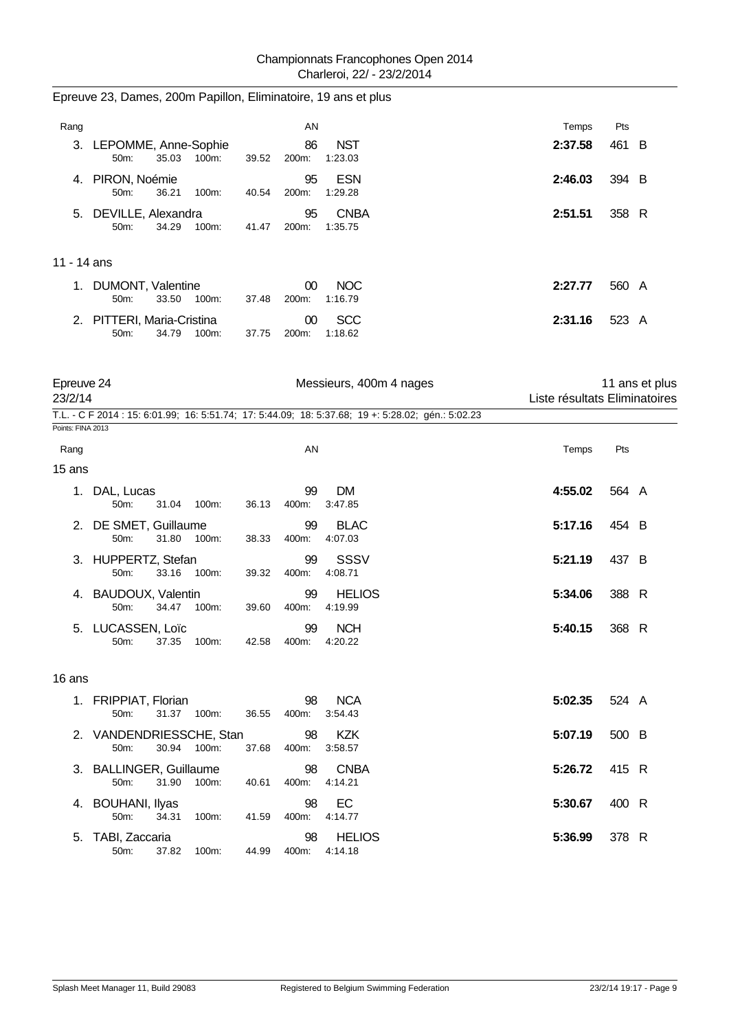Epreuve 23, Dames, 200m Papillon, Eliminatoire, 19 ans et plus

| Rang | | AN | | Temps | Pts | |
|---|---|---|---|---|---|---|
| 3. | LEPOMME, Anne-Sophie | 86 | NST | **2:37.58** | 461 | B |
| | 50m: 35.03 100m: 39.52 | 200m: | 1:23.03 | | | |
| 4. | PIRON, Noémie | 95 | ESN | **2:46.03** | 394 | B |
| | 50m: 36.21 100m: 40.54 | 200m: | 1:29.28 | | | |
| 5. | DEVILLE, Alexandra | 95 | CNBA | **2:51.51** | 358 | R |
| | 50m: 34.29 100m: 41.47 | 200m: | 1:35.75 | | | |

11 - 14 ans

| Rang | | AN | | Temps | Pts | |
|---|---|---|---|---|---|---|
| 1. | DUMONT, Valentine | 00 | NOC | **2:27.77** | 560 | A |
| | 50m: 33.50 100m: 37.48 | 200m: | 1:16.79 | | | |
| 2. | PITTERI, Maria-Cristina | 00 | SCC | **2:31.16** | 523 | A |
| | 50m: 34.79 100m: 37.75 | 200m: | 1:18.62 | | | |

## Epreuve 24 — Messieurs, 400m 4 nages — 11 ans et plus

23/2/14 — Liste résultats Eliminatoires

T.L. - C F 2014 : 15: 6:01.99; 16: 5:51.74; 17: 5:44.09; 18: 5:37.68; 19 +: 5:28.02; gén.: 5:02.23

Points: FINA 2013

15 ans

| Rang | | AN | | Temps | Pts | |
|---|---|---|---|---|---|---|
| 1. | DAL, Lucas | 99 | DM | **4:55.02** | 564 | A |
| | 50m: 31.04 100m: 36.13 | 400m: | 3:47.85 | | | |
| 2. | DE SMET, Guillaume | 99 | BLAC | **5:17.16** | 454 | B |
| | 50m: 31.80 100m: 38.33 | 400m: | 4:07.03 | | | |
| 3. | HUPPERTZ, Stefan | 99 | SSSV | **5:21.19** | 437 | B |
| | 50m: 33.16 100m: 39.32 | 400m: | 4:08.71 | | | |
| 4. | BAUDOUX, Valentin | 99 | HELIOS | **5:34.06** | 388 | R |
| | 50m: 34.47 100m: 39.60 | 400m: | 4:19.99 | | | |
| 5. | LUCASSEN, Loïc | 99 | NCH | **5:40.15** | 368 | R |
| | 50m: 37.35 100m: 42.58 | 400m: | 4:20.22 | | | |

16 ans

| Rang | | AN | | Temps | Pts | |
|---|---|---|---|---|---|---|
| 1. | FRIPPIAT, Florian | 98 | NCA | **5:02.35** | 524 | A |
| | 50m: 31.37 100m: 36.55 | 400m: | 3:54.43 | | | |
| 2. | VANDENDRIESSCHE, Stan | 98 | KZK | **5:07.19** | 500 | B |
| | 50m: 30.94 100m: 37.68 | 400m: | 3:58.57 | | | |
| 3. | BALLINGER, Guillaume | 98 | CNBA | **5:26.72** | 415 | R |
| | 50m: 31.90 100m: 40.61 | 400m: | 4:14.21 | | | |
| 4. | BOUHANI, Ilyas | 98 | EC | **5:30.67** | 400 | R |
| | 50m: 34.31 100m: 41.59 | 400m: | 4:14.77 | | | |
| 5. | TABI, Zaccaria | 98 | HELIOS | **5:36.99** | 378 | R |
| | 50m: 37.82 100m: 44.99 | 400m: | 4:14.18 | | | |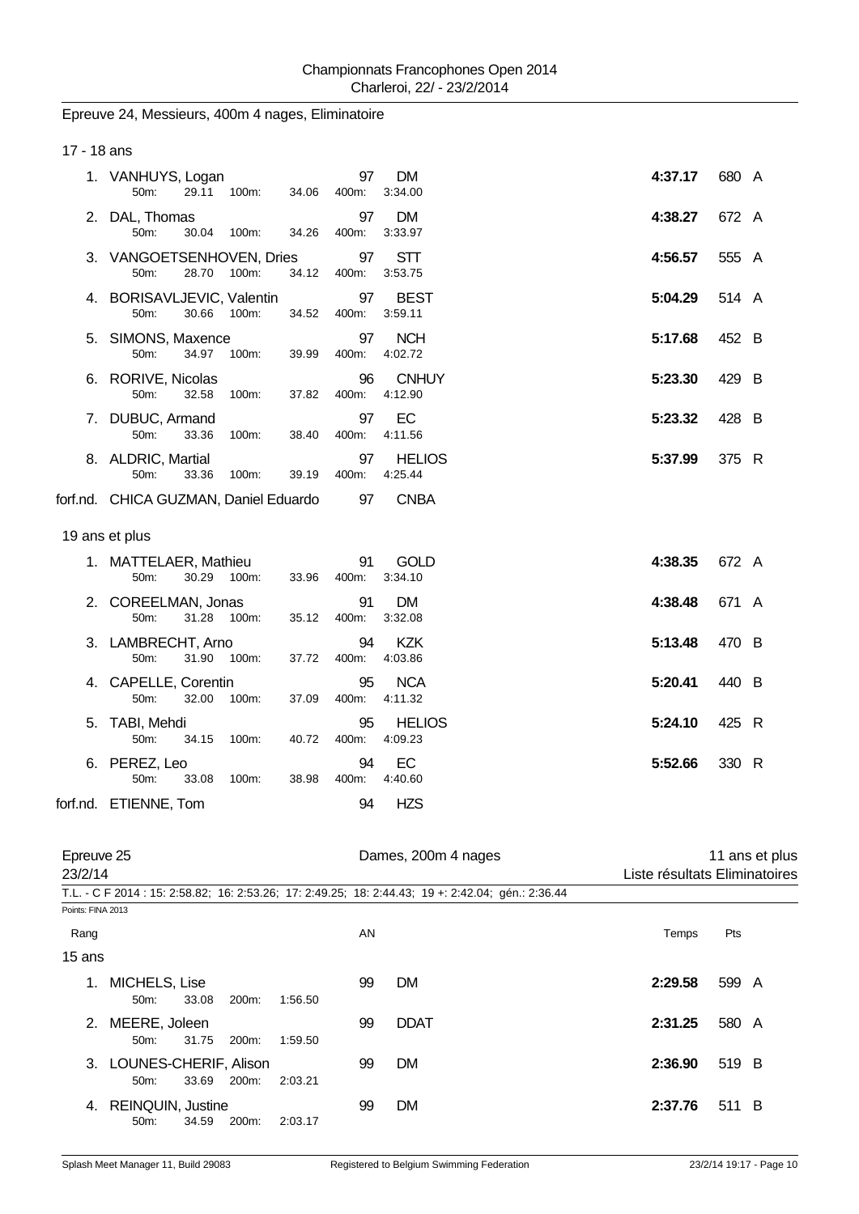Epreuve 24, Messieurs, 400m 4 nages, Eliminatoire

17 - 18 ans

| Rang | Nom | AN | Club | Temps | Pts | |
|---|---|---|---|---|---|---|
| 1. | VANHUYS, Logan | 97 | DM | 4:37.17 | 680 | A |
| | 50m: 29.11 100m: 34.06 400m: 3:34.00 | | | | | |
| 2. | DAL, Thomas | 97 | DM | 4:38.27 | 672 | A |
| | 50m: 30.04 100m: 34.26 400m: 3:33.97 | | | | | |
| 3. | VANGOETSENHOVEN, Dries | 97 | STT | 4:56.57 | 555 | A |
| | 50m: 28.70 100m: 34.12 400m: 3:53.75 | | | | | |
| 4. | BORISAVLJEVIC, Valentin | 97 | BEST | 5:04.29 | 514 | A |
| | 50m: 30.66 100m: 34.52 400m: 3:59.11 | | | | | |
| 5. | SIMONS, Maxence | 97 | NCH | 5:17.68 | 452 | B |
| | 50m: 34.97 100m: 39.99 400m: 4:02.72 | | | | | |
| 6. | RORIVE, Nicolas | 96 | CNHUY | 5:23.30 | 429 | B |
| | 50m: 32.58 100m: 37.82 400m: 4:12.90 | | | | | |
| 7. | DUBUC, Armand | 97 | EC | 5:23.32 | 428 | B |
| | 50m: 33.36 100m: 38.40 400m: 4:11.56 | | | | | |
| 8. | ALDRIC, Martial | 97 | HELIOS | 5:37.99 | 375 | R |
| | 50m: 33.36 100m: 39.19 400m: 4:25.44 | | | | | |
| forf.nd. | CHICA GUZMAN, Daniel Eduardo | 97 | CNBA | | | |

19 ans et plus

| Rang | Nom | AN | Club | Temps | Pts | |
|---|---|---|---|---|---|---|
| 1. | MATTELAER, Mathieu | 91 | GOLD | 4:38.35 | 672 | A |
| | 50m: 30.29 100m: 33.96 400m: 3:34.10 | | | | | |
| 2. | COREELMAN, Jonas | 91 | DM | 4:38.48 | 671 | A |
| | 50m: 31.28 100m: 35.12 400m: 3:32.08 | | | | | |
| 3. | LAMBRECHT, Arno | 94 | KZK | 5:13.48 | 470 | B |
| | 50m: 31.90 100m: 37.72 400m: 4:03.86 | | | | | |
| 4. | CAPELLE, Corentin | 95 | NCA | 5:20.41 | 440 | B |
| | 50m: 32.00 100m: 37.09 400m: 4:11.32 | | | | | |
| 5. | TABI, Mehdi | 95 | HELIOS | 5:24.10 | 425 | R |
| | 50m: 34.15 100m: 40.72 400m: 4:09.23 | | | | | |
| 6. | PEREZ, Leo | 94 | EC | 5:52.66 | 330 | R |
| | 50m: 33.08 100m: 38.98 400m: 4:40.60 | | | | | |
| forf.nd. | ETIENNE, Tom | 94 | HZS | | | |

Epreuve 25 — Dames, 200m 4 nages — 11 ans et plus

23/2/14 — Liste résultats Eliminatoires

T.L. - C F 2014 : 15: 2:58.82; 16: 2:53.26; 17: 2:49.25; 18: 2:44.43; 19 +: 2:42.04; gén.: 2:36.44

Points: FINA 2013

15 ans

| Rang | Nom | AN | Club | Temps | Pts | |
|---|---|---|---|---|---|---|
| 1. | MICHELS, Lise | 99 | DM | 2:29.58 | 599 | A |
| | 50m: 33.08 200m: 1:56.50 | | | | | |
| 2. | MEERE, Joleen | 99 | DDAT | 2:31.25 | 580 | A |
| | 50m: 31.75 200m: 1:59.50 | | | | | |
| 3. | LOUNES-CHERIF, Alison | 99 | DM | 2:36.90 | 519 | B |
| | 50m: 33.69 200m: 2:03.21 | | | | | |
| 4. | REINQUIN, Justine | 99 | DM | 2:37.76 | 511 | B |
| | 50m: 34.59 200m: 2:03.17 | | | | | |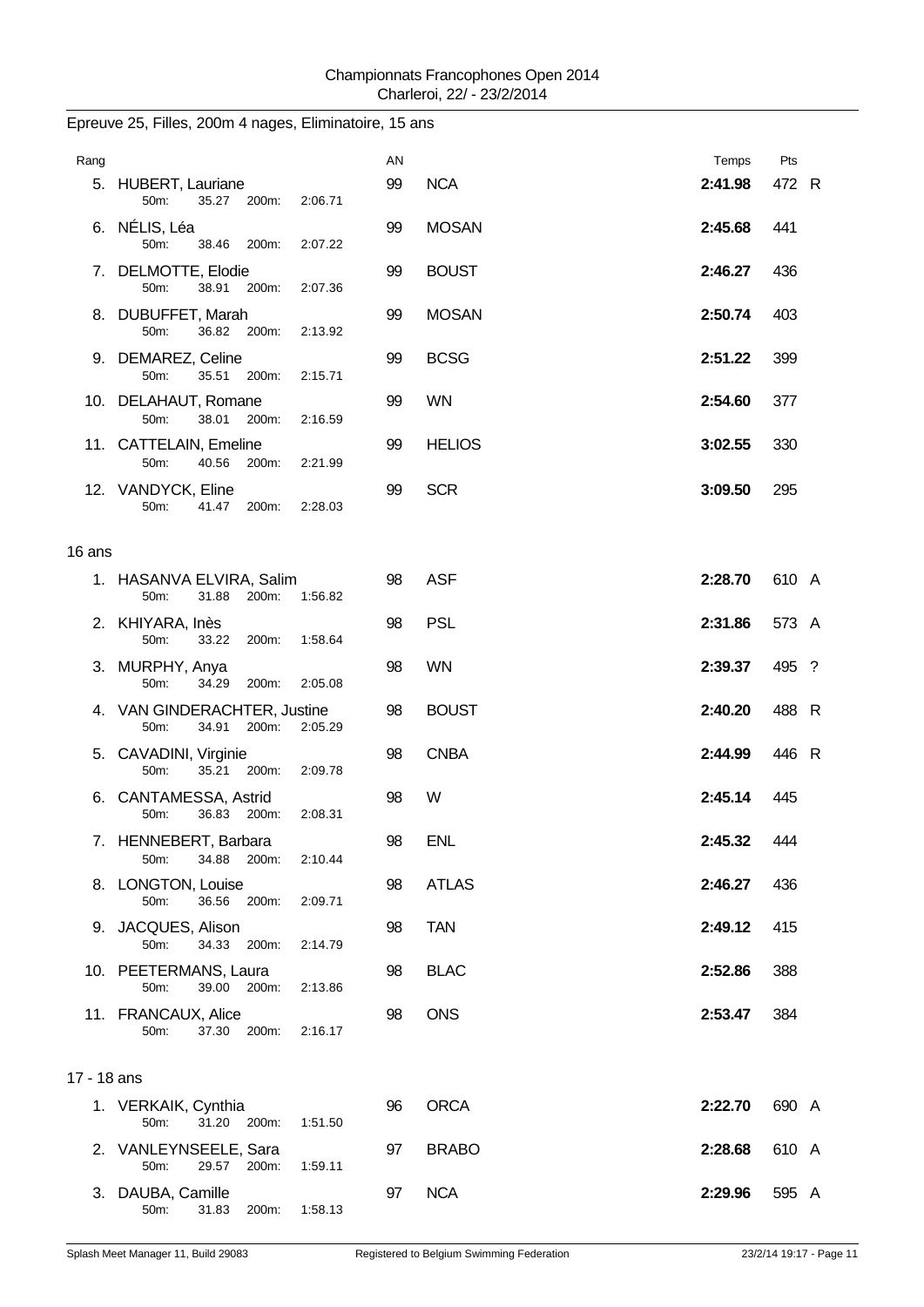Championnats Francophones Open 2014
Charleroi, 22/ - 23/2/2014

## Epreuve 25, Filles, 200m 4 nages, Eliminatoire, 15 ans

| Rang | | AN | | Temps | Pts | |
|---|---|---|---|---|---|---|
| 5. | HUBERT, Lauriane<br>50m: 35.27 200m: 2:06.71 | 99 | NCA | **2:41.98** | 472 | R |
| 6. | NÉLIS, Léa<br>50m: 38.46 200m: 2:07.22 | 99 | MOSAN | **2:45.68** | 441 | |
| 7. | DELMOTTE, Elodie<br>50m: 38.91 200m: 2:07.36 | 99 | BOUST | **2:46.27** | 436 | |
| 8. | DUBUFFET, Marah<br>50m: 36.82 200m: 2:13.92 | 99 | MOSAN | **2:50.74** | 403 | |
| 9. | DEMAREZ, Celine<br>50m: 35.51 200m: 2:15.71 | 99 | BCSG | **2:51.22** | 399 | |
| 10. | DELAHAUT, Romane<br>50m: 38.01 200m: 2:16.59 | 99 | WN | **2:54.60** | 377 | |
| 11. | CATTELAIN, Emeline<br>50m: 40.56 200m: 2:21.99 | 99 | HELIOS | **3:02.55** | 330 | |
| 12. | VANDYCK, Eline<br>50m: 41.47 200m: 2:28.03 | 99 | SCR | **3:09.50** | 295 | |

### 16 ans

| Rang | | AN | | Temps | Pts | |
|---|---|---|---|---|---|---|
| 1. | HASANVA ELVIRA, Salim<br>50m: 31.88 200m: 1:56.82 | 98 | ASF | **2:28.70** | 610 | A |
| 2. | KHIYARA, Inès<br>50m: 33.22 200m: 1:58.64 | 98 | PSL | **2:31.86** | 573 | A |
| 3. | MURPHY, Anya<br>50m: 34.29 200m: 2:05.08 | 98 | WN | **2:39.37** | 495 | ? |
| 4. | VAN GINDERACHTER, Justine<br>50m: 34.91 200m: 2:05.29 | 98 | BOUST | **2:40.20** | 488 | R |
| 5. | CAVADINI, Virginie<br>50m: 35.21 200m: 2:09.78 | 98 | CNBA | **2:44.99** | 446 | R |
| 6. | CANTAMESSA, Astrid<br>50m: 36.83 200m: 2:08.31 | 98 | W | **2:45.14** | 445 | |
| 7. | HENNEBERT, Barbara<br>50m: 34.88 200m: 2:10.44 | 98 | ENL | **2:45.32** | 444 | |
| 8. | LONGTON, Louise<br>50m: 36.56 200m: 2:09.71 | 98 | ATLAS | **2:46.27** | 436 | |
| 9. | JACQUES, Alison<br>50m: 34.33 200m: 2:14.79 | 98 | TAN | **2:49.12** | 415 | |
| 10. | PEETERMANS, Laura<br>50m: 39.00 200m: 2:13.86 | 98 | BLAC | **2:52.86** | 388 | |
| 11. | FRANCAUX, Alice<br>50m: 37.30 200m: 2:16.17 | 98 | ONS | **2:53.47** | 384 | |

### 17 - 18 ans

| Rang | | AN | | Temps | Pts | |
|---|---|---|---|---|---|---|
| 1. | VERKAIK, Cynthia<br>50m: 31.20 200m: 1:51.50 | 96 | ORCA | **2:22.70** | 690 | A |
| 2. | VANLEYNSEELE, Sara<br>50m: 29.57 200m: 1:59.11 | 97 | BRABO | **2:28.68** | 610 | A |
| 3. | DAUBA, Camille<br>50m: 31.83 200m: 1:58.13 | 97 | NCA | **2:29.96** | 595 | A |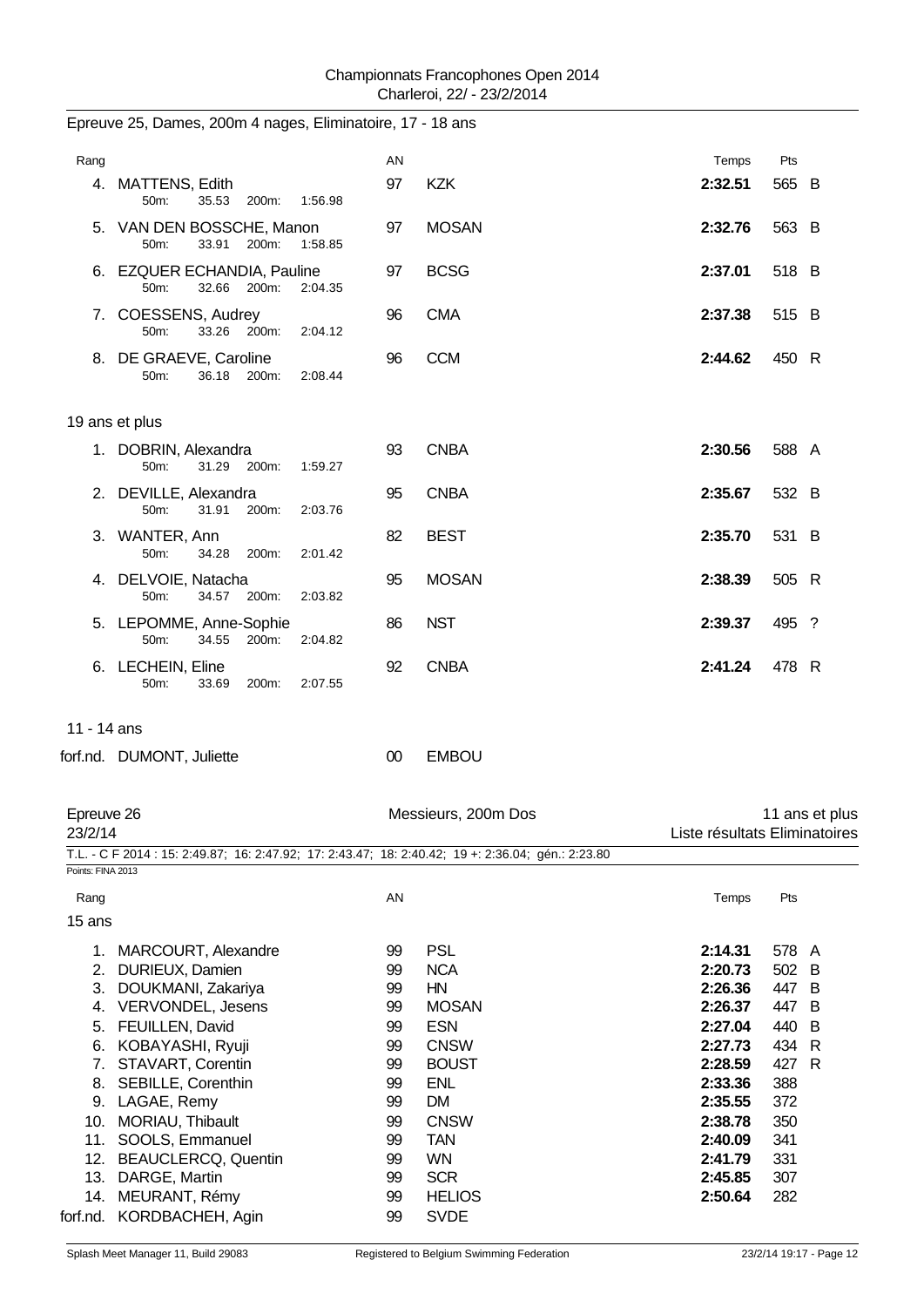Epreuve 25, Dames, 200m 4 nages, Eliminatoire, 17 - 18 ans

| Rang | | AN | | Temps | Pts | |
|---|---|---|---|---|---|---|
| 4. | MATTENS, Edith<br>50m: 35.53 200m: 1:56.98 | 97 | KZK | **2:32.51** | 565 | B |
| 5. | VAN DEN BOSSCHE, Manon<br>50m: 33.91 200m: 1:58.85 | 97 | MOSAN | **2:32.76** | 563 | B |
| 6. | EZQUER ECHANDIA, Pauline<br>50m: 32.66 200m: 2:04.35 | 97 | BCSG | **2:37.01** | 518 | B |
| 7. | COESSENS, Audrey<br>50m: 33.26 200m: 2:04.12 | 96 | CMA | **2:37.38** | 515 | B |
| 8. | DE GRAEVE, Caroline<br>50m: 36.18 200m: 2:08.44 | 96 | CCM | **2:44.62** | 450 | R |

19 ans et plus

| Rang | | AN | | Temps | Pts | |
|---|---|---|---|---|---|---|
| 1. | DOBRIN, Alexandra<br>50m: 31.29 200m: 1:59.27 | 93 | CNBA | **2:30.56** | 588 | A |
| 2. | DEVILLE, Alexandra<br>50m: 31.91 200m: 2:03.76 | 95 | CNBA | **2:35.67** | 532 | B |
| 3. | WANTER, Ann<br>50m: 34.28 200m: 2:01.42 | 82 | BEST | **2:35.70** | 531 | B |
| 4. | DELVOIE, Natacha<br>50m: 34.57 200m: 2:03.82 | 95 | MOSAN | **2:38.39** | 505 | R |
| 5. | LEPOMME, Anne-Sophie<br>50m: 34.55 200m: 2:04.82 | 86 | NST | **2:39.37** | 495 | ? |
| 6. | LECHEIN, Eline<br>50m: 33.69 200m: 2:07.55 | 92 | CNBA | **2:41.24** | 478 | R |

11 - 14 ans

| Rang | | AN | | Temps | Pts | |
|---|---|---|---|---|---|---|
| forf.nd. | DUMONT, Juliette | 00 | EMBOU | | | |

Epreuve 26 — Messieurs, 200m Dos — 11 ans et plus

23/2/14 — Liste résultats Eliminatoires

T.L. - C F 2014 : 15: 2:49.87; 16: 2:47.92; 17: 2:43.47; 18: 2:40.42; 19 +: 2:36.04; gén.: 2:23.80

Points: FINA 2013

15 ans

| Rang | | AN | | Temps | Pts | |
|---|---|---|---|---|---|---|
| 1. | MARCOURT, Alexandre | 99 | PSL | **2:14.31** | 578 | A |
| 2. | DURIEUX, Damien | 99 | NCA | **2:20.73** | 502 | B |
| 3. | DOUKMANI, Zakariya | 99 | HN | **2:26.36** | 447 | B |
| 4. | VERVONDEL, Jesens | 99 | MOSAN | **2:26.37** | 447 | B |
| 5. | FEUILLEN, David | 99 | ESN | **2:27.04** | 440 | B |
| 6. | KOBAYASHI, Ryuji | 99 | CNSW | **2:27.73** | 434 | R |
| 7. | STAVART, Corentin | 99 | BOUST | **2:28.59** | 427 | R |
| 8. | SEBILLE, Corenthin | 99 | ENL | **2:33.36** | 388 | |
| 9. | LAGAE, Remy | 99 | DM | **2:35.55** | 372 | |
| 10. | MORIAU, Thibault | 99 | CNSW | **2:38.78** | 350 | |
| 11. | SOOLS, Emmanuel | 99 | TAN | **2:40.09** | 341 | |
| 12. | BEAUCLERCQ, Quentin | 99 | WN | **2:41.79** | 331 | |
| 13. | DARGE, Martin | 99 | SCR | **2:45.85** | 307 | |
| 14. | MEURANT, Rémy | 99 | HELIOS | **2:50.64** | 282 | |
| forf.nd. | KORDBACHEH, Agin | 99 | SVDE | | | |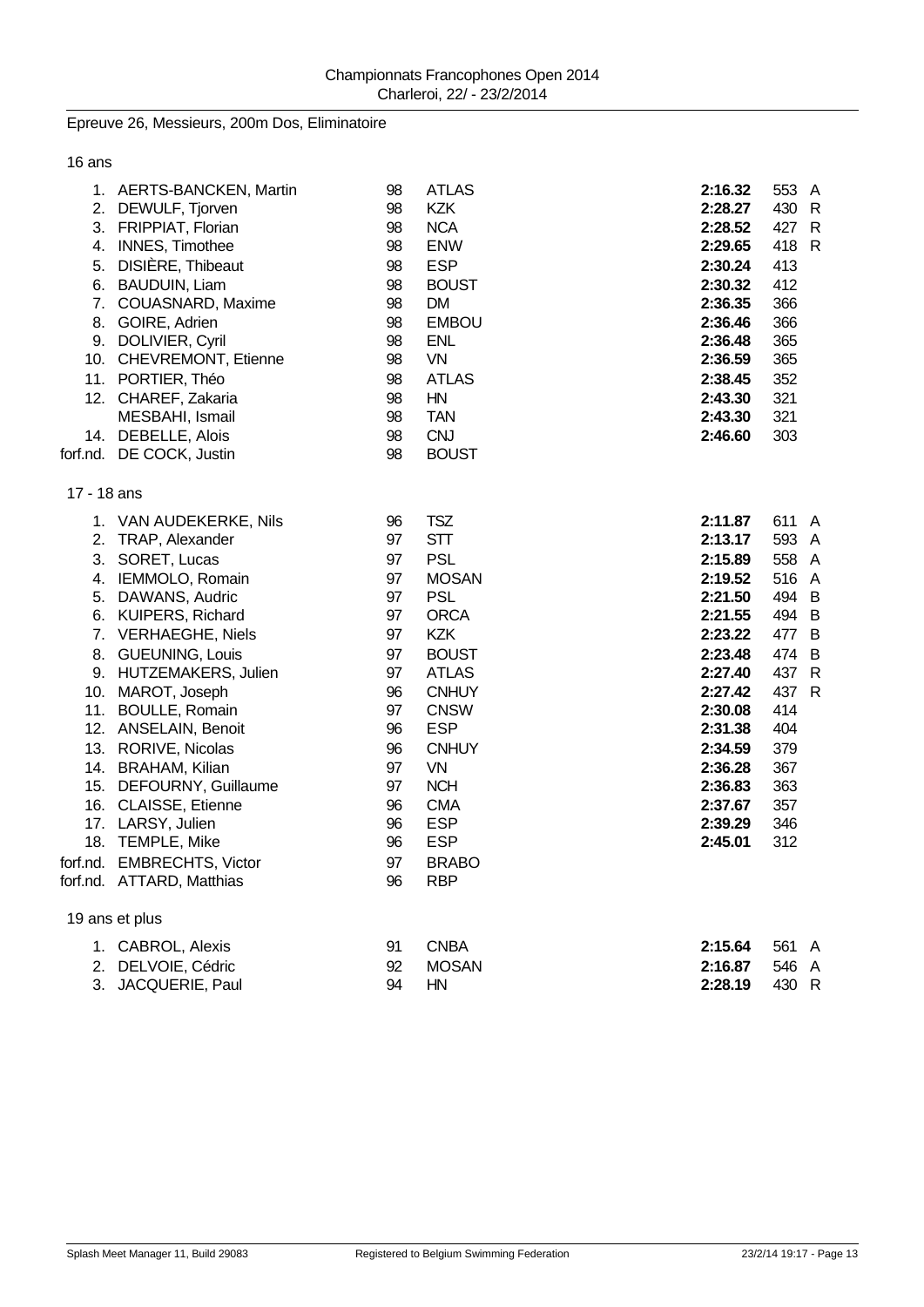Championnats Francophones Open 2014
Charleroi, 22/ - 23/2/2014

## Epreuve 26, Messieurs, 200m Dos, Eliminatoire

### 16 ans

| Pl. | Nom | Année | Club | Temps | Points | |
|---|---|---|---|---|---|---|
| 1. | AERTS-BANCKEN, Martin | 98 | ATLAS | **2:16.32** | 553 | A |
| 2. | DEWULF, Tjorven | 98 | KZK | **2:28.27** | 430 | R |
| 3. | FRIPPIAT, Florian | 98 | NCA | **2:28.52** | 427 | R |
| 4. | INNES, Timothee | 98 | ENW | **2:29.65** | 418 | R |
| 5. | DISIÈRE, Thibeaut | 98 | ESP | **2:30.24** | 413 | |
| 6. | BAUDUIN, Liam | 98 | BOUST | **2:30.32** | 412 | |
| 7. | COUASNARD, Maxime | 98 | DM | **2:36.35** | 366 | |
| 8. | GOIRE, Adrien | 98 | EMBOU | **2:36.46** | 366 | |
| 9. | DOLIVIER, Cyril | 98 | ENL | **2:36.48** | 365 | |
| 10. | CHEVREMONT, Etienne | 98 | VN | **2:36.59** | 365 | |
| 11. | PORTIER, Théo | 98 | ATLAS | **2:38.45** | 352 | |
| 12. | CHAREF, Zakaria | 98 | HN | **2:43.30** | 321 | |
| | MESBAHI, Ismail | 98 | TAN | **2:43.30** | 321 | |
| 14. | DEBELLE, Alois | 98 | CNJ | **2:46.60** | 303 | |
| forf.nd. | DE COCK, Justin | 98 | BOUST | | | |

### 17 - 18 ans

| Pl. | Nom | Année | Club | Temps | Points | |
|---|---|---|---|---|---|---|
| 1. | VAN AUDEKERKE, Nils | 96 | TSZ | **2:11.87** | 611 | A |
| 2. | TRAP, Alexander | 97 | STT | **2:13.17** | 593 | A |
| 3. | SORET, Lucas | 97 | PSL | **2:15.89** | 558 | A |
| 4. | IEMMOLO, Romain | 97 | MOSAN | **2:19.52** | 516 | A |
| 5. | DAWANS, Audric | 97 | PSL | **2:21.50** | 494 | B |
| 6. | KUIPERS, Richard | 97 | ORCA | **2:21.55** | 494 | B |
| 7. | VERHAEGHE, Niels | 97 | KZK | **2:23.22** | 477 | B |
| 8. | GUEUNING, Louis | 97 | BOUST | **2:23.48** | 474 | B |
| 9. | HUTZEMAKERS, Julien | 97 | ATLAS | **2:27.40** | 437 | R |
| 10. | MAROT, Joseph | 96 | CNHUY | **2:27.42** | 437 | R |
| 11. | BOULLE, Romain | 97 | CNSW | **2:30.08** | 414 | |
| 12. | ANSELAIN, Benoit | 96 | ESP | **2:31.38** | 404 | |
| 13. | RORIVE, Nicolas | 96 | CNHUY | **2:34.59** | 379 | |
| 14. | BRAHAM, Kilian | 97 | VN | **2:36.28** | 367 | |
| 15. | DEFOURNY, Guillaume | 97 | NCH | **2:36.83** | 363 | |
| 16. | CLAISSE, Etienne | 96 | CMA | **2:37.67** | 357 | |
| 17. | LARSY, Julien | 96 | ESP | **2:39.29** | 346 | |
| 18. | TEMPLE, Mike | 96 | ESP | **2:45.01** | 312 | |
| forf.nd. | EMBRECHTS, Victor | 97 | BRABO | | | |
| forf.nd. | ATTARD, Matthias | 96 | RBP | | | |

### 19 ans et plus

| Pl. | Nom | Année | Club | Temps | Points | |
|---|---|---|---|---|---|---|
| 1. | CABROL, Alexis | 91 | CNBA | **2:15.64** | 561 | A |
| 2. | DELVOIE, Cédric | 92 | MOSAN | **2:16.87** | 546 | A |
| 3. | JACQUERIE, Paul | 94 | HN | **2:28.19** | 430 | R |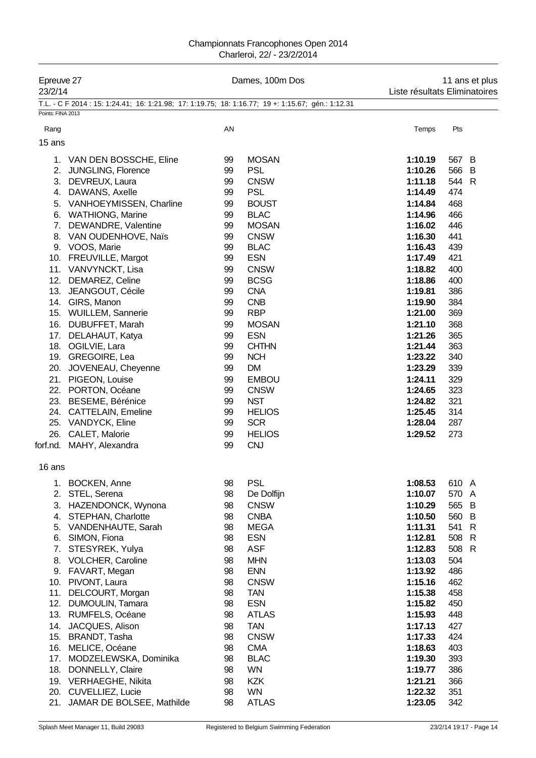Championnats Francophones Open 2014
Charleroi, 22/ - 23/2/2014

Epreuve 27 — Dames, 100m Dos — 11 ans et plus
23/2/14 — Liste résultats Eliminatoires

T.L. - C F 2014 : 15: 1:24.41; 16: 1:21.98; 17: 1:19.75; 18: 1:16.77; 19 +: 1:15.67; gén.: 1:12.31

Points: FINA 2013

### 15 ans

| Rang | | AN | | Temps | Pts | |
|---|---|---|---|---|---|---|
| 1. | VAN DEN BOSSCHE, Eline | 99 | MOSAN | **1:10.19** | 567 | B |
| 2. | JUNGLING, Florence | 99 | PSL | **1:10.26** | 566 | B |
| 3. | DEVREUX, Laura | 99 | CNSW | **1:11.18** | 544 | R |
| 4. | DAWANS, Axelle | 99 | PSL | **1:14.49** | 474 | |
| 5. | VANHOEYMISSEN, Charline | 99 | BOUST | **1:14.84** | 468 | |
| 6. | WATHIONG, Marine | 99 | BLAC | **1:14.96** | 466 | |
| 7. | DEWANDRE, Valentine | 99 | MOSAN | **1:16.02** | 446 | |
| 8. | VAN OUDENHOVE, Naïs | 99 | CNSW | **1:16.30** | 441 | |
| 9. | VOOS, Marie | 99 | BLAC | **1:16.43** | 439 | |
| 10. | FREUVILLE, Margot | 99 | ESN | **1:17.49** | 421 | |
| 11. | VANVYNCKT, Lisa | 99 | CNSW | **1:18.82** | 400 | |
| 12. | DEMAREZ, Celine | 99 | BCSG | **1:18.86** | 400 | |
| 13. | JEANGOUT, Cécile | 99 | CNA | **1:19.81** | 386 | |
| 14. | GIRS, Manon | 99 | CNB | **1:19.90** | 384 | |
| 15. | WUILLEM, Sannerie | 99 | RBP | **1:21.00** | 369 | |
| 16. | DUBUFFET, Marah | 99 | MOSAN | **1:21.10** | 368 | |
| 17. | DELAHAUT, Katya | 99 | ESN | **1:21.26** | 365 | |
| 18. | OGILVIE, Lara | 99 | CHTHN | **1:21.44** | 363 | |
| 19. | GREGOIRE, Lea | 99 | NCH | **1:23.22** | 340 | |
| 20. | JOVENEAU, Cheyenne | 99 | DM | **1:23.29** | 339 | |
| 21. | PIGEON, Louise | 99 | EMBOU | **1:24.11** | 329 | |
| 22. | PORTON, Océane | 99 | CNSW | **1:24.65** | 323 | |
| 23. | BESEME, Bérénice | 99 | NST | **1:24.82** | 321 | |
| 24. | CATTELAIN, Emeline | 99 | HELIOS | **1:25.45** | 314 | |
| 25. | VANDYCK, Eline | 99 | SCR | **1:28.04** | 287 | |
| 26. | CALET, Malorie | 99 | HELIOS | **1:29.52** | 273 | |
| forf.nd. | MAHY, Alexandra | 99 | CNJ | | | |

### 16 ans

| Rang | | AN | | Temps | Pts | |
|---|---|---|---|---|---|---|
| 1. | BOCKEN, Anne | 98 | PSL | **1:08.53** | 610 | A |
| 2. | STEL, Serena | 98 | De Dolfijn | **1:10.07** | 570 | A |
| 3. | HAZENDONCK, Wynona | 98 | CNSW | **1:10.29** | 565 | B |
| 4. | STEPHAN, Charlotte | 98 | CNBA | **1:10.50** | 560 | B |
| 5. | VANDENHAUTE, Sarah | 98 | MEGA | **1:11.31** | 541 | R |
| 6. | SIMON, Fiona | 98 | ESN | **1:12.81** | 508 | R |
| 7. | STESYREK, Yulya | 98 | ASF | **1:12.83** | 508 | R |
| 8. | VOLCHER, Caroline | 98 | MHN | **1:13.03** | 504 | |
| 9. | FAVART, Megan | 98 | ENN | **1:13.92** | 486 | |
| 10. | PIVONT, Laura | 98 | CNSW | **1:15.16** | 462 | |
| 11. | DELCOURT, Morgan | 98 | TAN | **1:15.38** | 458 | |
| 12. | DUMOULIN, Tamara | 98 | ESN | **1:15.82** | 450 | |
| 13. | RUMFELS, Océane | 98 | ATLAS | **1:15.93** | 448 | |
| 14. | JACQUES, Alison | 98 | TAN | **1:17.13** | 427 | |
| 15. | BRANDT, Tasha | 98 | CNSW | **1:17.33** | 424 | |
| 16. | MELICE, Océane | 98 | CMA | **1:18.63** | 403 | |
| 17. | MODZELEWSKA, Dominika | 98 | BLAC | **1:19.30** | 393 | |
| 18. | DONNELLY, Claire | 98 | WN | **1:19.77** | 386 | |
| 19. | VERHAEGHE, Nikita | 98 | KZK | **1:21.21** | 366 | |
| 20. | CUVELLIEZ, Lucie | 98 | WN | **1:22.32** | 351 | |
| 21. | JAMAR DE BOLSEE, Mathilde | 98 | ATLAS | **1:23.05** | 342 | |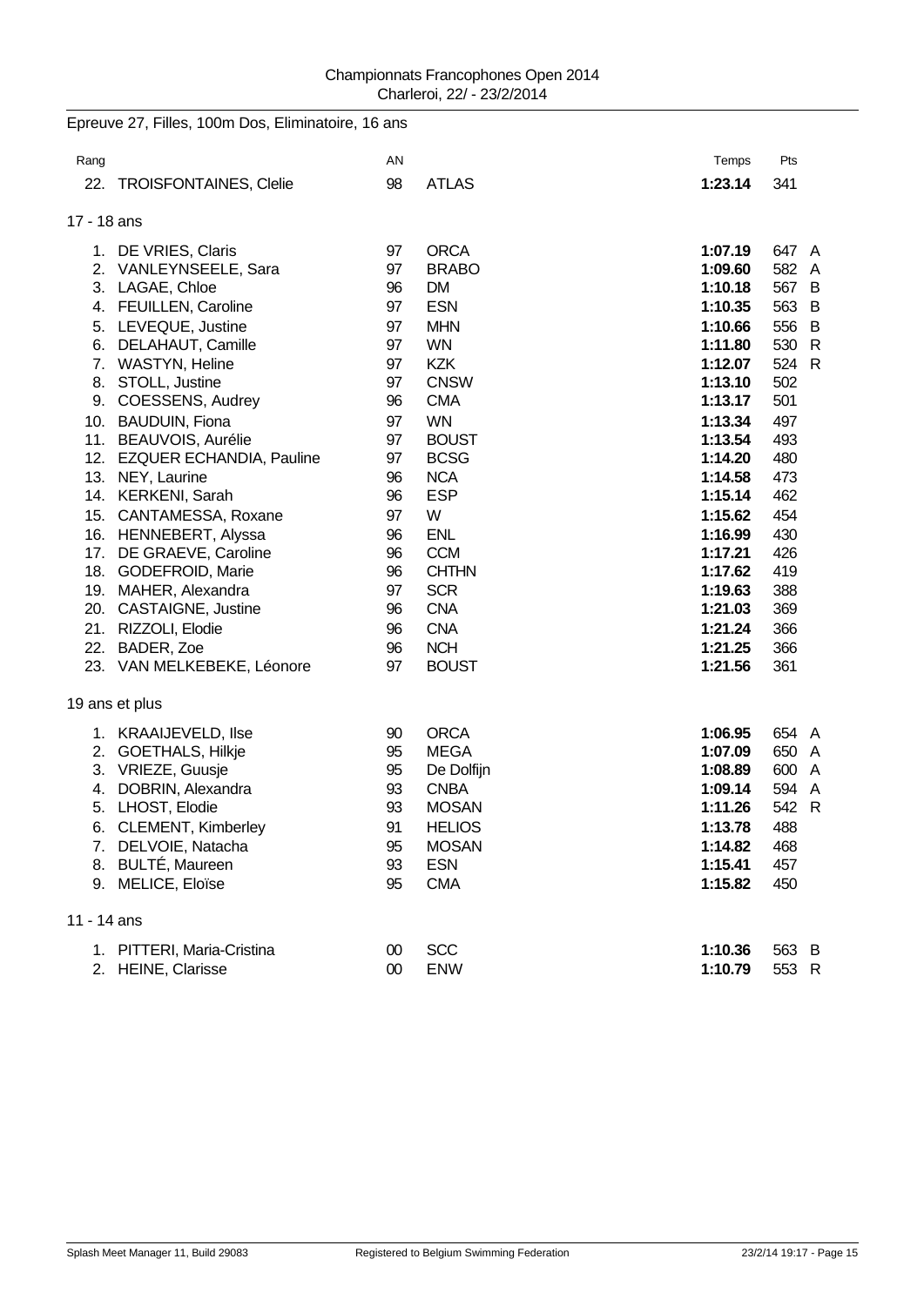Championnats Francophones Open 2014
Charleroi, 22/ - 23/2/2014

Epreuve 27, Filles, 100m Dos, Eliminatoire, 16 ans

| Rang | | AN | | Temps | Pts | |
|---|---|---|---|---|---|---|
| 22. | TROISFONTAINES, Clelie | 98 | ATLAS | **1:23.14** | 341 | |

17 - 18 ans

| Rang | | AN | | Temps | Pts | |
|---|---|---|---|---|---|---|
| 1. | DE VRIES, Claris | 97 | ORCA | **1:07.19** | 647 | A |
| 2. | VANLEYNSEELE, Sara | 97 | BRABO | **1:09.60** | 582 | A |
| 3. | LAGAE, Chloe | 96 | DM | **1:10.18** | 567 | B |
| 4. | FEUILLEN, Caroline | 97 | ESN | **1:10.35** | 563 | B |
| 5. | LEVEQUE, Justine | 97 | MHN | **1:10.66** | 556 | B |
| 6. | DELAHAUT, Camille | 97 | WN | **1:11.80** | 530 | R |
| 7. | WASTYN, Heline | 97 | KZK | **1:12.07** | 524 | R |
| 8. | STOLL, Justine | 97 | CNSW | **1:13.10** | 502 | |
| 9. | COESSENS, Audrey | 96 | CMA | **1:13.17** | 501 | |
| 10. | BAUDUIN, Fiona | 97 | WN | **1:13.34** | 497 | |
| 11. | BEAUVOIS, Aurélie | 97 | BOUST | **1:13.54** | 493 | |
| 12. | EZQUER ECHANDIA, Pauline | 97 | BCSG | **1:14.20** | 480 | |
| 13. | NEY, Laurine | 96 | NCA | **1:14.58** | 473 | |
| 14. | KERKENI, Sarah | 96 | ESP | **1:15.14** | 462 | |
| 15. | CANTAMESSA, Roxane | 97 | W | **1:15.62** | 454 | |
| 16. | HENNEBERT, Alyssa | 96 | ENL | **1:16.99** | 430 | |
| 17. | DE GRAEVE, Caroline | 96 | CCM | **1:17.21** | 426 | |
| 18. | GODEFROID, Marie | 96 | CHTHN | **1:17.62** | 419 | |
| 19. | MAHER, Alexandra | 97 | SCR | **1:19.63** | 388 | |
| 20. | CASTAIGNE, Justine | 96 | CNA | **1:21.03** | 369 | |
| 21. | RIZZOLI, Elodie | 96 | CNA | **1:21.24** | 366 | |
| 22. | BADER, Zoe | 96 | NCH | **1:21.25** | 366 | |
| 23. | VAN MELKEBEKE, Léonore | 97 | BOUST | **1:21.56** | 361 | |

19 ans et plus

| Rang | | AN | | Temps | Pts | |
|---|---|---|---|---|---|---|
| 1. | KRAAIJEVELD, Ilse | 90 | ORCA | **1:06.95** | 654 | A |
| 2. | GOETHALS, Hilkje | 95 | MEGA | **1:07.09** | 650 | A |
| 3. | VRIEZE, Guusje | 95 | De Dolfijn | **1:08.89** | 600 | A |
| 4. | DOBRIN, Alexandra | 93 | CNBA | **1:09.14** | 594 | A |
| 5. | LHOST, Elodie | 93 | MOSAN | **1:11.26** | 542 | R |
| 6. | CLEMENT, Kimberley | 91 | HELIOS | **1:13.78** | 488 | |
| 7. | DELVOIE, Natacha | 95 | MOSAN | **1:14.82** | 468 | |
| 8. | BULTÉ, Maureen | 93 | ESN | **1:15.41** | 457 | |
| 9. | MELICE, Eloïse | 95 | CMA | **1:15.82** | 450 | |

11 - 14 ans

| Rang | | AN | | Temps | Pts | |
|---|---|---|---|---|---|---|
| 1. | PITTERI, Maria-Cristina | 00 | SCC | **1:10.36** | 563 | B |
| 2. | HEINE, Clarisse | 00 | ENW | **1:10.79** | 553 | R |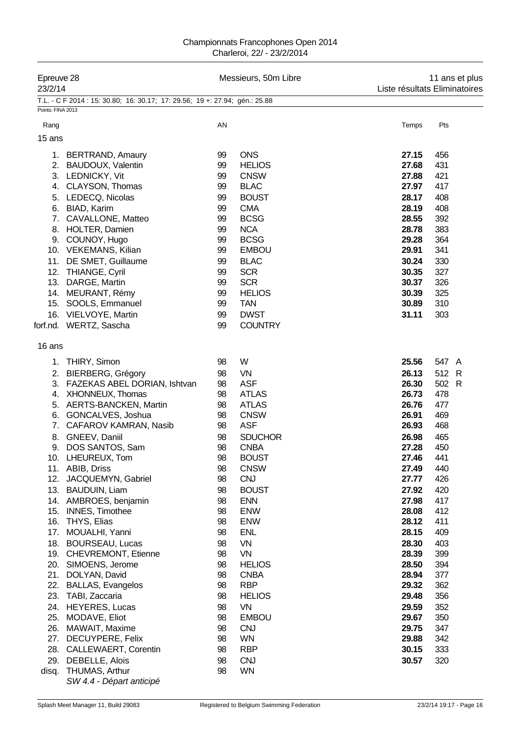Championnats Francophones Open 2014
Charleroi, 22/ - 23/2/2014

| Epreuve 28 | Messieurs, 50m Libre | 11 ans et plus |
|---|---|---|
| 23/2/14 | | Liste résultats Eliminatoires |

T.L. - C F 2014 : 15: 30.80; 16: 30.17; 17: 29.56; 19 +: 27.94; gén.: 25.88

Points: FINA 2013

| Rang | | AN | | Temps | Pts |
|---|---|---|---|---|---|
| **15 ans** | | | | | |
| 1. | BERTRAND, Amaury | 99 | ONS | **27.15** | 456 |
| 2. | BAUDOUX, Valentin | 99 | HELIOS | **27.68** | 431 |
| 3. | LEDNICKY, Vit | 99 | CNSW | **27.88** | 421 |
| 4. | CLAYSON, Thomas | 99 | BLAC | **27.97** | 417 |
| 5. | LEDECQ, Nicolas | 99 | BOUST | **28.17** | 408 |
| 6. | BIAD, Karim | 99 | CMA | **28.19** | 408 |
| 7. | CAVALLONE, Matteo | 99 | BCSG | **28.55** | 392 |
| 8. | HOLTER, Damien | 99 | NCA | **28.78** | 383 |
| 9. | COUNOY, Hugo | 99 | BCSG | **29.28** | 364 |
| 10. | VEKEMANS, Kilian | 99 | EMBOU | **29.91** | 341 |
| 11. | DE SMET, Guillaume | 99 | BLAC | **30.24** | 330 |
| 12. | THIANGE, Cyril | 99 | SCR | **30.35** | 327 |
| 13. | DARGE, Martin | 99 | SCR | **30.37** | 326 |
| 14. | MEURANT, Rémy | 99 | HELIOS | **30.39** | 325 |
| 15. | SOOLS, Emmanuel | 99 | TAN | **30.89** | 310 |
| 16. | VIELVOYE, Martin | 99 | DWST | **31.11** | 303 |
| forf.nd. | WERTZ, Sascha | 99 | COUNTRY | | |
| **16 ans** | | | | | |
| 1. | THIRY, Simon | 98 | W | **25.56** | 547 A |
| 2. | BIERBERG, Grégory | 98 | VN | **26.13** | 512 R |
| 3. | FAZEKAS ABEL DORIAN, Ishtvan | 98 | ASF | **26.30** | 502 R |
| 4. | XHONNEUX, Thomas | 98 | ATLAS | **26.73** | 478 |
| 5. | AERTS-BANCKEN, Martin | 98 | ATLAS | **26.76** | 477 |
| 6. | GONCALVES, Joshua | 98 | CNSW | **26.91** | 469 |
| 7. | CAFAROV KAMRAN, Nasib | 98 | ASF | **26.93** | 468 |
| 8. | GNEEV, Daniil | 98 | SDUCHOR | **26.98** | 465 |
| 9. | DOS SANTOS, Sam | 98 | CNBA | **27.28** | 450 |
| 10. | LHEUREUX, Tom | 98 | BOUST | **27.46** | 441 |
| 11. | ABIB, Driss | 98 | CNSW | **27.49** | 440 |
| 12. | JACQUEMYN, Gabriel | 98 | CNJ | **27.77** | 426 |
| 13. | BAUDUIN, Liam | 98 | BOUST | **27.92** | 420 |
| 14. | AMBROES, benjamin | 98 | ENN | **27.98** | 417 |
| 15. | INNES, Timothee | 98 | ENW | **28.08** | 412 |
| 16. | THYS, Elias | 98 | ENW | **28.12** | 411 |
| 17. | MOUALHI, Yanni | 98 | ENL | **28.15** | 409 |
| 18. | BOURSEAU, Lucas | 98 | VN | **28.30** | 403 |
| 19. | CHEVREMONT, Etienne | 98 | VN | **28.39** | 399 |
| 20. | SIMOENS, Jerome | 98 | HELIOS | **28.50** | 394 |
| 21. | DOLYAN, David | 98 | CNBA | **28.94** | 377 |
| 22. | BALLAS, Evangelos | 98 | RBP | **29.32** | 362 |
| 23. | TABI, Zaccaria | 98 | HELIOS | **29.48** | 356 |
| 24. | HEYERES, Lucas | 98 | VN | **29.59** | 352 |
| 25. | MODAVE, Eliot | 98 | EMBOU | **29.67** | 350 |
| 26. | MAWAIT, Maxime | 98 | CNJ | **29.75** | 347 |
| 27. | DECUYPERE, Felix | 98 | WN | **29.88** | 342 |
| 28. | CALLEWAERT, Corentin | 98 | RBP | **30.15** | 333 |
| 29. | DEBELLE, Alois | 98 | CNJ | **30.57** | 320 |
| disq. | THUMAS, Arthur<br>*SW 4.4 - Départ anticipé* | 98 | WN | | |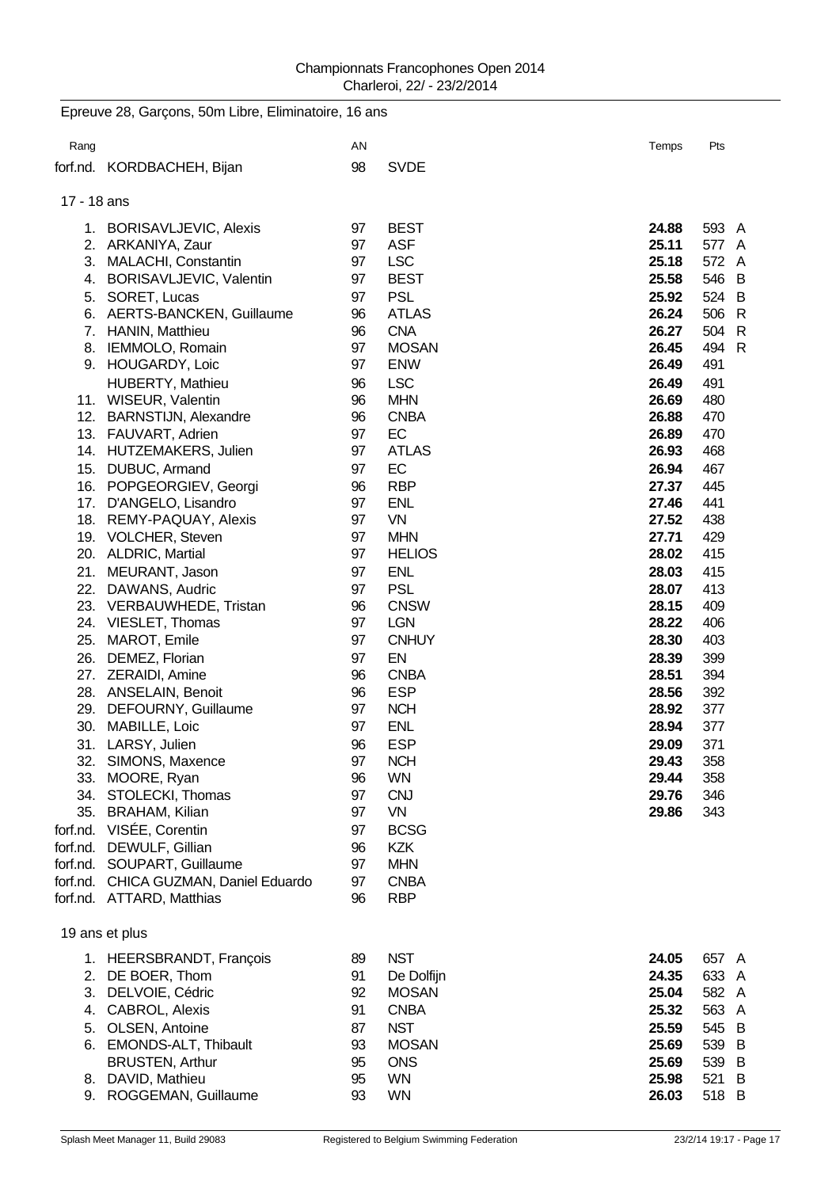Championnats Francophones Open 2014
Charleroi, 22/ - 23/2/2014

Epreuve 28, Garçons, 50m Libre, Eliminatoire, 16 ans

| Rang | | AN | | Temps | Pts | |
|---|---|---|---|---|---|---|
| forf.nd. | KORDBACHEH, Bijan | 98 | SVDE | | | |

17 - 18 ans

| Rang | | AN | | Temps | Pts | |
|---|---|---|---|---|---|---|
| 1. | BORISAVLJEVIC, Alexis | 97 | BEST | **24.88** | 593 | A |
| 2. | ARKANIYA, Zaur | 97 | ASF | **25.11** | 577 | A |
| 3. | MALACHI, Constantin | 97 | LSC | **25.18** | 572 | A |
| 4. | BORISAVLJEVIC, Valentin | 97 | BEST | **25.58** | 546 | B |
| 5. | SORET, Lucas | 97 | PSL | **25.92** | 524 | B |
| 6. | AERTS-BANCKEN, Guillaume | 96 | ATLAS | **26.24** | 506 | R |
| 7. | HANIN, Matthieu | 96 | CNA | **26.27** | 504 | R |
| 8. | IEMMOLO, Romain | 97 | MOSAN | **26.45** | 494 | R |
| 9. | HOUGARDY, Loic | 97 | ENW | **26.49** | 491 | |
| | HUBERTY, Mathieu | 96 | LSC | **26.49** | 491 | |
| 11. | WISEUR, Valentin | 96 | MHN | **26.69** | 480 | |
| 12. | BARNSTIJN, Alexandre | 96 | CNBA | **26.88** | 470 | |
| 13. | FAUVART, Adrien | 97 | EC | **26.89** | 470 | |
| 14. | HUTZEMAKERS, Julien | 97 | ATLAS | **26.93** | 468 | |
| 15. | DUBUC, Armand | 97 | EC | **26.94** | 467 | |
| 16. | POPGEORGIEV, Georgi | 96 | RBP | **27.37** | 445 | |
| 17. | D'ANGELO, Lisandro | 97 | ENL | **27.46** | 441 | |
| 18. | REMY-PAQUAY, Alexis | 97 | VN | **27.52** | 438 | |
| 19. | VOLCHER, Steven | 97 | MHN | **27.71** | 429 | |
| 20. | ALDRIC, Martial | 97 | HELIOS | **28.02** | 415 | |
| 21. | MEURANT, Jason | 97 | ENL | **28.03** | 415 | |
| 22. | DAWANS, Audric | 97 | PSL | **28.07** | 413 | |
| 23. | VERBAUWHEDE, Tristan | 96 | CNSW | **28.15** | 409 | |
| 24. | VIESLET, Thomas | 97 | LGN | **28.22** | 406 | |
| 25. | MAROT, Emile | 97 | CNHUY | **28.30** | 403 | |
| 26. | DEMEZ, Florian | 97 | EN | **28.39** | 399 | |
| 27. | ZERAIDI, Amine | 96 | CNBA | **28.51** | 394 | |
| 28. | ANSELAIN, Benoit | 96 | ESP | **28.56** | 392 | |
| 29. | DEFOURNY, Guillaume | 97 | NCH | **28.92** | 377 | |
| 30. | MABILLE, Loic | 97 | ENL | **28.94** | 377 | |
| 31. | LARSY, Julien | 96 | ESP | **29.09** | 371 | |
| 32. | SIMONS, Maxence | 97 | NCH | **29.43** | 358 | |
| 33. | MOORE, Ryan | 96 | WN | **29.44** | 358 | |
| 34. | STOLECKI, Thomas | 97 | CNJ | **29.76** | 346 | |
| 35. | BRAHAM, Kilian | 97 | VN | **29.86** | 343 | |
| forf.nd. | VISÉE, Corentin | 97 | BCSG | | | |
| forf.nd. | DEWULF, Gillian | 96 | KZK | | | |
| forf.nd. | SOUPART, Guillaume | 97 | MHN | | | |
| forf.nd. | CHICA GUZMAN, Daniel Eduardo | 97 | CNBA | | | |
| forf.nd. | ATTARD, Matthias | 96 | RBP | | | |

19 ans et plus

| Rang | | AN | | Temps | Pts | |
|---|---|---|---|---|---|---|
| 1. | HEERSBRANDT, François | 89 | NST | **24.05** | 657 | A |
| 2. | DE BOER, Thom | 91 | De Dolfijn | **24.35** | 633 | A |
| 3. | DELVOIE, Cédric | 92 | MOSAN | **25.04** | 582 | A |
| 4. | CABROL, Alexis | 91 | CNBA | **25.32** | 563 | A |
| 5. | OLSEN, Antoine | 87 | NST | **25.59** | 545 | B |
| 6. | EMONDS-ALT, Thibault | 93 | MOSAN | **25.69** | 539 | B |
| | BRUSTEN, Arthur | 95 | ONS | **25.69** | 539 | B |
| 8. | DAVID, Mathieu | 95 | WN | **25.98** | 521 | B |
| 9. | ROGGEMAN, Guillaume | 93 | WN | **26.03** | 518 | B |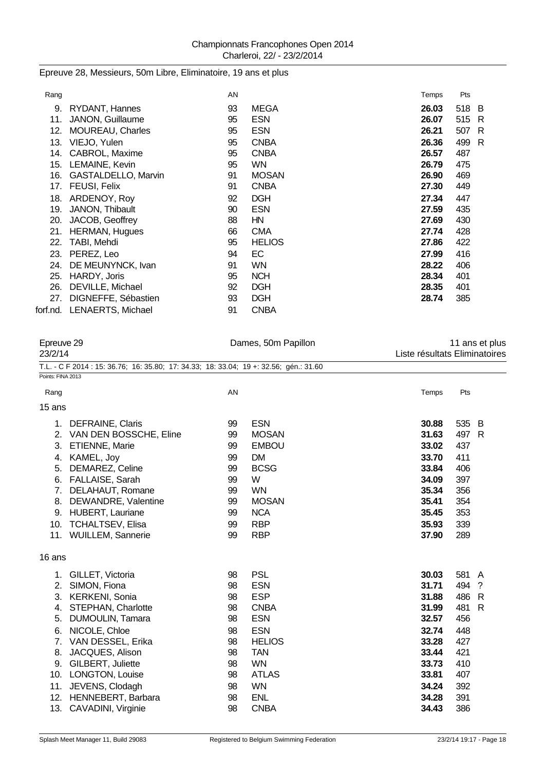Epreuve 28, Messieurs, 50m Libre, Eliminatoire, 19 ans et plus

| Rang | | AN | | Temps | Pts | |
|---|---|---|---|---|---|---|
| 9. | RYDANT, Hannes | 93 | MEGA | **26.03** | 518 | B |
| 11. | JANON, Guillaume | 95 | ESN | **26.07** | 515 | R |
| 12. | MOUREAU, Charles | 95 | ESN | **26.21** | 507 | R |
| 13. | VIEJO, Yulen | 95 | CNBA | **26.36** | 499 | R |
| 14. | CABROL, Maxime | 95 | CNBA | **26.57** | 487 | |
| 15. | LEMAINE, Kevin | 95 | WN | **26.79** | 475 | |
| 16. | GASTALDELLO, Marvin | 91 | MOSAN | **26.90** | 469 | |
| 17. | FEUSI, Felix | 91 | CNBA | **27.30** | 449 | |
| 18. | ARDENOY, Roy | 92 | DGH | **27.34** | 447 | |
| 19. | JANON, Thibault | 90 | ESN | **27.59** | 435 | |
| 20. | JACOB, Geoffrey | 88 | HN | **27.69** | 430 | |
| 21. | HERMAN, Hugues | 66 | CMA | **27.74** | 428 | |
| 22. | TABI, Mehdi | 95 | HELIOS | **27.86** | 422 | |
| 23. | PEREZ, Leo | 94 | EC | **27.99** | 416 | |
| 24. | DE MEUNYNCK, Ivan | 91 | WN | **28.22** | 406 | |
| 25. | HARDY, Joris | 95 | NCH | **28.34** | 401 | |
| 26. | DEVILLE, Michael | 92 | DGH | **28.35** | 401 | |
| 27. | DIGNEFFE, Sébastien | 93 | DGH | **28.74** | 385 | |
| forf.nd. | LENAERTS, Michael | 91 | CNBA | | | |

Epreuve 29 — Dames, 50m Papillon — 11 ans et plus

23/2/14 — Liste résultats Eliminatoires

T.L. - C F 2014 : 15: 36.76; 16: 35.80; 17: 34.33; 18: 33.04; 19 +: 32.56; gén.: 31.60

Points: FINA 2013

| Rang | | AN | | Temps | Pts | |
|---|---|---|---|---|---|---|
| **15 ans** | | | | | | |
| 1. | DEFRAINE, Claris | 99 | ESN | **30.88** | 535 | B |
| 2. | VAN DEN BOSSCHE, Eline | 99 | MOSAN | **31.63** | 497 | R |
| 3. | ETIENNE, Marie | 99 | EMBOU | **33.02** | 437 | |
| 4. | KAMEL, Joy | 99 | DM | **33.70** | 411 | |
| 5. | DEMAREZ, Celine | 99 | BCSG | **33.84** | 406 | |
| 6. | FALLAISE, Sarah | 99 | W | **34.09** | 397 | |
| 7. | DELAHAUT, Romane | 99 | WN | **35.34** | 356 | |
| 8. | DEWANDRE, Valentine | 99 | MOSAN | **35.41** | 354 | |
| 9. | HUBERT, Lauriane | 99 | NCA | **35.45** | 353 | |
| 10. | TCHALTSEV, Elisa | 99 | RBP | **35.93** | 339 | |
| 11. | WUILLEM, Sannerie | 99 | RBP | **37.90** | 289 | |
| **16 ans** | | | | | | |
| 1. | GILLET, Victoria | 98 | PSL | **30.03** | 581 | A |
| 2. | SIMON, Fiona | 98 | ESN | **31.71** | 494 | ? |
| 3. | KERKENI, Sonia | 98 | ESP | **31.88** | 486 | R |
| 4. | STEPHAN, Charlotte | 98 | CNBA | **31.99** | 481 | R |
| 5. | DUMOULIN, Tamara | 98 | ESN | **32.57** | 456 | |
| 6. | NICOLE, Chloe | 98 | ESN | **32.74** | 448 | |
| 7. | VAN DESSEL, Erika | 98 | HELIOS | **33.28** | 427 | |
| 8. | JACQUES, Alison | 98 | TAN | **33.44** | 421 | |
| 9. | GILBERT, Juliette | 98 | WN | **33.73** | 410 | |
| 10. | LONGTON, Louise | 98 | ATLAS | **33.81** | 407 | |
| 11. | JEVENS, Clodagh | 98 | WN | **34.24** | 392 | |
| 12. | HENNEBERT, Barbara | 98 | ENL | **34.28** | 391 | |
| 13. | CAVADINI, Virginie | 98 | CNBA | **34.43** | 386 | |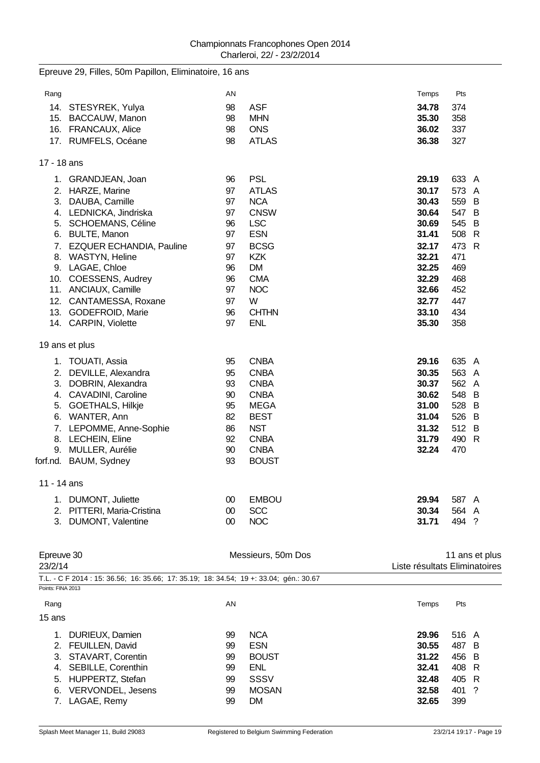Epreuve 29, Filles, 50m Papillon, Eliminatoire, 16 ans

| Rang | | AN | | Temps | Pts | |
|---|---|---|---|---|---|---|
| 14. | STESYREK, Yulya | 98 | ASF | **34.78** | 374 | |
| 15. | BACCAUW, Manon | 98 | MHN | **35.30** | 358 | |
| 16. | FRANCAUX, Alice | 98 | ONS | **36.02** | 337 | |
| 17. | RUMFELS, Océane | 98 | ATLAS | **36.38** | 327 | |

17 - 18 ans

| Rang | | AN | | Temps | Pts | |
|---|---|---|---|---|---|---|
| 1. | GRANDJEAN, Joan | 96 | PSL | **29.19** | 633 | A |
| 2. | HARZE, Marine | 97 | ATLAS | **30.17** | 573 | A |
| 3. | DAUBA, Camille | 97 | NCA | **30.43** | 559 | B |
| 4. | LEDNICKA, Jindriska | 97 | CNSW | **30.64** | 547 | B |
| 5. | SCHOEMANS, Céline | 96 | LSC | **30.69** | 545 | B |
| 6. | BULTE, Manon | 97 | ESN | **31.41** | 508 | R |
| 7. | EZQUER ECHANDIA, Pauline | 97 | BCSG | **32.17** | 473 | R |
| 8. | WASTYN, Heline | 97 | KZK | **32.21** | 471 | |
| 9. | LAGAE, Chloe | 96 | DM | **32.25** | 469 | |
| 10. | COESSENS, Audrey | 96 | CMA | **32.29** | 468 | |
| 11. | ANCIAUX, Camille | 97 | NOC | **32.66** | 452 | |
| 12. | CANTAMESSA, Roxane | 97 | W | **32.77** | 447 | |
| 13. | GODEFROID, Marie | 96 | CHTHN | **33.10** | 434 | |
| 14. | CARPIN, Violette | 97 | ENL | **35.30** | 358 | |

19 ans et plus

| Rang | | AN | | Temps | Pts | |
|---|---|---|---|---|---|---|
| 1. | TOUATI, Assia | 95 | CNBA | **29.16** | 635 | A |
| 2. | DEVILLE, Alexandra | 95 | CNBA | **30.35** | 563 | A |
| 3. | DOBRIN, Alexandra | 93 | CNBA | **30.37** | 562 | A |
| 4. | CAVADINI, Caroline | 90 | CNBA | **30.62** | 548 | B |
| 5. | GOETHALS, Hilkje | 95 | MEGA | **31.00** | 528 | B |
| 6. | WANTER, Ann | 82 | BEST | **31.04** | 526 | B |
| 7. | LEPOMME, Anne-Sophie | 86 | NST | **31.32** | 512 | B |
| 8. | LECHEIN, Eline | 92 | CNBA | **31.79** | 490 | R |
| 9. | MULLER, Aurélie | 90 | CNBA | **32.24** | 470 | |
| forf.nd. | BAUM, Sydney | 93 | BOUST | | | |

11 - 14 ans

| Rang | | AN | | Temps | Pts | |
|---|---|---|---|---|---|---|
| 1. | DUMONT, Juliette | 00 | EMBOU | **29.94** | 587 | A |
| 2. | PITTERI, Maria-Cristina | 00 | SCC | **30.34** | 564 | A |
| 3. | DUMONT, Valentine | 00 | NOC | **31.71** | 494 | ? |

## Epreuve 30 — Messieurs, 50m Dos — 11 ans et plus

23/2/14 — Liste résultats Eliminatoires

T.L. - C F 2014 : 15: 36.56; 16: 35.66; 17: 35.19; 18: 34.54; 19 +: 33.04; gén.: 30.67

Points: FINA 2013

15 ans

| Rang | | AN | | Temps | Pts | |
|---|---|---|---|---|---|---|
| 1. | DURIEUX, Damien | 99 | NCA | **29.96** | 516 | A |
| 2. | FEUILLEN, David | 99 | ESN | **30.55** | 487 | B |
| 3. | STAVART, Corentin | 99 | BOUST | **31.22** | 456 | B |
| 4. | SEBILLE, Corenthin | 99 | ENL | **32.41** | 408 | R |
| 5. | HUPPERTZ, Stefan | 99 | SSSV | **32.48** | 405 | R |
| 6. | VERVONDEL, Jesens | 99 | MOSAN | **32.58** | 401 | ? |
| 7. | LAGAE, Remy | 99 | DM | **32.65** | 399 | |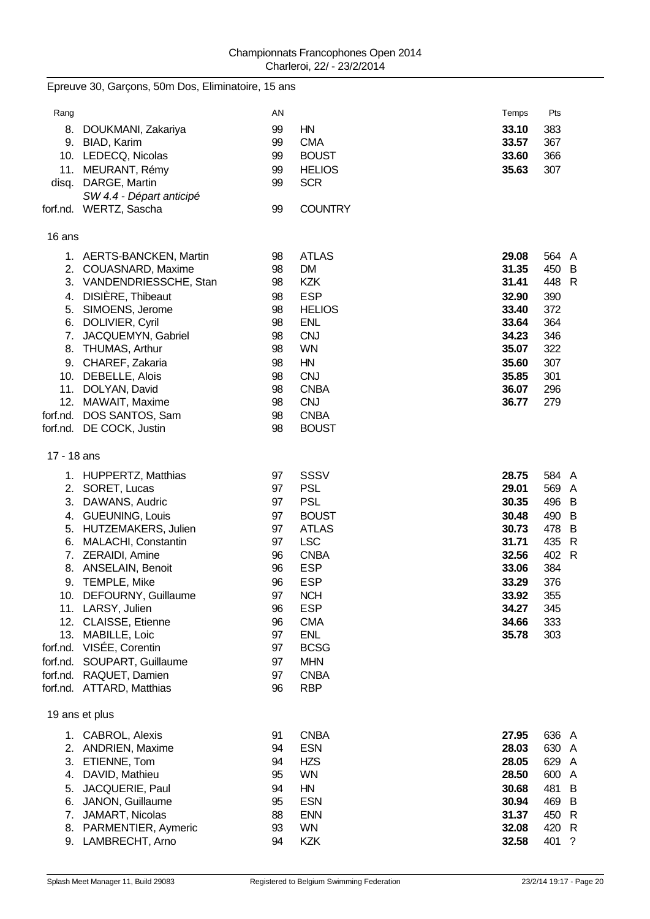Championnats Francophones Open 2014
Charleroi, 22/ - 23/2/2014

Epreuve 30, Garçons, 50m Dos, Eliminatoire, 15 ans

| Rang | | AN | | Temps | Pts | |
|---|---|---|---|---|---|---|
| 8. | DOUKMANI, Zakariya | 99 | HN | **33.10** | 383 | |
| 9. | BIAD, Karim | 99 | CMA | **33.57** | 367 | |
| 10. | LEDECQ, Nicolas | 99 | BOUST | **33.60** | 366 | |
| 11. | MEURANT, Rémy | 99 | HELIOS | **35.63** | 307 | |
| disq. | DARGE, Martin<br>*SW 4.4 - Départ anticipé* | 99 | SCR | | | |
| forf.nd. | WERTZ, Sascha | 99 | COUNTRY | | | |

16 ans

| Rang | | AN | | Temps | Pts | |
|---|---|---|---|---|---|---|
| 1. | AERTS-BANCKEN, Martin | 98 | ATLAS | **29.08** | 564 | A |
| 2. | COUASNARD, Maxime | 98 | DM | **31.35** | 450 | B |
| 3. | VANDENDRIESSCHE, Stan | 98 | KZK | **31.41** | 448 | R |
| 4. | DISIÈRE, Thibeaut | 98 | ESP | **32.90** | 390 | |
| 5. | SIMOENS, Jerome | 98 | HELIOS | **33.40** | 372 | |
| 6. | DOLIVIER, Cyril | 98 | ENL | **33.64** | 364 | |
| 7. | JACQUEMYN, Gabriel | 98 | CNJ | **34.23** | 346 | |
| 8. | THUMAS, Arthur | 98 | WN | **35.07** | 322 | |
| 9. | CHAREF, Zakaria | 98 | HN | **35.60** | 307 | |
| 10. | DEBELLE, Alois | 98 | CNJ | **35.85** | 301 | |
| 11. | DOLYAN, David | 98 | CNBA | **36.07** | 296 | |
| 12. | MAWAIT, Maxime | 98 | CNJ | **36.77** | 279 | |
| forf.nd. | DOS SANTOS, Sam | 98 | CNBA | | | |
| forf.nd. | DE COCK, Justin | 98 | BOUST | | | |

17 - 18 ans

| Rang | | AN | | Temps | Pts | |
|---|---|---|---|---|---|---|
| 1. | HUPPERTZ, Matthias | 97 | SSSV | **28.75** | 584 | A |
| 2. | SORET, Lucas | 97 | PSL | **29.01** | 569 | A |
| 3. | DAWANS, Audric | 97 | PSL | **30.35** | 496 | B |
| 4. | GUEUNING, Louis | 97 | BOUST | **30.48** | 490 | B |
| 5. | HUTZEMAKERS, Julien | 97 | ATLAS | **30.73** | 478 | B |
| 6. | MALACHI, Constantin | 97 | LSC | **31.71** | 435 | R |
| 7. | ZERAIDI, Amine | 96 | CNBA | **32.56** | 402 | R |
| 8. | ANSELAIN, Benoit | 96 | ESP | **33.06** | 384 | |
| 9. | TEMPLE, Mike | 96 | ESP | **33.29** | 376 | |
| 10. | DEFOURNY, Guillaume | 97 | NCH | **33.92** | 355 | |
| 11. | LARSY, Julien | 96 | ESP | **34.27** | 345 | |
| 12. | CLAISSE, Etienne | 96 | CMA | **34.66** | 333 | |
| 13. | MABILLE, Loic | 97 | ENL | **35.78** | 303 | |
| forf.nd. | VISÉE, Corentin | 97 | BCSG | | | |
| forf.nd. | SOUPART, Guillaume | 97 | MHN | | | |
| forf.nd. | RAQUET, Damien | 97 | CNBA | | | |
| forf.nd. | ATTARD, Matthias | 96 | RBP | | | |

19 ans et plus

| Rang | | AN | | Temps | Pts | |
|---|---|---|---|---|---|---|
| 1. | CABROL, Alexis | 91 | CNBA | **27.95** | 636 | A |
| 2. | ANDRIEN, Maxime | 94 | ESN | **28.03** | 630 | A |
| 3. | ETIENNE, Tom | 94 | HZS | **28.05** | 629 | A |
| 4. | DAVID, Mathieu | 95 | WN | **28.50** | 600 | A |
| 5. | JACQUERIE, Paul | 94 | HN | **30.68** | 481 | B |
| 6. | JANON, Guillaume | 95 | ESN | **30.94** | 469 | B |
| 7. | JAMART, Nicolas | 88 | ENN | **31.37** | 450 | R |
| 8. | PARMENTIER, Aymeric | 93 | WN | **32.08** | 420 | R |
| 9. | LAMBRECHT, Arno | 94 | KZK | **32.58** | 401 | ? |

Splash Meet Manager 11, Build 29083 — Registered to Belgium Swimming Federation — 23/2/14 19:17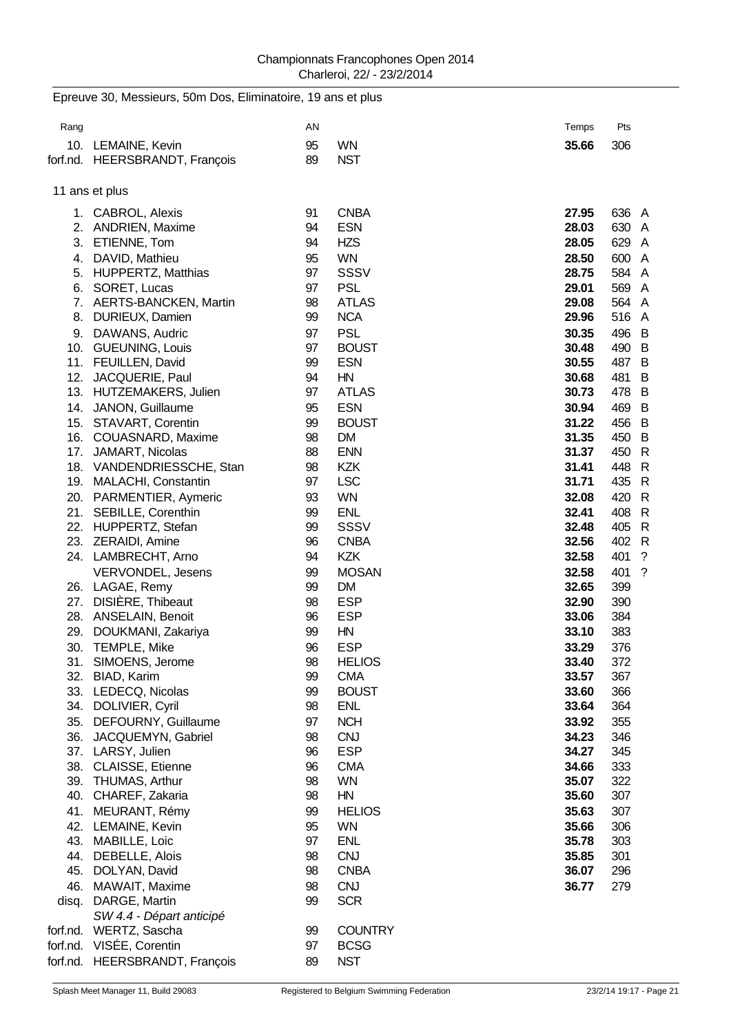Championnats Francophones Open 2014
Charleroi, 22/ - 23/2/2014

## Epreuve 30, Messieurs, 50m Dos, Eliminatoire, 19 ans et plus

| Rang | | AN | | Temps | Pts | |
|---|---|---|---|---|---|---|
| 10. | LEMAINE, Kevin | 95 | WN | **35.66** | 306 | |
| forf.nd. | HEERSBRANDT, François | 89 | NST | | | |

### 11 ans et plus

| Rang | | AN | | Temps | Pts | |
|---|---|---|---|---|---|---|
| 1. | CABROL, Alexis | 91 | CNBA | **27.95** | 636 | A |
| 2. | ANDRIEN, Maxime | 94 | ESN | **28.03** | 630 | A |
| 3. | ETIENNE, Tom | 94 | HZS | **28.05** | 629 | A |
| 4. | DAVID, Mathieu | 95 | WN | **28.50** | 600 | A |
| 5. | HUPPERTZ, Matthias | 97 | SSSV | **28.75** | 584 | A |
| 6. | SORET, Lucas | 97 | PSL | **29.01** | 569 | A |
| 7. | AERTS-BANCKEN, Martin | 98 | ATLAS | **29.08** | 564 | A |
| 8. | DURIEUX, Damien | 99 | NCA | **29.96** | 516 | A |
| 9. | DAWANS, Audric | 97 | PSL | **30.35** | 496 | B |
| 10. | GUEUNING, Louis | 97 | BOUST | **30.48** | 490 | B |
| 11. | FEUILLEN, David | 99 | ESN | **30.55** | 487 | B |
| 12. | JACQUERIE, Paul | 94 | HN | **30.68** | 481 | B |
| 13. | HUTZEMAKERS, Julien | 97 | ATLAS | **30.73** | 478 | B |
| 14. | JANON, Guillaume | 95 | ESN | **30.94** | 469 | B |
| 15. | STAVART, Corentin | 99 | BOUST | **31.22** | 456 | B |
| 16. | COUASNARD, Maxime | 98 | DM | **31.35** | 450 | B |
| 17. | JAMART, Nicolas | 88 | ENN | **31.37** | 450 | R |
| 18. | VANDENDRIESSCHE, Stan | 98 | KZK | **31.41** | 448 | R |
| 19. | MALACHI, Constantin | 97 | LSC | **31.71** | 435 | R |
| 20. | PARMENTIER, Aymeric | 93 | WN | **32.08** | 420 | R |
| 21. | SEBILLE, Corenthin | 99 | ENL | **32.41** | 408 | R |
| 22. | HUPPERTZ, Stefan | 99 | SSSV | **32.48** | 405 | R |
| 23. | ZERAIDI, Amine | 96 | CNBA | **32.56** | 402 | R |
| 24. | LAMBRECHT, Arno | 94 | KZK | **32.58** | 401 | ? |
| | VERVONDEL, Jesens | 99 | MOSAN | **32.58** | 401 | ? |
| 26. | LAGAE, Remy | 99 | DM | **32.65** | 399 | |
| 27. | DISIÈRE, Thibeaut | 98 | ESP | **32.90** | 390 | |
| 28. | ANSELAIN, Benoit | 96 | ESP | **33.06** | 384 | |
| 29. | DOUKMANI, Zakariya | 99 | HN | **33.10** | 383 | |
| 30. | TEMPLE, Mike | 96 | ESP | **33.29** | 376 | |
| 31. | SIMOENS, Jerome | 98 | HELIOS | **33.40** | 372 | |
| 32. | BIAD, Karim | 99 | CMA | **33.57** | 367 | |
| 33. | LEDECQ, Nicolas | 99 | BOUST | **33.60** | 366 | |
| 34. | DOLIVIER, Cyril | 98 | ENL | **33.64** | 364 | |
| 35. | DEFOURNY, Guillaume | 97 | NCH | **33.92** | 355 | |
| 36. | JACQUEMYN, Gabriel | 98 | CNJ | **34.23** | 346 | |
| 37. | LARSY, Julien | 96 | ESP | **34.27** | 345 | |
| 38. | CLAISSE, Etienne | 96 | CMA | **34.66** | 333 | |
| 39. | THUMAS, Arthur | 98 | WN | **35.07** | 322 | |
| 40. | CHAREF, Zakaria | 98 | HN | **35.60** | 307 | |
| 41. | MEURANT, Rémy | 99 | HELIOS | **35.63** | 307 | |
| 42. | LEMAINE, Kevin | 95 | WN | **35.66** | 306 | |
| 43. | MABILLE, Loic | 97 | ENL | **35.78** | 303 | |
| 44. | DEBELLE, Alois | 98 | CNJ | **35.85** | 301 | |
| 45. | DOLYAN, David | 98 | CNBA | **36.07** | 296 | |
| 46. | MAWAIT, Maxime | 98 | CNJ | **36.77** | 279 | |
| disq. | DARGE, Martin *SW 4.4 - Départ anticipé* | 99 | SCR | | | |
| forf.nd. | WERTZ, Sascha | 99 | COUNTRY | | | |
| forf.nd. | VISÉE, Corentin | 97 | BCSG | | | |
| forf.nd. | HEERSBRANDT, François | 89 | NST | | | |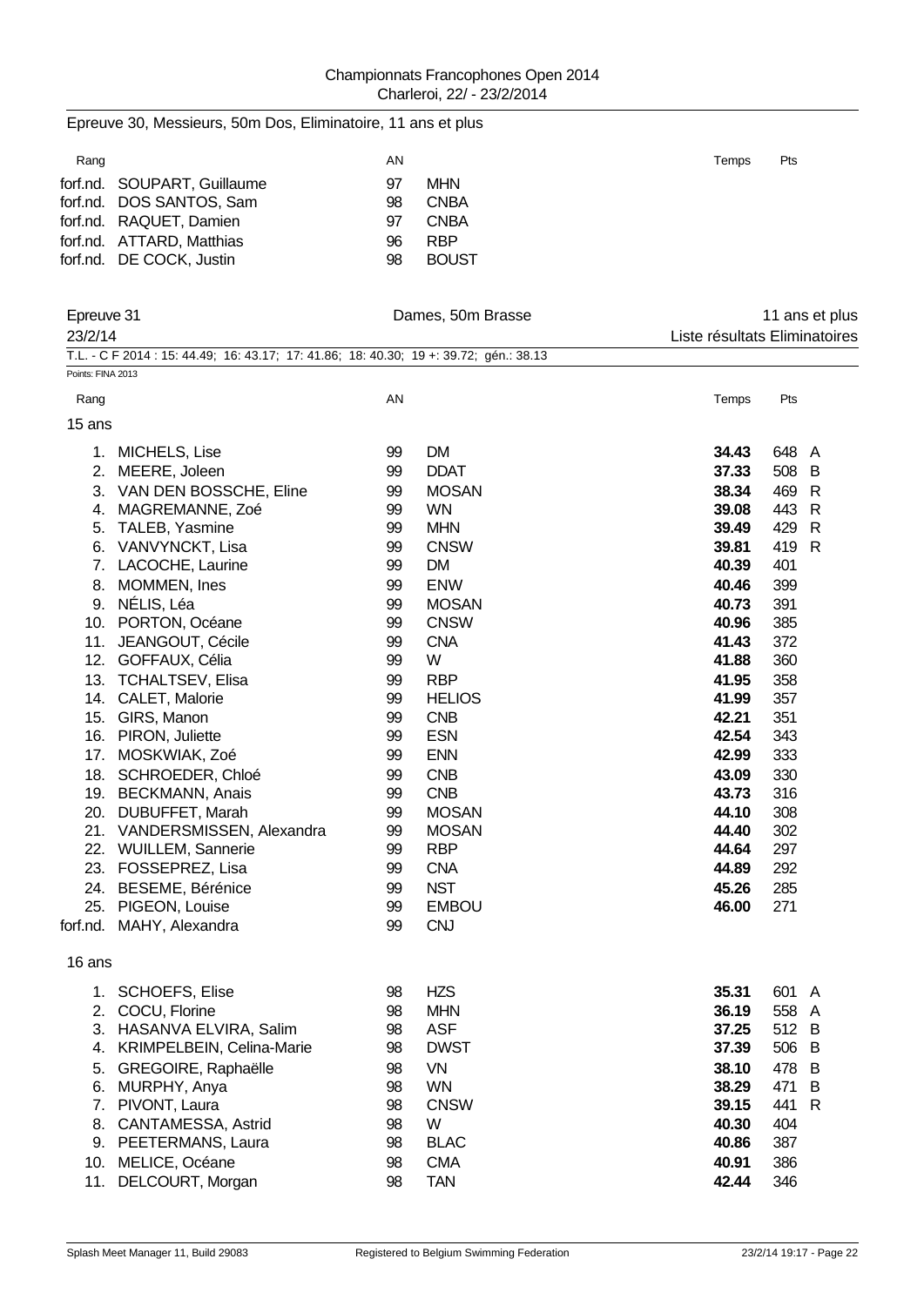Epreuve 30, Messieurs, 50m Dos, Eliminatoire, 11 ans et plus

| Rang | | AN | | Temps | Pts |
|---|---|---|---|---|---|
| forf.nd. | SOUPART, Guillaume | 97 | MHN | | |
| forf.nd. | DOS SANTOS, Sam | 98 | CNBA | | |
| forf.nd. | RAQUET, Damien | 97 | CNBA | | |
| forf.nd. | ATTARD, Matthias | 96 | RBP | | |
| forf.nd. | DE COCK, Justin | 98 | BOUST | | |

## Epreuve 31 — Dames, 50m Brasse — 11 ans et plus

23/2/14 — Liste résultats Eliminatoires

T.L. - C F 2014 : 15: 44.49; 16: 43.17; 17: 41.86; 18: 40.30; 19 +: 39.72; gén.: 38.13

Points: FINA 2013

### 15 ans

| Rang | | AN | | Temps | Pts | |
|---|---|---|---|---|---|---|
| 1. | MICHELS, Lise | 99 | DM | **34.43** | 648 | A |
| 2. | MEERE, Joleen | 99 | DDAT | **37.33** | 508 | B |
| 3. | VAN DEN BOSSCHE, Eline | 99 | MOSAN | **38.34** | 469 | R |
| 4. | MAGREMANNE, Zoé | 99 | WN | **39.08** | 443 | R |
| 5. | TALEB, Yasmine | 99 | MHN | **39.49** | 429 | R |
| 6. | VANVYNCKT, Lisa | 99 | CNSW | **39.81** | 419 | R |
| 7. | LACOCHE, Laurine | 99 | DM | **40.39** | 401 | |
| 8. | MOMMEN, Ines | 99 | ENW | **40.46** | 399 | |
| 9. | NÉLIS, Léa | 99 | MOSAN | **40.73** | 391 | |
| 10. | PORTON, Océane | 99 | CNSW | **40.96** | 385 | |
| 11. | JEANGOUT, Cécile | 99 | CNA | **41.43** | 372 | |
| 12. | GOFFAUX, Célia | 99 | W | **41.88** | 360 | |
| 13. | TCHALTSEV, Elisa | 99 | RBP | **41.95** | 358 | |
| 14. | CALET, Malorie | 99 | HELIOS | **41.99** | 357 | |
| 15. | GIRS, Manon | 99 | CNB | **42.21** | 351 | |
| 16. | PIRON, Juliette | 99 | ESN | **42.54** | 343 | |
| 17. | MOSKWIAK, Zoé | 99 | ENN | **42.99** | 333 | |
| 18. | SCHROEDER, Chloé | 99 | CNB | **43.09** | 330 | |
| 19. | BECKMANN, Anais | 99 | CNB | **43.73** | 316 | |
| 20. | DUBUFFET, Marah | 99 | MOSAN | **44.10** | 308 | |
| 21. | VANDERSMISSEN, Alexandra | 99 | MOSAN | **44.40** | 302 | |
| 22. | WUILLEM, Sannerie | 99 | RBP | **44.64** | 297 | |
| 23. | FOSSEPREZ, Lisa | 99 | CNA | **44.89** | 292 | |
| 24. | BESEME, Bérénice | 99 | NST | **45.26** | 285 | |
| 25. | PIGEON, Louise | 99 | EMBOU | **46.00** | 271 | |
| forf.nd. | MAHY, Alexandra | 99 | CNJ | | | |

### 16 ans

| Rang | | AN | | Temps | Pts | |
|---|---|---|---|---|---|---|
| 1. | SCHOEFS, Elise | 98 | HZS | **35.31** | 601 | A |
| 2. | COCU, Florine | 98 | MHN | **36.19** | 558 | A |
| 3. | HASANVA ELVIRA, Salim | 98 | ASF | **37.25** | 512 | B |
| 4. | KRIMPELBEIN, Celina-Marie | 98 | DWST | **37.39** | 506 | B |
| 5. | GREGOIRE, Raphaëlle | 98 | VN | **38.10** | 478 | B |
| 6. | MURPHY, Anya | 98 | WN | **38.29** | 471 | B |
| 7. | PIVONT, Laura | 98 | CNSW | **39.15** | 441 | R |
| 8. | CANTAMESSA, Astrid | 98 | W | **40.30** | 404 | |
| 9. | PEETERMANS, Laura | 98 | BLAC | **40.86** | 387 | |
| 10. | MELICE, Océane | 98 | CMA | **40.91** | 386 | |
| 11. | DELCOURT, Morgan | 98 | TAN | **42.44** | 346 | |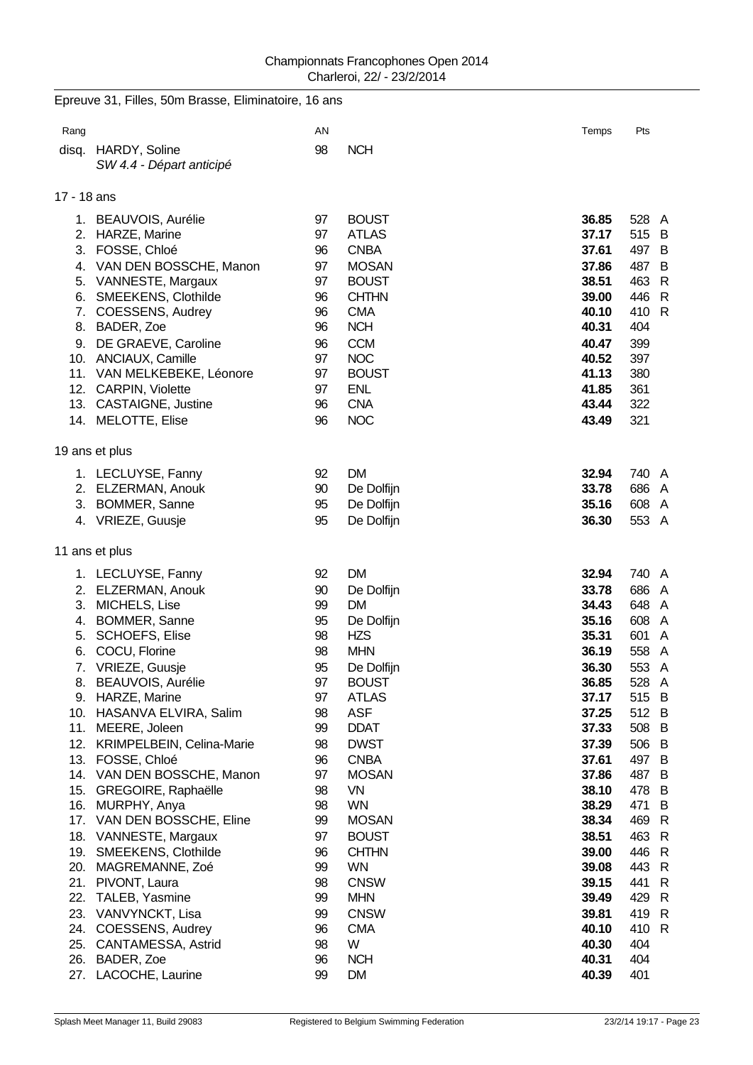Championnats Francophones Open 2014
Charleroi, 22/ - 23/2/2014

Epreuve 31, Filles, 50m Brasse, Eliminatoire, 16 ans

| Rang | | AN | | Temps | Pts | |
|---|---|---|---|---|---|---|
| disq. | HARDY, Soline *SW 4.4 - Départ anticipé* | 98 | NCH | | | |

17 - 18 ans

| Rang | | AN | | Temps | Pts | |
|---|---|---|---|---|---|---|
| 1. | BEAUVOIS, Aurélie | 97 | BOUST | **36.85** | 528 | A |
| 2. | HARZE, Marine | 97 | ATLAS | **37.17** | 515 | B |
| 3. | FOSSE, Chloé | 96 | CNBA | **37.61** | 497 | B |
| 4. | VAN DEN BOSSCHE, Manon | 97 | MOSAN | **37.86** | 487 | B |
| 5. | VANNESTE, Margaux | 97 | BOUST | **38.51** | 463 | R |
| 6. | SMEEKENS, Clothilde | 96 | CHTHN | **39.00** | 446 | R |
| 7. | COESSENS, Audrey | 96 | CMA | **40.10** | 410 | R |
| 8. | BADER, Zoe | 96 | NCH | **40.31** | 404 | |
| 9. | DE GRAEVE, Caroline | 96 | CCM | **40.47** | 399 | |
| 10. | ANCIAUX, Camille | 97 | NOC | **40.52** | 397 | |
| 11. | VAN MELKEBEKE, Léonore | 97 | BOUST | **41.13** | 380 | |
| 12. | CARPIN, Violette | 97 | ENL | **41.85** | 361 | |
| 13. | CASTAIGNE, Justine | 96 | CNA | **43.44** | 322 | |
| 14. | MELOTTE, Elise | 96 | NOC | **43.49** | 321 | |

19 ans et plus

| Rang | | AN | | Temps | Pts | |
|---|---|---|---|---|---|---|
| 1. | LECLUYSE, Fanny | 92 | DM | **32.94** | 740 | A |
| 2. | ELZERMAN, Anouk | 90 | De Dolfijn | **33.78** | 686 | A |
| 3. | BOMMER, Sanne | 95 | De Dolfijn | **35.16** | 608 | A |
| 4. | VRIEZE, Guusje | 95 | De Dolfijn | **36.30** | 553 | A |

11 ans et plus

| Rang | | AN | | Temps | Pts | |
|---|---|---|---|---|---|---|
| 1. | LECLUYSE, Fanny | 92 | DM | **32.94** | 740 | A |
| 2. | ELZERMAN, Anouk | 90 | De Dolfijn | **33.78** | 686 | A |
| 3. | MICHELS, Lise | 99 | DM | **34.43** | 648 | A |
| 4. | BOMMER, Sanne | 95 | De Dolfijn | **35.16** | 608 | A |
| 5. | SCHOEFS, Elise | 98 | HZS | **35.31** | 601 | A |
| 6. | COCU, Florine | 98 | MHN | **36.19** | 558 | A |
| 7. | VRIEZE, Guusje | 95 | De Dolfijn | **36.30** | 553 | A |
| 8. | BEAUVOIS, Aurélie | 97 | BOUST | **36.85** | 528 | A |
| 9. | HARZE, Marine | 97 | ATLAS | **37.17** | 515 | B |
| 10. | HASANVA ELVIRA, Salim | 98 | ASF | **37.25** | 512 | B |
| 11. | MEERE, Joleen | 99 | DDAT | **37.33** | 508 | B |
| 12. | KRIMPELBEIN, Celina-Marie | 98 | DWST | **37.39** | 506 | B |
| 13. | FOSSE, Chloé | 96 | CNBA | **37.61** | 497 | B |
| 14. | VAN DEN BOSSCHE, Manon | 97 | MOSAN | **37.86** | 487 | B |
| 15. | GREGOIRE, Raphaëlle | 98 | VN | **38.10** | 478 | B |
| 16. | MURPHY, Anya | 98 | WN | **38.29** | 471 | B |
| 17. | VAN DEN BOSSCHE, Eline | 99 | MOSAN | **38.34** | 469 | R |
| 18. | VANNESTE, Margaux | 97 | BOUST | **38.51** | 463 | R |
| 19. | SMEEKENS, Clothilde | 96 | CHTHN | **39.00** | 446 | R |
| 20. | MAGREMANNE, Zoé | 99 | WN | **39.08** | 443 | R |
| 21. | PIVONT, Laura | 98 | CNSW | **39.15** | 441 | R |
| 22. | TALEB, Yasmine | 99 | MHN | **39.49** | 429 | R |
| 23. | VANVYNCKT, Lisa | 99 | CNSW | **39.81** | 419 | R |
| 24. | COESSENS, Audrey | 96 | CMA | **40.10** | 410 | R |
| 25. | CANTAMESSA, Astrid | 98 | W | **40.30** | 404 | |
| 26. | BADER, Zoe | 96 | NCH | **40.31** | 404 | |
| 27. | LACOCHE, Laurine | 99 | DM | **40.39** | 401 | |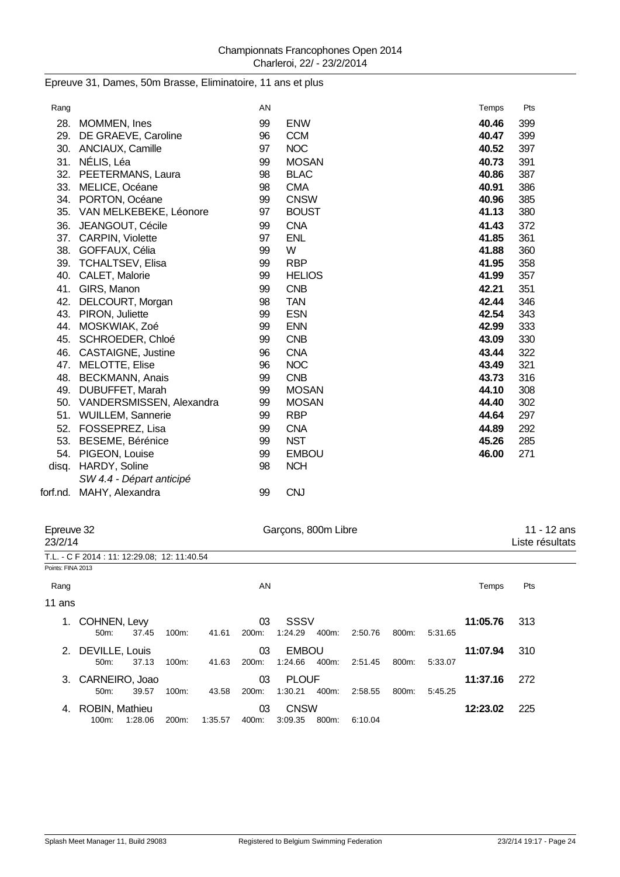Epreuve 31, Dames, 50m Brasse, Eliminatoire, 11 ans et plus

| Rang | | AN | | Temps | Pts |
|---|---|---|---|---|---|
| 28. | MOMMEN, Ines | 99 | ENW | **40.46** | 399 |
| 29. | DE GRAEVE, Caroline | 96 | CCM | **40.47** | 399 |
| 30. | ANCIAUX, Camille | 97 | NOC | **40.52** | 397 |
| 31. | NÉLIS, Léa | 99 | MOSAN | **40.73** | 391 |
| 32. | PEETERMANS, Laura | 98 | BLAC | **40.86** | 387 |
| 33. | MELICE, Océane | 98 | CMA | **40.91** | 386 |
| 34. | PORTON, Océane | 99 | CNSW | **40.96** | 385 |
| 35. | VAN MELKEBEKE, Léonore | 97 | BOUST | **41.13** | 380 |
| 36. | JEANGOUT, Cécile | 99 | CNA | **41.43** | 372 |
| 37. | CARPIN, Violette | 97 | ENL | **41.85** | 361 |
| 38. | GOFFAUX, Célia | 99 | W | **41.88** | 360 |
| 39. | TCHALTSEV, Elisa | 99 | RBP | **41.95** | 358 |
| 40. | CALET, Malorie | 99 | HELIOS | **41.99** | 357 |
| 41. | GIRS, Manon | 99 | CNB | **42.21** | 351 |
| 42. | DELCOURT, Morgan | 98 | TAN | **42.44** | 346 |
| 43. | PIRON, Juliette | 99 | ESN | **42.54** | 343 |
| 44. | MOSKWIAK, Zoé | 99 | ENN | **42.99** | 333 |
| 45. | SCHROEDER, Chloé | 99 | CNB | **43.09** | 330 |
| 46. | CASTAIGNE, Justine | 96 | CNA | **43.44** | 322 |
| 47. | MELOTTE, Elise | 96 | NOC | **43.49** | 321 |
| 48. | BECKMANN, Anais | 99 | CNB | **43.73** | 316 |
| 49. | DUBUFFET, Marah | 99 | MOSAN | **44.10** | 308 |
| 50. | VANDERSMISSEN, Alexandra | 99 | MOSAN | **44.40** | 302 |
| 51. | WUILLEM, Sannerie | 99 | RBP | **44.64** | 297 |
| 52. | FOSSEPREZ, Lisa | 99 | CNA | **44.89** | 292 |
| 53. | BESEME, Bérénice | 99 | NST | **45.26** | 285 |
| 54. | PIGEON, Louise | 99 | EMBOU | **46.00** | 271 |
| disq. | HARDY, Soline *SW 4.4 - Départ anticipé* | 98 | NCH | | |
| forf.nd. | MAHY, Alexandra | 99 | CNJ | | |

Epreuve 32 — Garçons, 800m Libre — 11 - 12 ans
23/2/14 — Liste résultats

T.L. - C F 2014 : 11: 12:29.08; 12: 11:40.54

Points: FINA 2013

11 ans

| Rang | | AN | | Temps | Pts |
|---|---|---|---|---|---|
| 1. | COHNEN, Levy | 03 | SSSV | **11:05.76** | 313 |
| | 50m: 37.45 100m: 41.61 200m: 1:24.29 400m: 2:50.76 800m: 5:31.65 | | | | |
| 2. | DEVILLE, Louis | 03 | EMBOU | **11:07.94** | 310 |
| | 50m: 37.13 100m: 41.63 200m: 1:24.66 400m: 2:51.45 800m: 5:33.07 | | | | |
| 3. | CARNEIRO, Joao | 03 | PLOUF | **11:37.16** | 272 |
| | 50m: 39.57 100m: 43.58 200m: 1:30.21 400m: 2:58.55 800m: 5:45.25 | | | | |
| 4. | ROBIN, Mathieu | 03 | CNSW | **12:23.02** | 225 |
| | 100m: 1:28.06 200m: 1:35.57 400m: 3:09.35 800m: 6:10.04 | | | | |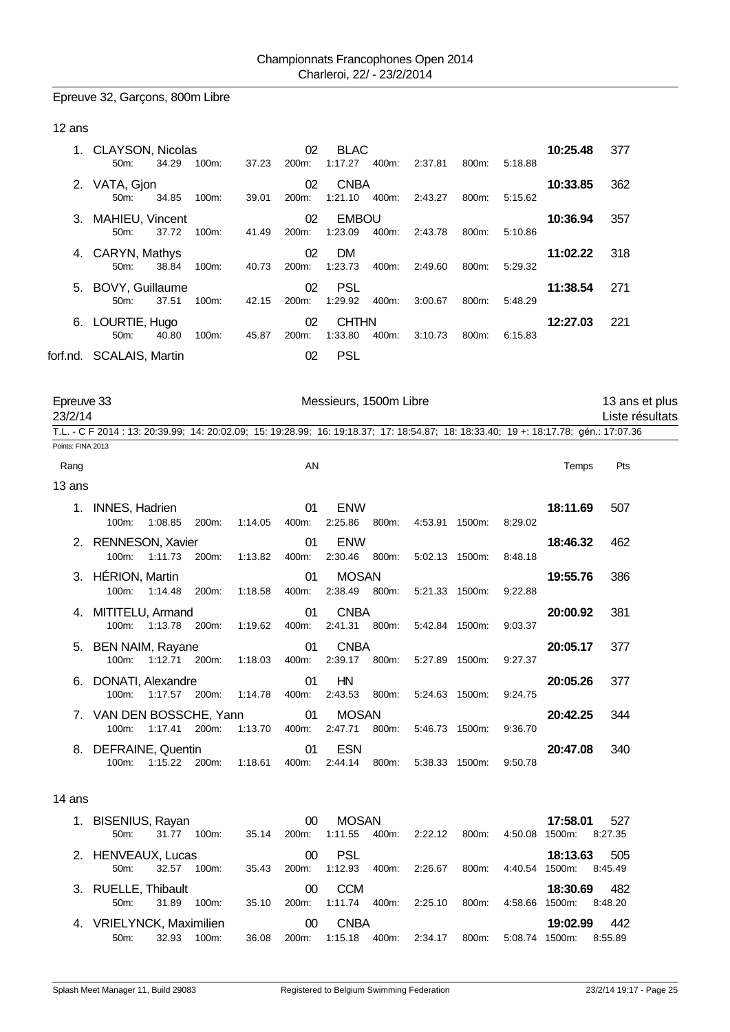Championnats Francophones Open 2014
Charleroi, 22/ - 23/2/2014

## Epreuve 32, Garçons, 800m Libre

### 12 ans

| Rang | Nom | AN | Club | Temps | Pts |
|---|---|---|---|---|---|
| 1. | CLAYSON, Nicolas | 02 | BLAC | 10:25.48 | 377 |
| | 50m: 34.29 100m: 37.23 200m: 1:17.27 400m: 2:37.81 800m: 5:18.88 | | | | |
| 2. | VATA, Gjon | 02 | CNBA | 10:33.85 | 362 |
| | 50m: 34.85 100m: 39.01 200m: 1:21.10 400m: 2:43.27 800m: 5:15.62 | | | | |
| 3. | MAHIEU, Vincent | 02 | EMBOU | 10:36.94 | 357 |
| | 50m: 37.72 100m: 41.49 200m: 1:23.09 400m: 2:43.78 800m: 5:10.86 | | | | |
| 4. | CARYN, Mathys | 02 | DM | 11:02.22 | 318 |
| | 50m: 38.84 100m: 40.73 200m: 1:23.73 400m: 2:49.60 800m: 5:29.32 | | | | |
| 5. | BOVY, Guillaume | 02 | PSL | 11:38.54 | 271 |
| | 50m: 37.51 100m: 42.15 200m: 1:29.92 400m: 3:00.67 800m: 5:48.29 | | | | |
| 6. | LOURTIE, Hugo | 02 | CHTHN | 12:27.03 | 221 |
| | 50m: 40.80 100m: 45.87 200m: 1:33.80 400m: 3:10.73 800m: 6:15.83 | | | | |
| forf.nd. | SCALAIS, Martin | 02 | PSL | | |

## Epreuve 33 — Messieurs, 1500m Libre — 13 ans et plus

23/2/14 — Liste résultats

T.L. - C F 2014 : 13: 20:39.99; 14: 20:02.09; 15: 19:28.99; 16: 19:18.37; 17: 18:54.87; 18: 18:33.40; 19 +: 18:17.78; gén.: 17:07.36

Points: FINA 2013

### 13 ans

| Rang | Nom | AN | Club | Temps | Pts |
|---|---|---|---|---|---|
| 1. | INNES, Hadrien | 01 | ENW | 18:11.69 | 507 |
| | 100m: 1:08.85 200m: 1:14.05 400m: 2:25.86 800m: 4:53.91 1500m: 8:29.02 | | | | |
| 2. | RENNESON, Xavier | 01 | ENW | 18:46.32 | 462 |
| | 100m: 1:11.73 200m: 1:13.82 400m: 2:30.46 800m: 5:02.13 1500m: 8:48.18 | | | | |
| 3. | HÉRION, Martin | 01 | MOSAN | 19:55.76 | 386 |
| | 100m: 1:14.48 200m: 1:18.58 400m: 2:38.49 800m: 5:21.33 1500m: 9:22.88 | | | | |
| 4. | MITITELU, Armand | 01 | CNBA | 20:00.92 | 381 |
| | 100m: 1:13.78 200m: 1:19.62 400m: 2:41.31 800m: 5:42.84 1500m: 9:03.37 | | | | |
| 5. | BEN NAIM, Rayane | 01 | CNBA | 20:05.17 | 377 |
| | 100m: 1:12.71 200m: 1:18.03 400m: 2:39.17 800m: 5:27.89 1500m: 9:27.37 | | | | |
| 6. | DONATI, Alexandre | 01 | HN | 20:05.26 | 377 |
| | 100m: 1:17.57 200m: 1:14.78 400m: 2:43.53 800m: 5:24.63 1500m: 9:24.75 | | | | |
| 7. | VAN DEN BOSSCHE, Yann | 01 | MOSAN | 20:42.25 | 344 |
| | 100m: 1:17.41 200m: 1:13.70 400m: 2:47.71 800m: 5:46.73 1500m: 9:36.70 | | | | |
| 8. | DEFRAINE, Quentin | 01 | ESN | 20:47.08 | 340 |
| | 100m: 1:15.22 200m: 1:18.61 400m: 2:44.14 800m: 5:38.33 1500m: 9:50.78 | | | | |

### 14 ans

| Rang | Nom | AN | Club | Temps | Pts |
|---|---|---|---|---|---|
| 1. | BISENIUS, Rayan | 00 | MOSAN | 17:58.01 | 527 |
| | 50m: 31.77 100m: 35.14 200m: 1:11.55 400m: 2:22.12 800m: 4:50.08 1500m: 8:27.35 | | | | |
| 2. | HENVEAUX, Lucas | 00 | PSL | 18:13.63 | 505 |
| | 50m: 32.57 100m: 35.43 200m: 1:12.93 400m: 2:26.67 800m: 4:40.54 1500m: 8:45.49 | | | | |
| 3. | RUELLE, Thibault | 00 | CCM | 18:30.69 | 482 |
| | 50m: 31.89 100m: 35.10 200m: 1:11.74 400m: 2:25.10 800m: 4:58.66 1500m: 8:48.20 | | | | |
| 4. | VRIELYNCK, Maximilien | 00 | CNBA | 19:02.99 | 442 |
| | 50m: 32.93 100m: 36.08 200m: 1:15.18 400m: 2:34.17 800m: 5:08.74 1500m: 8:55.89 | | | | |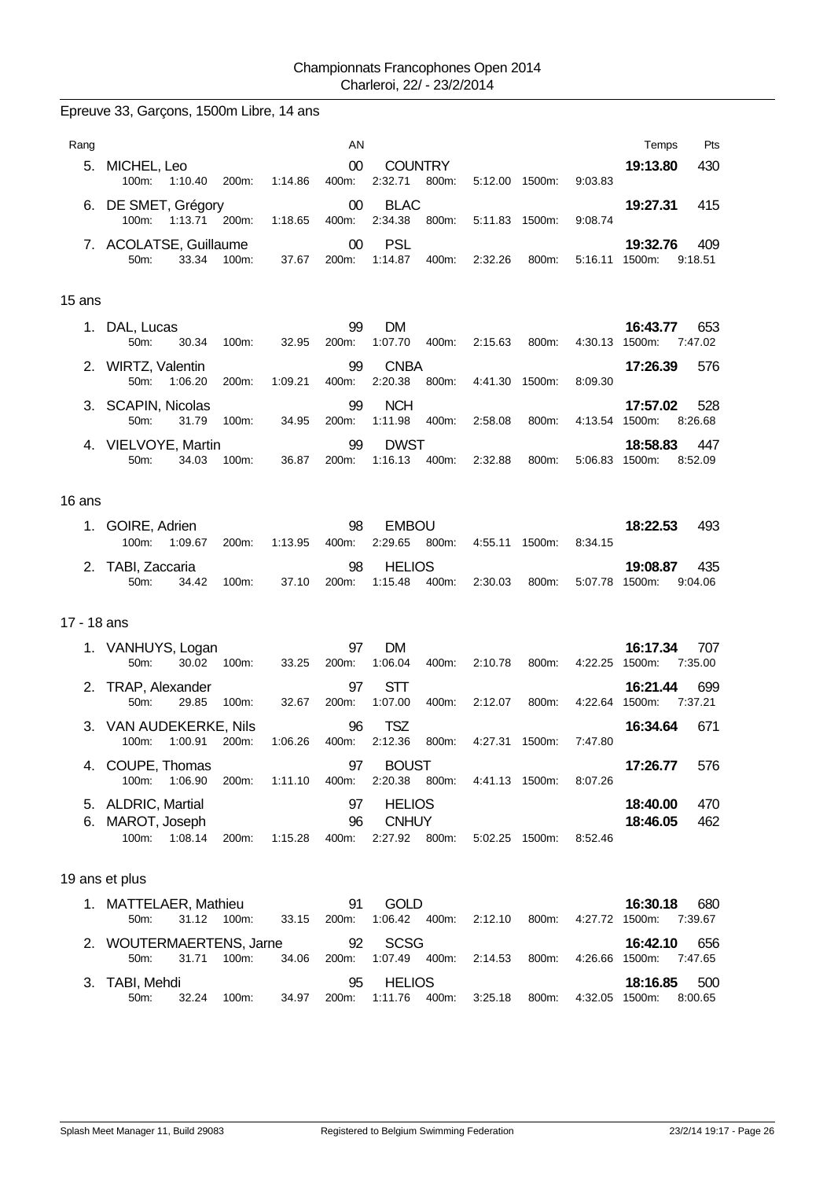Championnats Francophones Open 2014
Charleroi, 22/ - 23/2/2014

## Epreuve 33, Garçons, 1500m Libre, 14 ans

| Rang | | AN | | Temps | Pts |
|---|---|---|---|---|---|
| 5. | MICHEL, Leo | 00 | COUNTRY | 19:13.80 | 430 |
| | 100m: 1:10.40 200m: 1:14.86 400m: 2:32.71 800m: 5:12.00 1500m: 9:03.83 | | | | |
| 6. | DE SMET, Grégory | 00 | BLAC | 19:27.31 | 415 |
| | 100m: 1:13.71 200m: 1:18.65 400m: 2:34.38 800m: 5:11.83 1500m: 9:08.74 | | | | |
| 7. | ACOLATSE, Guillaume | 00 | PSL | 19:32.76 | 409 |
| | 50m: 33.34 100m: 37.67 200m: 1:14.87 400m: 2:32.26 800m: 5:16.11 1500m: 9:18.51 | | | | |

### 15 ans

| Rang | | AN | | Temps | Pts |
|---|---|---|---|---|---|
| 1. | DAL, Lucas | 99 | DM | 16:43.77 | 653 |
| | 50m: 30.34 100m: 32.95 200m: 1:07.70 400m: 2:15.63 800m: 4:30.13 1500m: 7:47.02 | | | | |
| 2. | WIRTZ, Valentin | 99 | CNBA | 17:26.39 | 576 |
| | 50m: 1:06.20 200m: 1:09.21 400m: 2:20.38 800m: 4:41.30 1500m: 8:09.30 | | | | |
| 3. | SCAPIN, Nicolas | 99 | NCH | 17:57.02 | 528 |
| | 50m: 31.79 100m: 34.95 200m: 1:11.98 400m: 2:58.08 800m: 4:13.54 1500m: 8:26.68 | | | | |
| 4. | VIELVOYE, Martin | 99 | DWST | 18:58.83 | 447 |
| | 50m: 34.03 100m: 36.87 200m: 1:16.13 400m: 2:32.88 800m: 5:06.83 1500m: 8:52.09 | | | | |

### 16 ans

| Rang | | AN | | Temps | Pts |
|---|---|---|---|---|---|
| 1. | GOIRE, Adrien | 98 | EMBOU | 18:22.53 | 493 |
| | 100m: 1:09.67 200m: 1:13.95 400m: 2:29.65 800m: 4:55.11 1500m: 8:34.15 | | | | |
| 2. | TABI, Zaccaria | 98 | HELIOS | 19:08.87 | 435 |
| | 50m: 34.42 100m: 37.10 200m: 1:15.48 400m: 2:30.03 800m: 5:07.78 1500m: 9:04.06 | | | | |

### 17 - 18 ans

| Rang | | AN | | Temps | Pts |
|---|---|---|---|---|---|
| 1. | VANHUYS, Logan | 97 | DM | 16:17.34 | 707 |
| | 50m: 30.02 100m: 33.25 200m: 1:06.04 400m: 2:10.78 800m: 4:22.25 1500m: 7:35.00 | | | | |
| 2. | TRAP, Alexander | 97 | STT | 16:21.44 | 699 |
| | 50m: 29.85 100m: 32.67 200m: 1:07.00 400m: 2:12.07 800m: 4:22.64 1500m: 7:37.21 | | | | |
| 3. | VAN AUDEKERKE, Nils | 96 | TSZ | 16:34.64 | 671 |
| | 100m: 1:00.91 200m: 1:06.26 400m: 2:12.36 800m: 4:27.31 1500m: 7:47.80 | | | | |
| 4. | COUPE, Thomas | 97 | BOUST | 17:26.77 | 576 |
| | 100m: 1:06.90 200m: 1:11.10 400m: 2:20.38 800m: 4:41.13 1500m: 8:07.26 | | | | |
| 5. | ALDRIC, Martial | 97 | HELIOS | 18:40.00 | 470 |
| 6. | MAROT, Joseph | 96 | CNHUY | 18:46.05 | 462 |
| | 100m: 1:08.14 200m: 1:15.28 400m: 2:27.92 800m: 5:02.25 1500m: 8:52.46 | | | | |

### 19 ans et plus

| Rang | | AN | | Temps | Pts |
|---|---|---|---|---|---|
| 1. | MATTELAER, Mathieu | 91 | GOLD | 16:30.18 | 680 |
| | 50m: 31.12 100m: 33.15 200m: 1:06.42 400m: 2:12.10 800m: 4:27.72 1500m: 7:39.67 | | | | |
| 2. | WOUTERMAERTENS, Jarne | 92 | SCSG | 16:42.10 | 656 |
| | 50m: 31.71 100m: 34.06 200m: 1:07.49 400m: 2:14.53 800m: 4:26.66 1500m: 7:47.65 | | | | |
| 3. | TABI, Mehdi | 95 | HELIOS | 18:16.85 | 500 |
| | 50m: 32.24 100m: 34.97 200m: 1:11.76 400m: 3:25.18 800m: 4:32.05 1500m: 8:00.65 | | | | |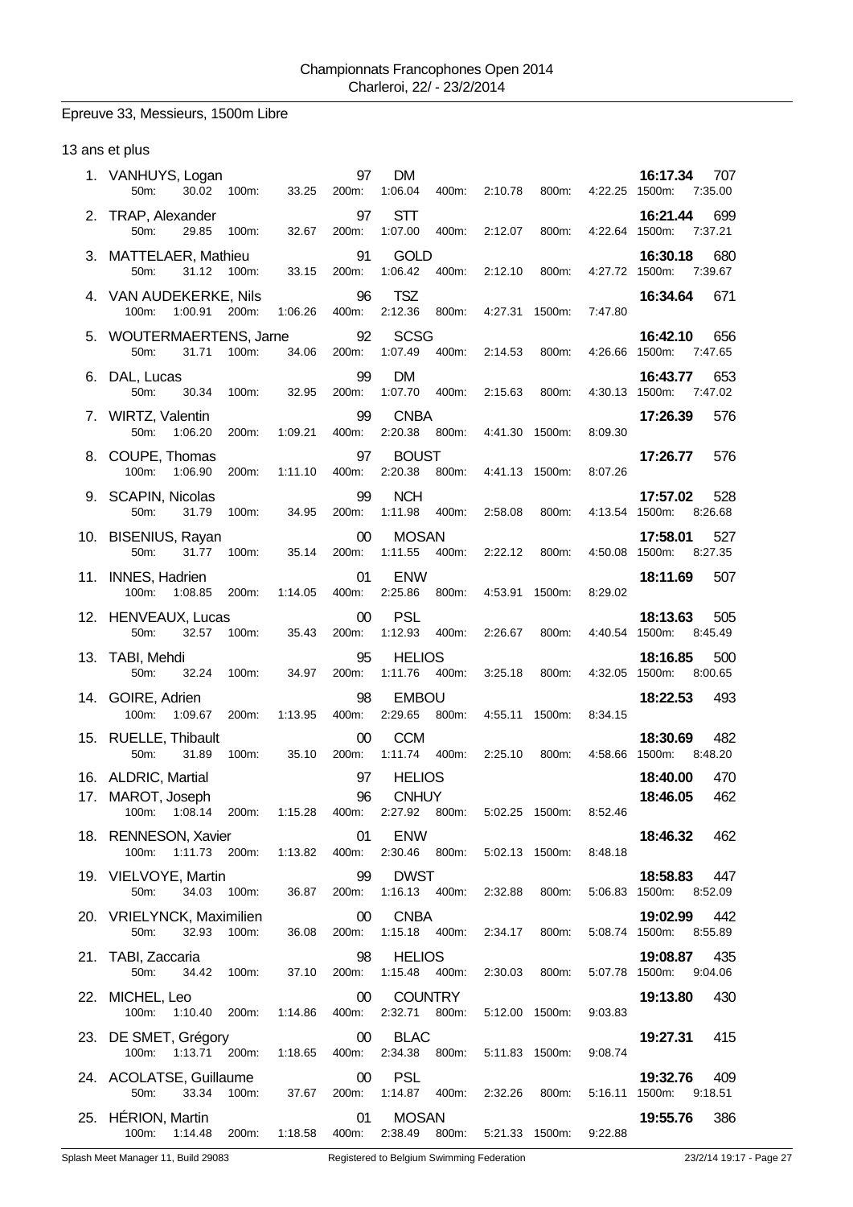Championnats Francophones Open 2014
Charleroi, 22/ - 23/2/2014

## Epreuve 33, Messieurs, 1500m Libre

### 13 ans et plus

| Pl. | Nom | Année | Club | Temps | Points |
|---|---|---|---|---|---|
| 1. | VANHUYS, Logan | 97 | DM | 16:17.34 | 707 |
| | 50m: 30.02 100m: 33.25 200m: 1:06.04 400m: 2:10.78 800m: 4:22.25 1500m: 7:35.00 | | | | |
| 2. | TRAP, Alexander | 97 | STT | 16:21.44 | 699 |
| | 50m: 29.85 100m: 32.67 200m: 1:07.00 400m: 2:12.07 800m: 4:22.64 1500m: 7:37.21 | | | | |
| 3. | MATTELAER, Mathieu | 91 | GOLD | 16:30.18 | 680 |
| | 50m: 31.12 100m: 33.15 200m: 1:06.42 400m: 2:12.10 800m: 4:27.72 1500m: 7:39.67 | | | | |
| 4. | VAN AUDEKERKE, Nils | 96 | TSZ | 16:34.64 | 671 |
| | 100m: 1:00.91 200m: 1:06.26 400m: 2:12.36 800m: 4:27.31 1500m: 7:47.80 | | | | |
| 5. | WOUTERMAERTENS, Jarne | 92 | SCSG | 16:42.10 | 656 |
| | 50m: 31.71 100m: 34.06 200m: 1:07.49 400m: 2:14.53 800m: 4:26.66 1500m: 7:47.65 | | | | |
| 6. | DAL, Lucas | 99 | DM | 16:43.77 | 653 |
| | 50m: 30.34 100m: 32.95 200m: 1:07.70 400m: 2:15.63 800m: 4:30.13 1500m: 7:47.02 | | | | |
| 7. | WIRTZ, Valentin | 99 | CNBA | 17:26.39 | 576 |
| | 50m: 1:06.20 200m: 1:09.21 400m: 2:20.38 800m: 4:41.30 1500m: 8:09.30 | | | | |
| 8. | COUPE, Thomas | 97 | BOUST | 17:26.77 | 576 |
| | 100m: 1:06.90 200m: 1:11.10 400m: 2:20.38 800m: 4:41.13 1500m: 8:07.26 | | | | |
| 9. | SCAPIN, Nicolas | 99 | NCH | 17:57.02 | 528 |
| | 50m: 31.79 100m: 34.95 200m: 1:11.98 400m: 2:58.08 800m: 4:13.54 1500m: 8:26.68 | | | | |
| 10. | BISENIUS, Rayan | 00 | MOSAN | 17:58.01 | 527 |
| | 50m: 31.77 100m: 35.14 200m: 1:11.55 400m: 2:22.12 800m: 4:50.08 1500m: 8:27.35 | | | | |
| 11. | INNES, Hadrien | 01 | ENW | 18:11.69 | 507 |
| | 100m: 1:08.85 200m: 1:14.05 400m: 2:25.86 800m: 4:53.91 1500m: 8:29.02 | | | | |
| 12. | HENVEAUX, Lucas | 00 | PSL | 18:13.63 | 505 |
| | 50m: 32.57 100m: 35.43 200m: 1:12.93 400m: 2:26.67 800m: 4:40.54 1500m: 8:45.49 | | | | |
| 13. | TABI, Mehdi | 95 | HELIOS | 18:16.85 | 500 |
| | 50m: 32.24 100m: 34.97 200m: 1:11.76 400m: 3:25.18 800m: 4:32.05 1500m: 8:00.65 | | | | |
| 14. | GOIRE, Adrien | 98 | EMBOU | 18:22.53 | 493 |
| | 100m: 1:09.67 200m: 1:13.95 400m: 2:29.65 800m: 4:55.11 1500m: 8:34.15 | | | | |
| 15. | RUELLE, Thibault | 00 | CCM | 18:30.69 | 482 |
| | 50m: 31.89 100m: 35.10 200m: 1:11.74 400m: 2:25.10 800m: 4:58.66 1500m: 8:48.20 | | | | |
| 16. | ALDRIC, Martial | 97 | HELIOS | 18:40.00 | 470 |
| 17. | MAROT, Joseph | 96 | CNHUY | 18:46.05 | 462 |
| | 100m: 1:08.14 200m: 1:15.28 400m: 2:27.92 800m: 5:02.25 1500m: 8:52.46 | | | | |
| 18. | RENNESON, Xavier | 01 | ENW | 18:46.32 | 462 |
| | 100m: 1:11.73 200m: 1:13.82 400m: 2:30.46 800m: 5:02.13 1500m: 8:48.18 | | | | |
| 19. | VIELVOYE, Martin | 99 | DWST | 18:58.83 | 447 |
| | 50m: 34.03 100m: 36.87 200m: 1:16.13 400m: 2:32.88 800m: 5:06.83 1500m: 8:52.09 | | | | |
| 20. | VRIELYNCK, Maximilien | 00 | CNBA | 19:02.99 | 442 |
| | 50m: 32.93 100m: 36.08 200m: 1:15.18 400m: 2:34.17 800m: 5:08.74 1500m: 8:55.89 | | | | |
| 21. | TABI, Zaccaria | 98 | HELIOS | 19:08.87 | 435 |
| | 50m: 34.42 100m: 37.10 200m: 1:15.48 400m: 2:30.03 800m: 5:07.78 1500m: 9:04.06 | | | | |
| 22. | MICHEL, Leo | 00 | COUNTRY | 19:13.80 | 430 |
| | 100m: 1:10.40 200m: 1:14.86 400m: 2:32.71 800m: 5:12.00 1500m: 9:03.83 | | | | |
| 23. | DE SMET, Grégory | 00 | BLAC | 19:27.31 | 415 |
| | 100m: 1:13.71 200m: 1:18.65 400m: 2:34.38 800m: 5:11.83 1500m: 9:08.74 | | | | |
| 24. | ACOLATSE, Guillaume | 00 | PSL | 19:32.76 | 409 |
| | 50m: 33.34 100m: 37.67 200m: 1:14.87 400m: 2:32.26 800m: 5:16.11 1500m: 9:18.51 | | | | |
| 25. | HÉRION, Martin | 01 | MOSAN | 19:55.76 | 386 |
| | 100m: 1:14.48 200m: 1:18.58 400m: 2:38.49 800m: 5:21.33 1500m: 9:22.88 | | | | |

Splash Meet Manager 11, Build 29083 — Registered to Belgium Swimming Federation — 23/2/14 19:17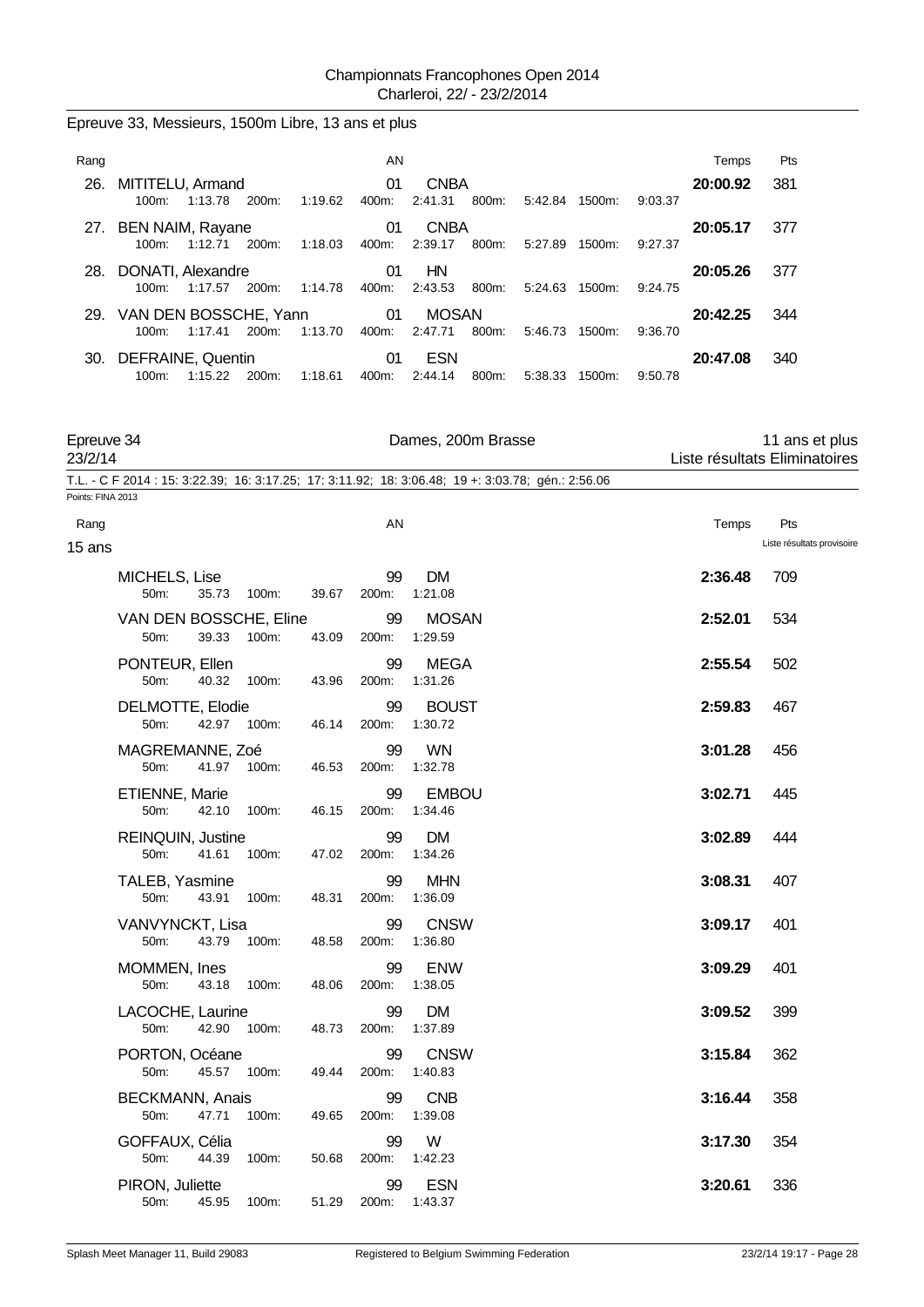## Epreuve 33, Messieurs, 1500m Libre, 13 ans et plus

| Rang | | AN | | | | | | | | Temps | Pts |
|---|---|---|---|---|---|---|---|---|---|---|---|
| 26. | MITITELU, Armand | 01 | CNBA | | | | | | | **20:00.92** | 381 |
| | 100m: 1:13.78 | 200m: 1:19.62 | 400m: 2:41.31 | 800m: 5:42.84 | 1500m: 9:03.37 | | | | | | |
| 27. | BEN NAIM, Rayane | 01 | CNBA | | | | | | | **20:05.17** | 377 |
| | 100m: 1:12.71 | 200m: 1:18.03 | 400m: 2:39.17 | 800m: 5:27.89 | 1500m: 9:27.37 | | | | | | |
| 28. | DONATI, Alexandre | 01 | HN | | | | | | | **20:05.26** | 377 |
| | 100m: 1:17.57 | 200m: 1:14.78 | 400m: 2:43.53 | 800m: 5:24.63 | 1500m: 9:24.75 | | | | | | |
| 29. | VAN DEN BOSSCHE, Yann | 01 | MOSAN | | | | | | | **20:42.25** | 344 |
| | 100m: 1:17.41 | 200m: 1:13.70 | 400m: 2:47.71 | 800m: 5:46.73 | 1500m: 9:36.70 | | | | | | |
| 30. | DEFRAINE, Quentin | 01 | ESN | | | | | | | **20:47.08** | 340 |
| | 100m: 1:15.22 | 200m: 1:18.61 | 400m: 2:44.14 | 800m: 5:38.33 | 1500m: 9:50.78 | | | | | | |

## Epreuve 34 — Dames, 200m Brasse — 11 ans et plus

23/2/14 — Liste résultats Eliminatoires

T.L. - C F 2014 : 15: 3:22.39; 16: 3:17.25; 17: 3:11.92; 18: 3:06.48; 19 +: 3:03.78; gén.: 2:56.06

Points: FINA 2013

### 15 ans

Liste résultats provisoire

| Rang | Nom | AN | Club | 50m | 100m | 200m | Temps | Pts |
|---|---|---|---|---|---|---|---|---|
| | MICHELS, Lise | 99 | DM | 35.73 | 39.67 | 1:21.08 | **2:36.48** | 709 |
| | VAN DEN BOSSCHE, Eline | 99 | MOSAN | 39.33 | 43.09 | 1:29.59 | **2:52.01** | 534 |
| | PONTEUR, Ellen | 99 | MEGA | 40.32 | 43.96 | 1:31.26 | **2:55.54** | 502 |
| | DELMOTTE, Elodie | 99 | BOUST | 42.97 | 46.14 | 1:30.72 | **2:59.83** | 467 |
| | MAGREMANNE, Zoé | 99 | WN | 41.97 | 46.53 | 1:32.78 | **3:01.28** | 456 |
| | ETIENNE, Marie | 99 | EMBOU | 42.10 | 46.15 | 1:34.46 | **3:02.71** | 445 |
| | REINQUIN, Justine | 99 | DM | 41.61 | 47.02 | 1:34.26 | **3:02.89** | 444 |
| | TALEB, Yasmine | 99 | MHN | 43.91 | 48.31 | 1:36.09 | **3:08.31** | 407 |
| | VANVYNCKT, Lisa | 99 | CNSW | 43.79 | 48.58 | 1:36.80 | **3:09.17** | 401 |
| | MOMMEN, Ines | 99 | ENW | 43.18 | 48.06 | 1:38.05 | **3:09.29** | 401 |
| | LACOCHE, Laurine | 99 | DM | 42.90 | 48.73 | 1:37.89 | **3:09.52** | 399 |
| | PORTON, Océane | 99 | CNSW | 45.57 | 49.44 | 1:40.83 | **3:15.84** | 362 |
| | BECKMANN, Anais | 99 | CNB | 47.71 | 49.65 | 1:39.08 | **3:16.44** | 358 |
| | GOFFAUX, Célia | 99 | W | 44.39 | 50.68 | 1:42.23 | **3:17.30** | 354 |
| | PIRON, Juliette | 99 | ESN | 45.95 | 51.29 | 1:43.37 | **3:20.61** | 336 |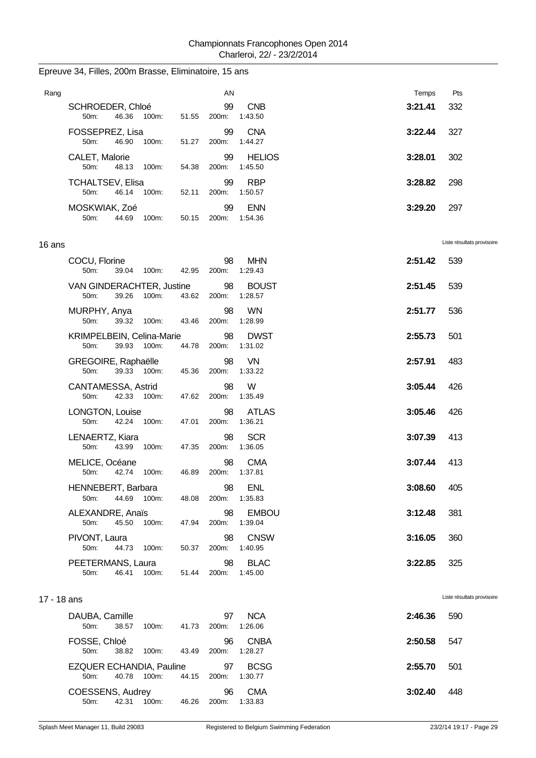Championnats Francophones Open 2014
Charleroi, 22/ - 23/2/2014

## Epreuve 34, Filles, 200m Brasse, Eliminatoire, 15 ans

| Rang | Nom | AN | Club | 50m | 100m | 200m | Temps | Pts |
|---|---|---|---|---|---|---|---|---|
| | SCHROEDER, Chloé | 99 | CNB | 46.36 | 51.55 | 1:43.50 | **3:21.41** | 332 |
| | FOSSEPREZ, Lisa | 99 | CNA | 46.90 | 51.27 | 1:44.27 | **3:22.44** | 327 |
| | CALET, Malorie | 99 | HELIOS | 48.13 | 54.38 | 1:45.50 | **3:28.01** | 302 |
| | TCHALTSEV, Elisa | 99 | RBP | 46.14 | 52.11 | 1:50.57 | **3:28.82** | 298 |
| | MOSKWIAK, Zoé | 99 | ENN | 44.69 | 50.15 | 1:54.36 | **3:29.20** | 297 |

## 16 ans

Liste résultats provisoire

| Rang | Nom | AN | Club | 50m | 100m | 200m | Temps | Pts |
|---|---|---|---|---|---|---|---|---|
| | COCU, Florine | 98 | MHN | 39.04 | 42.95 | 1:29.43 | **2:51.42** | 539 |
| | VAN GINDERACHTER, Justine | 98 | BOUST | 39.26 | 43.62 | 1:28.57 | **2:51.45** | 539 |
| | MURPHY, Anya | 98 | WN | 39.32 | 43.46 | 1:28.99 | **2:51.77** | 536 |
| | KRIMPELBEIN, Celina-Marie | 98 | DWST | 39.93 | 44.78 | 1:31.02 | **2:55.73** | 501 |
| | GREGOIRE, Raphaëlle | 98 | VN | 39.33 | 45.36 | 1:33.22 | **2:57.91** | 483 |
| | CANTAMESSA, Astrid | 98 | W | 42.33 | 47.62 | 1:35.49 | **3:05.44** | 426 |
| | LONGTON, Louise | 98 | ATLAS | 42.24 | 47.01 | 1:36.21 | **3:05.46** | 426 |
| | LENAERTZ, Kiara | 98 | SCR | 43.99 | 47.35 | 1:36.05 | **3:07.39** | 413 |
| | MELICE, Océane | 98 | CMA | 42.74 | 46.89 | 1:37.81 | **3:07.44** | 413 |
| | HENNEBERT, Barbara | 98 | ENL | 44.69 | 48.08 | 1:35.83 | **3:08.60** | 405 |
| | ALEXANDRE, Anaïs | 98 | EMBOU | 45.50 | 47.94 | 1:39.04 | **3:12.48** | 381 |
| | PIVONT, Laura | 98 | CNSW | 44.73 | 50.37 | 1:40.95 | **3:16.05** | 360 |
| | PEETERMANS, Laura | 98 | BLAC | 46.41 | 51.44 | 1:45.00 | **3:22.85** | 325 |

## 17 - 18 ans

Liste résultats provisoire

| Rang | Nom | AN | Club | 50m | 100m | 200m | Temps | Pts |
|---|---|---|---|---|---|---|---|---|
| | DAUBA, Camille | 97 | NCA | 38.57 | 41.73 | 1:26.06 | **2:46.36** | 590 |
| | FOSSE, Chloé | 96 | CNBA | 38.82 | 43.49 | 1:28.27 | **2:50.58** | 547 |
| | EZQUER ECHANDIA, Pauline | 97 | BCSG | 40.78 | 44.15 | 1:30.77 | **2:55.70** | 501 |
| | COESSENS, Audrey | 96 | CMA | 42.31 | 46.26 | 1:33.83 | **3:02.40** | 448 |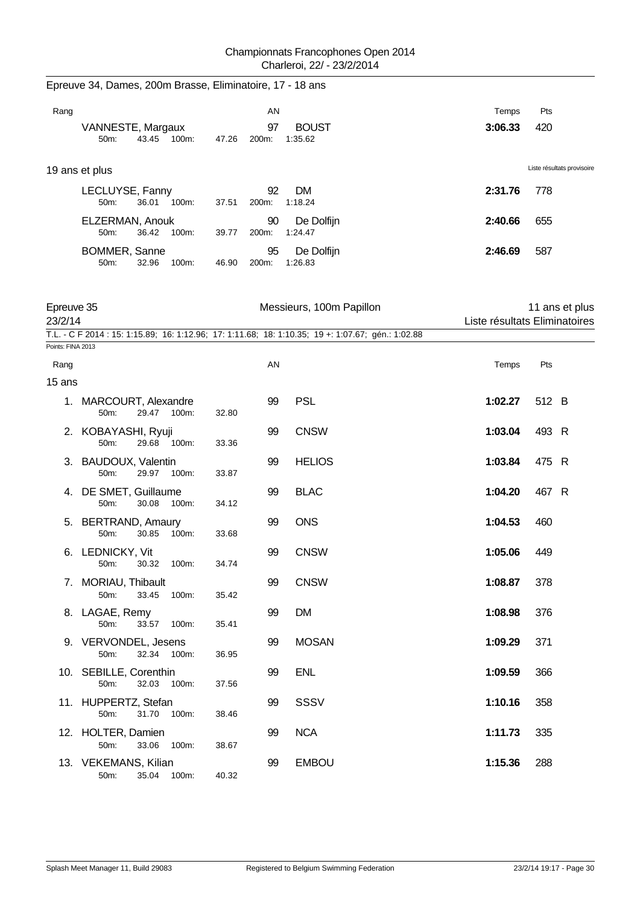Championnats Francophones Open 2014
Charleroi, 22/ - 23/2/2014

## Epreuve 34, Dames, 200m Brasse, Eliminatoire, 17 - 18 ans

| Rang | | AN | | Temps | Pts |
|---|---|---|---|---|---|
| | VANNESTE, Margaux | 97 | BOUST | **3:06.33** | 420 |
| | 50m: 43.45 100m: 47.26 200m: 1:35.62 | | | | |

### 19 ans et plus

Liste résultats provisoire

| Rang | | AN | | Temps | Pts |
|---|---|---|---|---|---|
| | LECLUYSE, Fanny | 92 | DM | **2:31.76** | 778 |
| | 50m: 36.01 100m: 37.51 200m: 1:18.24 | | | | |
| | ELZERMAN, Anouk | 90 | De Dolfijn | **2:40.66** | 655 |
| | 50m: 36.42 100m: 39.77 200m: 1:24.47 | | | | |
| | BOMMER, Sanne | 95 | De Dolfijn | **2:46.69** | 587 |
| | 50m: 32.96 100m: 46.90 200m: 1:26.83 | | | | |

## Epreuve 35 — Messieurs, 100m Papillon — 11 ans et plus

23/2/14 — Liste résultats Eliminatoires

T.L. - C F 2014 : 15: 1:15.89; 16: 1:12.96; 17: 1:11.68; 18: 1:10.35; 19 +: 1:07.67; gén.: 1:02.88

Points: FINA 2013

### 15 ans

| Rang | | AN | | Temps | Pts | |
|---|---|---|---|---|---|---|
| 1. | MARCOURT, Alexandre | 99 | PSL | **1:02.27** | 512 | B |
| | 50m: 29.47 100m: 32.80 | | | | | |
| 2. | KOBAYASHI, Ryuji | 99 | CNSW | **1:03.04** | 493 | R |
| | 50m: 29.68 100m: 33.36 | | | | | |
| 3. | BAUDOUX, Valentin | 99 | HELIOS | **1:03.84** | 475 | R |
| | 50m: 29.97 100m: 33.87 | | | | | |
| 4. | DE SMET, Guillaume | 99 | BLAC | **1:04.20** | 467 | R |
| | 50m: 30.08 100m: 34.12 | | | | | |
| 5. | BERTRAND, Amaury | 99 | ONS | **1:04.53** | 460 | |
| | 50m: 30.85 100m: 33.68 | | | | | |
| 6. | LEDNICKY, Vit | 99 | CNSW | **1:05.06** | 449 | |
| | 50m: 30.32 100m: 34.74 | | | | | |
| 7. | MORIAU, Thibault | 99 | CNSW | **1:08.87** | 378 | |
| | 50m: 33.45 100m: 35.42 | | | | | |
| 8. | LAGAE, Remy | 99 | DM | **1:08.98** | 376 | |
| | 50m: 33.57 100m: 35.41 | | | | | |
| 9. | VERVONDEL, Jesens | 99 | MOSAN | **1:09.29** | 371 | |
| | 50m: 32.34 100m: 36.95 | | | | | |
| 10. | SEBILLE, Corenthin | 99 | ENL | **1:09.59** | 366 | |
| | 50m: 32.03 100m: 37.56 | | | | | |
| 11. | HUPPERTZ, Stefan | 99 | SSSV | **1:10.16** | 358 | |
| | 50m: 31.70 100m: 38.46 | | | | | |
| 12. | HOLTER, Damien | 99 | NCA | **1:11.73** | 335 | |
| | 50m: 33.06 100m: 38.67 | | | | | |
| 13. | VEKEMANS, Kilian | 99 | EMBOU | **1:15.36** | 288 | |
| | 50m: 35.04 100m: 40.32 | | | | | |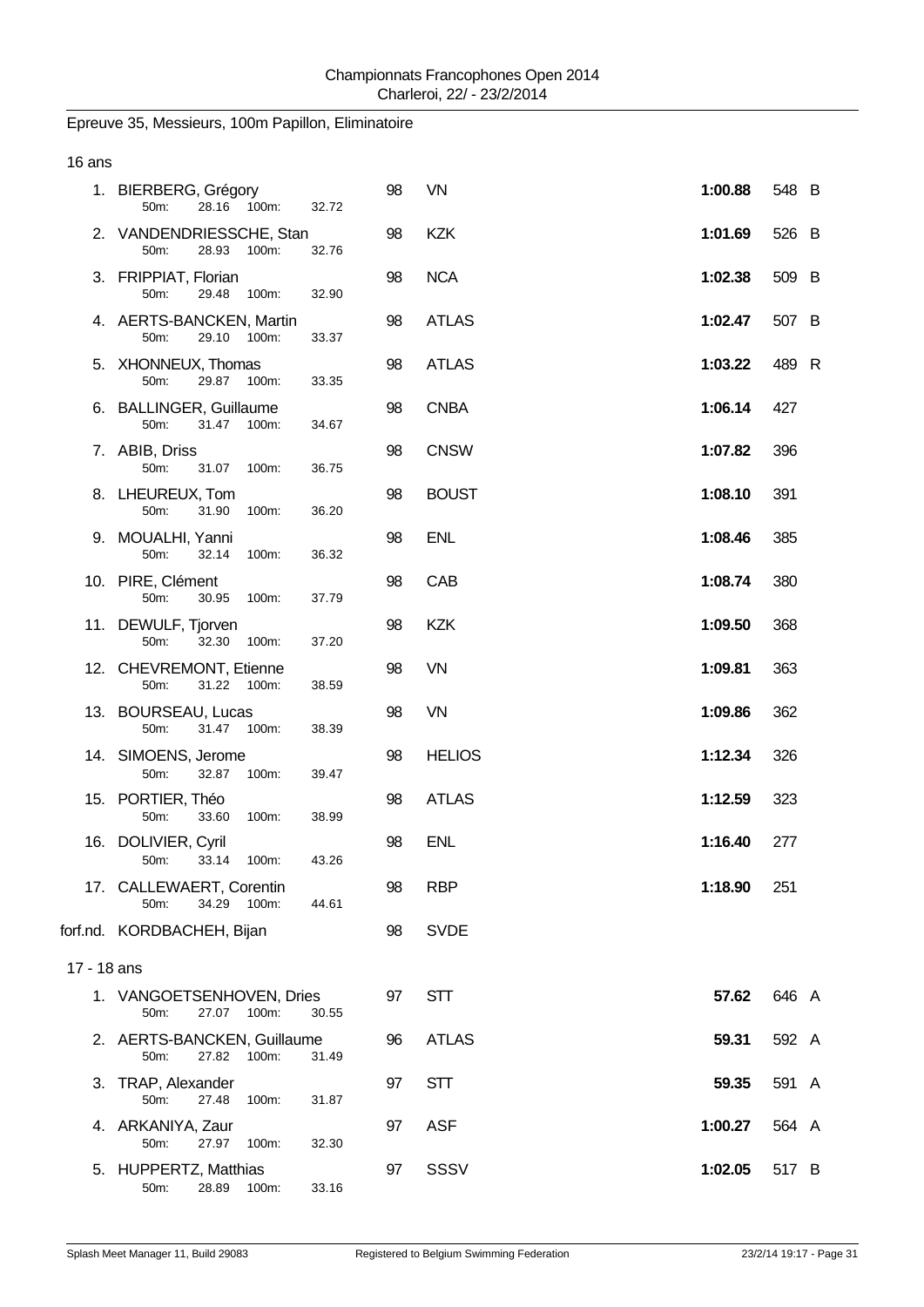Championnats Francophones Open 2014
Charleroi, 22/ - 23/2/2014

## Epreuve 35, Messieurs, 100m Papillon, Eliminatoire

### 16 ans

| Place | Nom | 50m | 100m | Année | Club | Temps | Points | |
|---|---|---|---|---|---|---|---|---|
| 1. | BIERBERG, Grégory | 28.16 | 32.72 | 98 | VN | **1:00.88** | 548 | B |
| 2. | VANDENDRIESSCHE, Stan | 28.93 | 32.76 | 98 | KZK | **1:01.69** | 526 | B |
| 3. | FRIPPIAT, Florian | 29.48 | 32.90 | 98 | NCA | **1:02.38** | 509 | B |
| 4. | AERTS-BANCKEN, Martin | 29.10 | 33.37 | 98 | ATLAS | **1:02.47** | 507 | B |
| 5. | XHONNEUX, Thomas | 29.87 | 33.35 | 98 | ATLAS | **1:03.22** | 489 | R |
| 6. | BALLINGER, Guillaume | 31.47 | 34.67 | 98 | CNBA | **1:06.14** | 427 | |
| 7. | ABIB, Driss | 31.07 | 36.75 | 98 | CNSW | **1:07.82** | 396 | |
| 8. | LHEUREUX, Tom | 31.90 | 36.20 | 98 | BOUST | **1:08.10** | 391 | |
| 9. | MOUALHI, Yanni | 32.14 | 36.32 | 98 | ENL | **1:08.46** | 385 | |
| 10. | PIRE, Clément | 30.95 | 37.79 | 98 | CAB | **1:08.74** | 380 | |
| 11. | DEWULF, Tjorven | 32.30 | 37.20 | 98 | KZK | **1:09.50** | 368 | |
| 12. | CHEVREMONT, Etienne | 31.22 | 38.59 | 98 | VN | **1:09.81** | 363 | |
| 13. | BOURSEAU, Lucas | 31.47 | 38.39 | 98 | VN | **1:09.86** | 362 | |
| 14. | SIMOENS, Jerome | 32.87 | 39.47 | 98 | HELIOS | **1:12.34** | 326 | |
| 15. | PORTIER, Théo | 33.60 | 38.99 | 98 | ATLAS | **1:12.59** | 323 | |
| 16. | DOLIVIER, Cyril | 33.14 | 43.26 | 98 | ENL | **1:16.40** | 277 | |
| 17. | CALLEWAERT, Corentin | 34.29 | 44.61 | 98 | RBP | **1:18.90** | 251 | |
| forf.nd. | KORDBACHEH, Bijan | | | 98 | SVDE | | | |

### 17 - 18 ans

| Place | Nom | 50m | 100m | Année | Club | Temps | Points | |
|---|---|---|---|---|---|---|---|---|
| 1. | VANGOETSENHOVEN, Dries | 27.07 | 30.55 | 97 | STT | **57.62** | 646 | A |
| 2. | AERTS-BANCKEN, Guillaume | 27.82 | 31.49 | 96 | ATLAS | **59.31** | 592 | A |
| 3. | TRAP, Alexander | 27.48 | 31.87 | 97 | STT | **59.35** | 591 | A |
| 4. | ARKANIYA, Zaur | 27.97 | 32.30 | 97 | ASF | **1:00.27** | 564 | A |
| 5. | HUPPERTZ, Matthias | 28.89 | 33.16 | 97 | SSSV | **1:02.05** | 517 | B |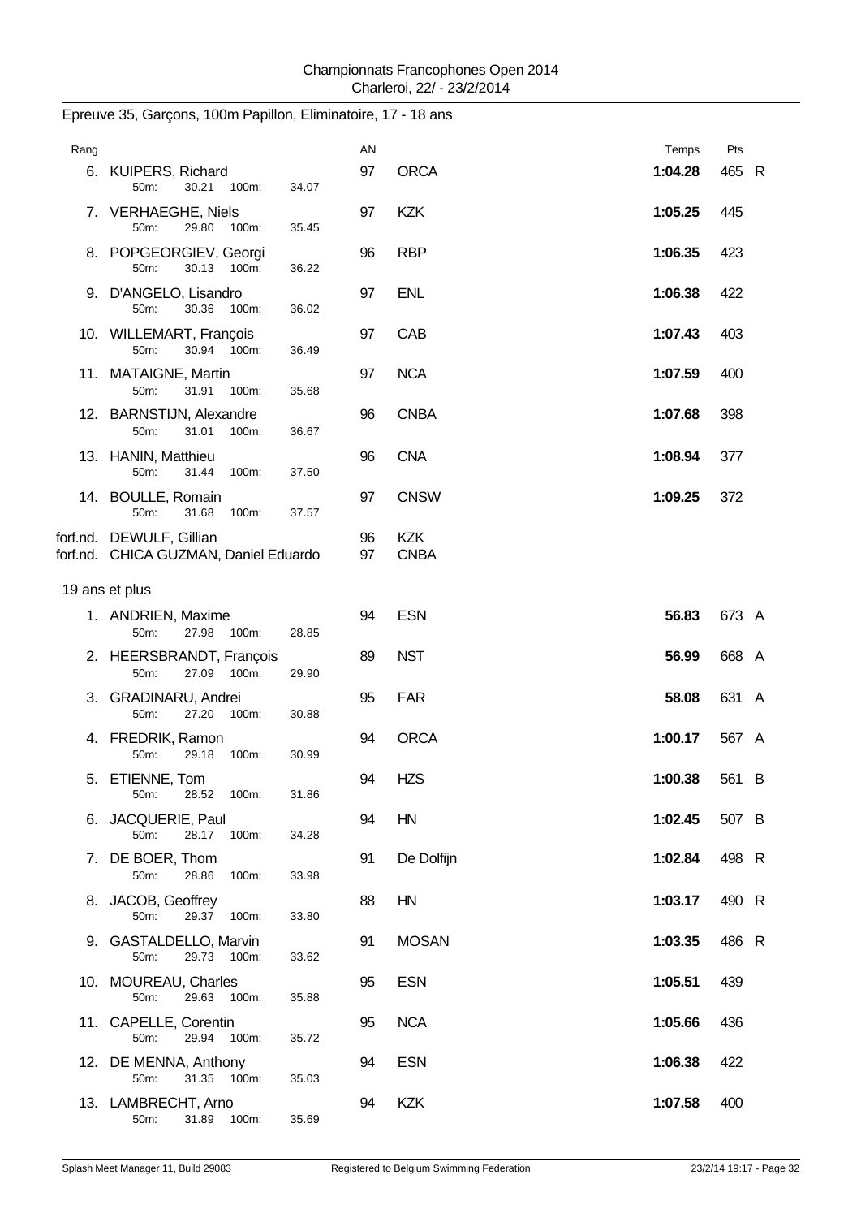Championnats Francophones Open 2014
Charleroi, 22/ - 23/2/2014

## Epreuve 35, Garçons, 100m Papillon, Eliminatoire, 17 - 18 ans

| Rang | Nom | AN | Club | Temps | Pts | |
|---|---|---|---|---|---|---|
| 6. | KUIPERS, Richard<br>50m: 30.21 100m: 34.07 | 97 | ORCA | 1:04.28 | 465 | R |
| 7. | VERHAEGHE, Niels<br>50m: 29.80 100m: 35.45 | 97 | KZK | 1:05.25 | 445 | |
| 8. | POPGEORGIEV, Georgi<br>50m: 30.13 100m: 36.22 | 96 | RBP | 1:06.35 | 423 | |
| 9. | D'ANGELO, Lisandro<br>50m: 30.36 100m: 36.02 | 97 | ENL | 1:06.38 | 422 | |
| 10. | WILLEMART, François<br>50m: 30.94 100m: 36.49 | 97 | CAB | 1:07.43 | 403 | |
| 11. | MATAIGNE, Martin<br>50m: 31.91 100m: 35.68 | 97 | NCA | 1:07.59 | 400 | |
| 12. | BARNSTIJN, Alexandre<br>50m: 31.01 100m: 36.67 | 96 | CNBA | 1:07.68 | 398 | |
| 13. | HANIN, Matthieu<br>50m: 31.44 100m: 37.50 | 96 | CNA | 1:08.94 | 377 | |
| 14. | BOULLE, Romain<br>50m: 31.68 100m: 37.57 | 97 | CNSW | 1:09.25 | 372 | |
| forf.nd. | DEWULF, Gillian | 96 | KZK | | | |
| forf.nd. | CHICA GUZMAN, Daniel Eduardo | 97 | CNBA | | | |

### 19 ans et plus

| Rang | Nom | AN | Club | Temps | Pts | |
|---|---|---|---|---|---|---|
| 1. | ANDRIEN, Maxime<br>50m: 27.98 100m: 28.85 | 94 | ESN | 56.83 | 673 | A |
| 2. | HEERSBRANDT, François<br>50m: 27.09 100m: 29.90 | 89 | NST | 56.99 | 668 | A |
| 3. | GRADINARU, Andrei<br>50m: 27.20 100m: 30.88 | 95 | FAR | 58.08 | 631 | A |
| 4. | FREDRIK, Ramon<br>50m: 29.18 100m: 30.99 | 94 | ORCA | 1:00.17 | 567 | A |
| 5. | ETIENNE, Tom<br>50m: 28.52 100m: 31.86 | 94 | HZS | 1:00.38 | 561 | B |
| 6. | JACQUERIE, Paul<br>50m: 28.17 100m: 34.28 | 94 | HN | 1:02.45 | 507 | B |
| 7. | DE BOER, Thom<br>50m: 28.86 100m: 33.98 | 91 | De Dolfijn | 1:02.84 | 498 | R |
| 8. | JACOB, Geoffrey<br>50m: 29.37 100m: 33.80 | 88 | HN | 1:03.17 | 490 | R |
| 9. | GASTALDELLO, Marvin<br>50m: 29.73 100m: 33.62 | 91 | MOSAN | 1:03.35 | 486 | R |
| 10. | MOUREAU, Charles<br>50m: 29.63 100m: 35.88 | 95 | ESN | 1:05.51 | 439 | |
| 11. | CAPELLE, Corentin<br>50m: 29.94 100m: 35.72 | 95 | NCA | 1:05.66 | 436 | |
| 12. | DE MENNA, Anthony<br>50m: 31.35 100m: 35.03 | 94 | ESN | 1:06.38 | 422 | |
| 13. | LAMBRECHT, Arno<br>50m: 31.89 100m: 35.69 | 94 | KZK | 1:07.58 | 400 | |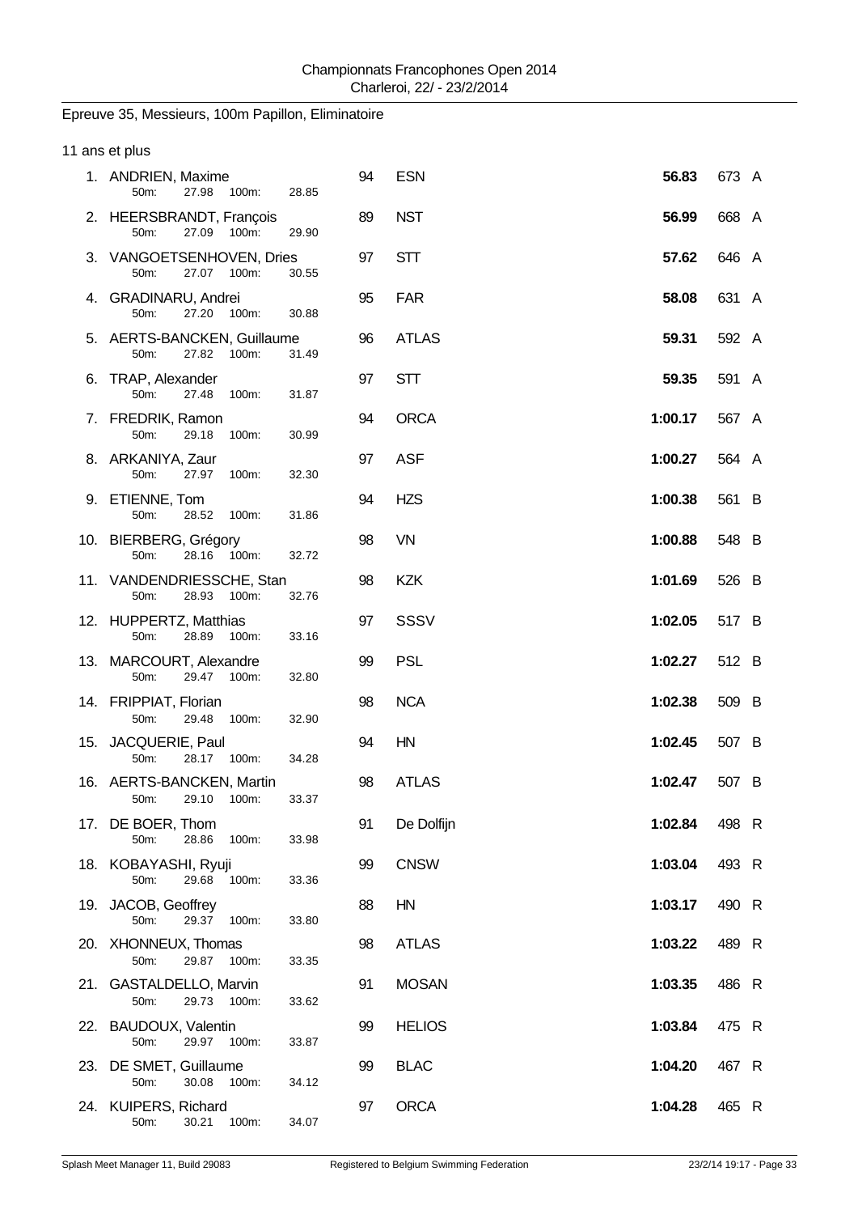Championnats Francophones Open 2014
Charleroi, 22/ - 23/2/2014

## Epreuve 35, Messieurs, 100m Papillon, Eliminatoire

### 11 ans et plus

| Rang | Nom | 50m | 100m | Année | Club | Temps | Points | |
|---|---|---|---|---|---|---|---|---|
| 1. | ANDRIEN, Maxime | 27.98 | 28.85 | 94 | ESN | **56.83** | 673 | A |
| 2. | HEERSBRANDT, François | 27.09 | 29.90 | 89 | NST | **56.99** | 668 | A |
| 3. | VANGOETSENHOVEN, Dries | 27.07 | 30.55 | 97 | STT | **57.62** | 646 | A |
| 4. | GRADINARU, Andrei | 27.20 | 30.88 | 95 | FAR | **58.08** | 631 | A |
| 5. | AERTS-BANCKEN, Guillaume | 27.82 | 31.49 | 96 | ATLAS | **59.31** | 592 | A |
| 6. | TRAP, Alexander | 27.48 | 31.87 | 97 | STT | **59.35** | 591 | A |
| 7. | FREDRIK, Ramon | 29.18 | 30.99 | 94 | ORCA | **1:00.17** | 567 | A |
| 8. | ARKANIYA, Zaur | 27.97 | 32.30 | 97 | ASF | **1:00.27** | 564 | A |
| 9. | ETIENNE, Tom | 28.52 | 31.86 | 94 | HZS | **1:00.38** | 561 | B |
| 10. | BIERBERG, Grégory | 28.16 | 32.72 | 98 | VN | **1:00.88** | 548 | B |
| 11. | VANDENDRIESSCHE, Stan | 28.93 | 32.76 | 98 | KZK | **1:01.69** | 526 | B |
| 12. | HUPPERTZ, Matthias | 28.89 | 33.16 | 97 | SSSV | **1:02.05** | 517 | B |
| 13. | MARCOURT, Alexandre | 29.47 | 32.80 | 99 | PSL | **1:02.27** | 512 | B |
| 14. | FRIPPIAT, Florian | 29.48 | 32.90 | 98 | NCA | **1:02.38** | 509 | B |
| 15. | JACQUERIE, Paul | 28.17 | 34.28 | 94 | HN | **1:02.45** | 507 | B |
| 16. | AERTS-BANCKEN, Martin | 29.10 | 33.37 | 98 | ATLAS | **1:02.47** | 507 | B |
| 17. | DE BOER, Thom | 28.86 | 33.98 | 91 | De Dolfijn | **1:02.84** | 498 | R |
| 18. | KOBAYASHI, Ryuji | 29.68 | 33.36 | 99 | CNSW | **1:03.04** | 493 | R |
| 19. | JACOB, Geoffrey | 29.37 | 33.80 | 88 | HN | **1:03.17** | 490 | R |
| 20. | XHONNEUX, Thomas | 29.87 | 33.35 | 98 | ATLAS | **1:03.22** | 489 | R |
| 21. | GASTALDELLO, Marvin | 29.73 | 33.62 | 91 | MOSAN | **1:03.35** | 486 | R |
| 22. | BAUDOUX, Valentin | 29.97 | 33.87 | 99 | HELIOS | **1:03.84** | 475 | R |
| 23. | DE SMET, Guillaume | 30.08 | 34.12 | 99 | BLAC | **1:04.20** | 467 | R |
| 24. | KUIPERS, Richard | 30.21 | 34.07 | 97 | ORCA | **1:04.28** | 465 | R |

Splash Meet Manager 11, Build 29083 — Registered to Belgium Swimming Federation — 23/2/14 19:17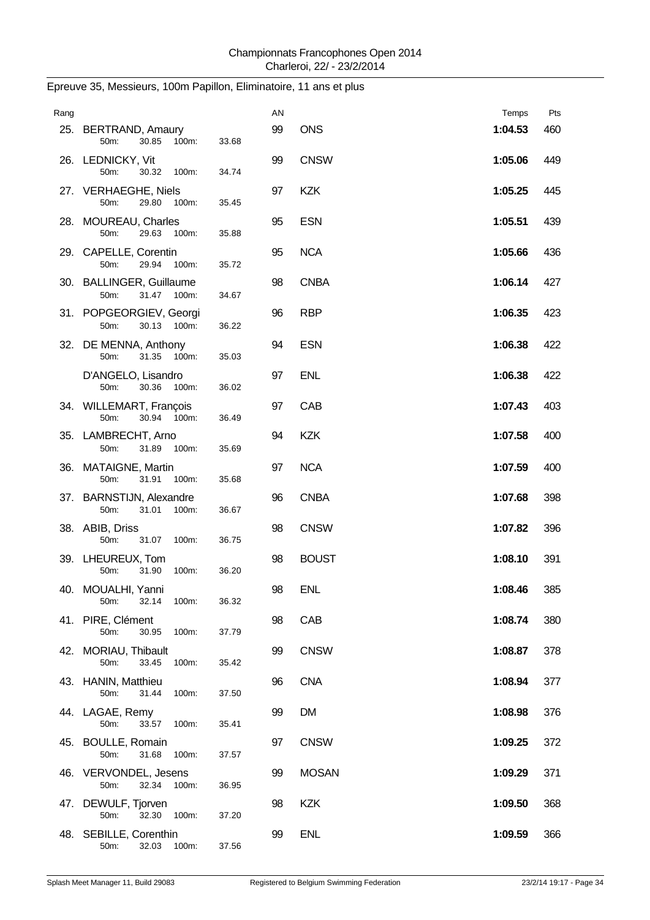Championnats Francophones Open 2014
Charleroi, 22/ - 23/2/2014

## Epreuve 35, Messieurs, 100m Papillon, Eliminatoire, 11 ans et plus

| Rang | Nom | 50m | 100m | AN | Club | Temps | Pts |
|---|---|---|---|---|---|---|---|
| 25. | BERTRAND, Amaury | 30.85 | 33.68 | 99 | ONS | **1:04.53** | 460 |
| 26. | LEDNICKY, Vit | 30.32 | 34.74 | 99 | CNSW | **1:05.06** | 449 |
| 27. | VERHAEGHE, Niels | 29.80 | 35.45 | 97 | KZK | **1:05.25** | 445 |
| 28. | MOUREAU, Charles | 29.63 | 35.88 | 95 | ESN | **1:05.51** | 439 |
| 29. | CAPELLE, Corentin | 29.94 | 35.72 | 95 | NCA | **1:05.66** | 436 |
| 30. | BALLINGER, Guillaume | 31.47 | 34.67 | 98 | CNBA | **1:06.14** | 427 |
| 31. | POPGEORGIEV, Georgi | 30.13 | 36.22 | 96 | RBP | **1:06.35** | 423 |
| 32. | DE MENNA, Anthony | 31.35 | 35.03 | 94 | ESN | **1:06.38** | 422 |
| | D'ANGELO, Lisandro | 30.36 | 36.02 | 97 | ENL | **1:06.38** | 422 |
| 34. | WILLEMART, François | 30.94 | 36.49 | 97 | CAB | **1:07.43** | 403 |
| 35. | LAMBRECHT, Arno | 31.89 | 35.69 | 94 | KZK | **1:07.58** | 400 |
| 36. | MATAIGNE, Martin | 31.91 | 35.68 | 97 | NCA | **1:07.59** | 400 |
| 37. | BARNSTIJN, Alexandre | 31.01 | 36.67 | 96 | CNBA | **1:07.68** | 398 |
| 38. | ABIB, Driss | 31.07 | 36.75 | 98 | CNSW | **1:07.82** | 396 |
| 39. | LHEUREUX, Tom | 31.90 | 36.20 | 98 | BOUST | **1:08.10** | 391 |
| 40. | MOUALHI, Yanni | 32.14 | 36.32 | 98 | ENL | **1:08.46** | 385 |
| 41. | PIRE, Clément | 30.95 | 37.79 | 98 | CAB | **1:08.74** | 380 |
| 42. | MORIAU, Thibault | 33.45 | 35.42 | 99 | CNSW | **1:08.87** | 378 |
| 43. | HANIN, Matthieu | 31.44 | 37.50 | 96 | CNA | **1:08.94** | 377 |
| 44. | LAGAE, Remy | 33.57 | 35.41 | 99 | DM | **1:08.98** | 376 |
| 45. | BOULLE, Romain | 31.68 | 37.57 | 97 | CNSW | **1:09.25** | 372 |
| 46. | VERVONDEL, Jesens | 32.34 | 36.95 | 99 | MOSAN | **1:09.29** | 371 |
| 47. | DEWULF, Tjorven | 32.30 | 37.20 | 98 | KZK | **1:09.50** | 368 |
| 48. | SEBILLE, Corenthin | 32.03 | 37.56 | 99 | ENL | **1:09.59** | 366 |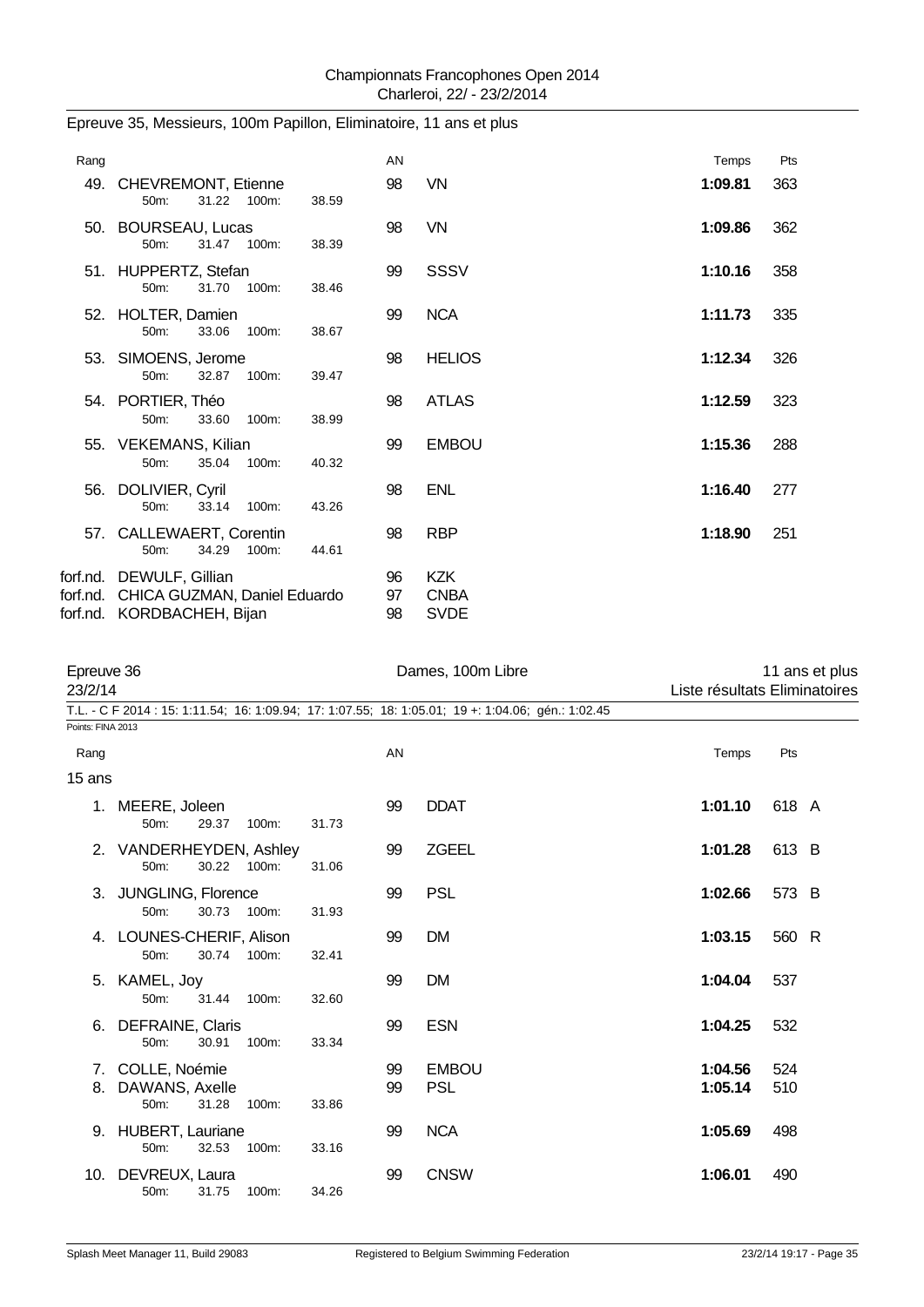Championnats Francophones Open 2014
Charleroi, 22/ - 23/2/2014

## Epreuve 35, Messieurs, 100m Papillon, Eliminatoire, 11 ans et plus

| Rang | Nom | AN | Club | Temps | Pts |
|---|---|---|---|---|---|
| 49. | CHEVREMONT, Etienne<br>50m: 31.22 100m: 38.59 | 98 | VN | **1:09.81** | 363 |
| 50. | BOURSEAU, Lucas<br>50m: 31.47 100m: 38.39 | 98 | VN | **1:09.86** | 362 |
| 51. | HUPPERTZ, Stefan<br>50m: 31.70 100m: 38.46 | 99 | SSSV | **1:10.16** | 358 |
| 52. | HOLTER, Damien<br>50m: 33.06 100m: 38.67 | 99 | NCA | **1:11.73** | 335 |
| 53. | SIMOENS, Jerome<br>50m: 32.87 100m: 39.47 | 98 | HELIOS | **1:12.34** | 326 |
| 54. | PORTIER, Théo<br>50m: 33.60 100m: 38.99 | 98 | ATLAS | **1:12.59** | 323 |
| 55. | VEKEMANS, Kilian<br>50m: 35.04 100m: 40.32 | 99 | EMBOU | **1:15.36** | 288 |
| 56. | DOLIVIER, Cyril<br>50m: 33.14 100m: 43.26 | 98 | ENL | **1:16.40** | 277 |
| 57. | CALLEWAERT, Corentin<br>50m: 34.29 100m: 44.61 | 98 | RBP | **1:18.90** | 251 |
| forf.nd. | DEWULF, Gillian | 96 | KZK | | |
| forf.nd. | CHICA GUZMAN, Daniel Eduardo | 97 | CNBA | | |
| forf.nd. | KORDBACHEH, Bijan | 98 | SVDE | | |

## Epreuve 36 — Dames, 100m Libre — 11 ans et plus

23/2/14 — Liste résultats Eliminatoires

T.L. - C F 2014 : 15: 1:11.54; 16: 1:09.94; 17: 1:07.55; 18: 1:05.01; 19 +: 1:04.06; gén.: 1:02.45

Points: FINA 2013

### 15 ans

| Rang | Nom | AN | Club | Temps | Pts |
|---|---|---|---|---|---|
| 1. | MEERE, Joleen<br>50m: 29.37 100m: 31.73 | 99 | DDAT | **1:01.10** | 618 A |
| 2. | VANDERHEYDEN, Ashley<br>50m: 30.22 100m: 31.06 | 99 | ZGEEL | **1:01.28** | 613 B |
| 3. | JUNGLING, Florence<br>50m: 30.73 100m: 31.93 | 99 | PSL | **1:02.66** | 573 B |
| 4. | LOUNES-CHERIF, Alison<br>50m: 30.74 100m: 32.41 | 99 | DM | **1:03.15** | 560 R |
| 5. | KAMEL, Joy<br>50m: 31.44 100m: 32.60 | 99 | DM | **1:04.04** | 537 |
| 6. | DEFRAINE, Claris<br>50m: 30.91 100m: 33.34 | 99 | ESN | **1:04.25** | 532 |
| 7. | COLLE, Noémie | 99 | EMBOU | **1:04.56** | 524 |
| 8. | DAWANS, Axelle<br>50m: 31.28 100m: 33.86 | 99 | PSL | **1:05.14** | 510 |
| 9. | HUBERT, Lauriane<br>50m: 32.53 100m: 33.16 | 99 | NCA | **1:05.69** | 498 |
| 10. | DEVREUX, Laura<br>50m: 31.75 100m: 34.26 | 99 | CNSW | **1:06.01** | 490 |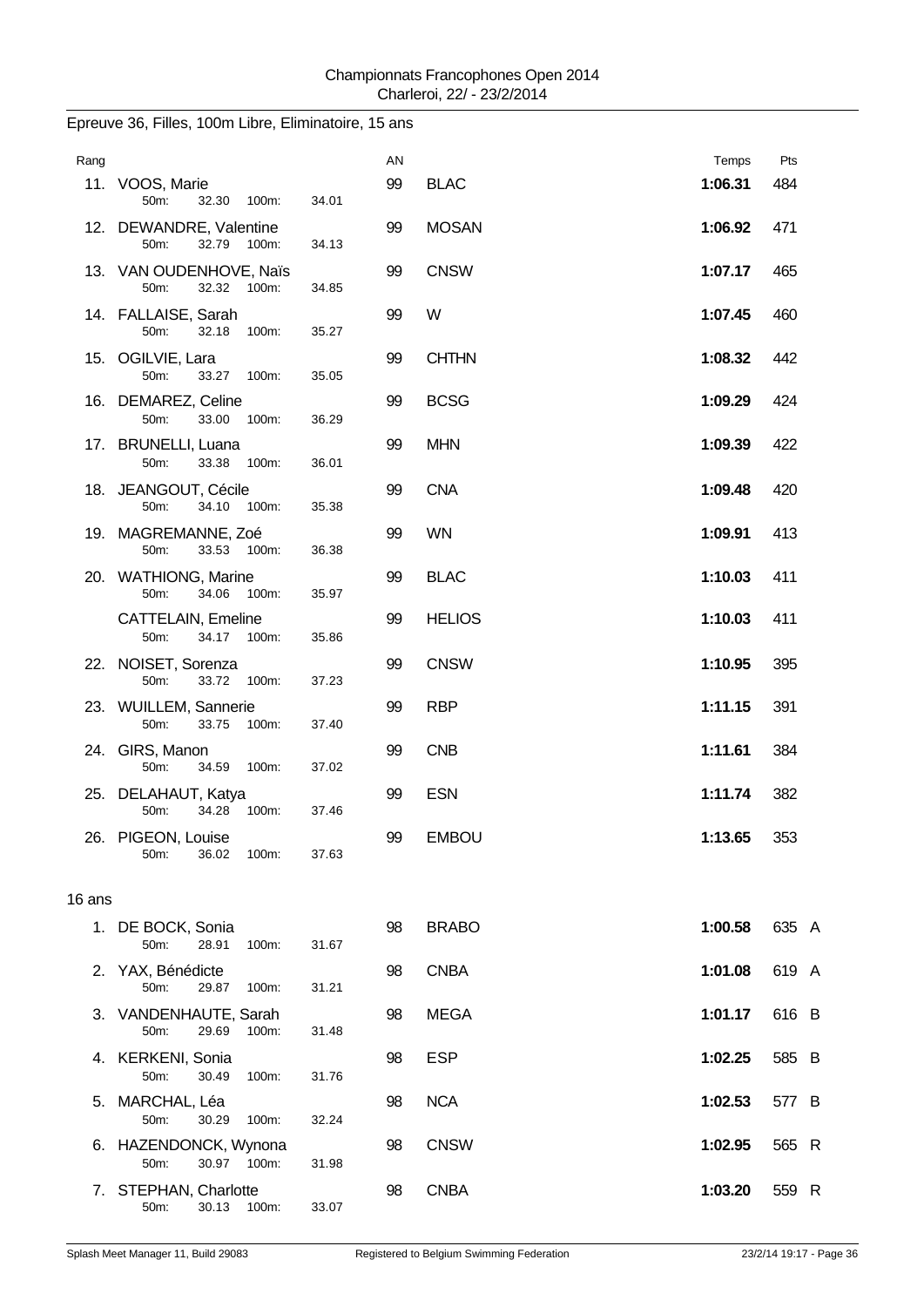## Epreuve 36, Filles, 100m Libre, Eliminatoire, 15 ans

| Rang | Nom | 50m | 100m | AN | Club | Temps | Pts | |
|---|---|---|---|---|---|---|---|---|
| 11. | VOOS, Marie | 32.30 | 34.01 | 99 | BLAC | **1:06.31** | 484 | |
| 12. | DEWANDRE, Valentine | 32.79 | 34.13 | 99 | MOSAN | **1:06.92** | 471 | |
| 13. | VAN OUDENHOVE, Naïs | 32.32 | 34.85 | 99 | CNSW | **1:07.17** | 465 | |
| 14. | FALLAISE, Sarah | 32.18 | 35.27 | 99 | W | **1:07.45** | 460 | |
| 15. | OGILVIE, Lara | 33.27 | 35.05 | 99 | CHTHN | **1:08.32** | 442 | |
| 16. | DEMAREZ, Celine | 33.00 | 36.29 | 99 | BCSG | **1:09.29** | 424 | |
| 17. | BRUNELLI, Luana | 33.38 | 36.01 | 99 | MHN | **1:09.39** | 422 | |
| 18. | JEANGOUT, Cécile | 34.10 | 35.38 | 99 | CNA | **1:09.48** | 420 | |
| 19. | MAGREMANNE, Zoé | 33.53 | 36.38 | 99 | WN | **1:09.91** | 413 | |
| 20. | WATHIONG, Marine | 34.06 | 35.97 | 99 | BLAC | **1:10.03** | 411 | |
| | CATTELAIN, Emeline | 34.17 | 35.86 | 99 | HELIOS | **1:10.03** | 411 | |
| 22. | NOISET, Sorenza | 33.72 | 37.23 | 99 | CNSW | **1:10.95** | 395 | |
| 23. | WUILLEM, Sannerie | 33.75 | 37.40 | 99 | RBP | **1:11.15** | 391 | |
| 24. | GIRS, Manon | 34.59 | 37.02 | 99 | CNB | **1:11.61** | 384 | |
| 25. | DELAHAUT, Katya | 34.28 | 37.46 | 99 | ESN | **1:11.74** | 382 | |
| 26. | PIGEON, Louise | 36.02 | 37.63 | 99 | EMBOU | **1:13.65** | 353 | |

### 16 ans

| Rang | Nom | 50m | 100m | AN | Club | Temps | Pts | |
|---|---|---|---|---|---|---|---|---|
| 1. | DE BOCK, Sonia | 28.91 | 31.67 | 98 | BRABO | **1:00.58** | 635 | A |
| 2. | YAX, Bénédicte | 29.87 | 31.21 | 98 | CNBA | **1:01.08** | 619 | A |
| 3. | VANDENHAUTE, Sarah | 29.69 | 31.48 | 98 | MEGA | **1:01.17** | 616 | B |
| 4. | KERKENI, Sonia | 30.49 | 31.76 | 98 | ESP | **1:02.25** | 585 | B |
| 5. | MARCHAL, Léa | 30.29 | 32.24 | 98 | NCA | **1:02.53** | 577 | B |
| 6. | HAZENDONCK, Wynona | 30.97 | 31.98 | 98 | CNSW | **1:02.95** | 565 | R |
| 7. | STEPHAN, Charlotte | 30.13 | 33.07 | 98 | CNBA | **1:03.20** | 559 | R |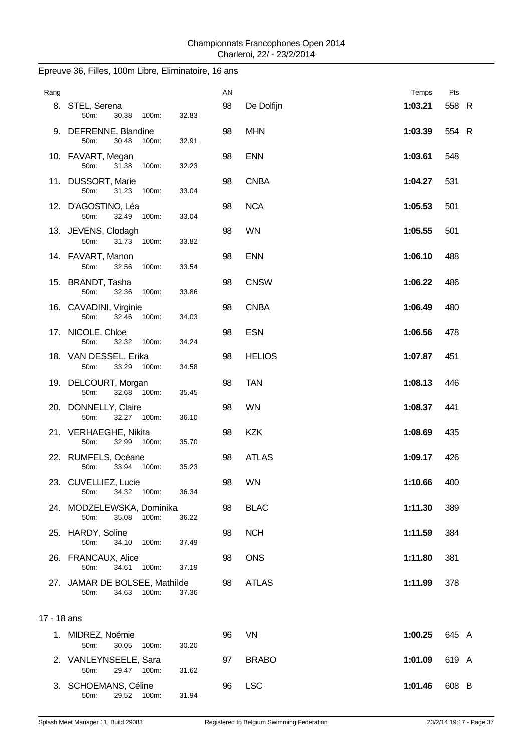Championnats Francophones Open 2014
Charleroi, 22/ - 23/2/2014

## Epreuve 36, Filles, 100m Libre, Eliminatoire, 16 ans

| Rang | Nom | 50m | 100m | AN | Club | Temps | Pts | |
|---|---|---|---|---|---|---|---|---|
| 8. | STEL, Serena | 30.38 | 32.83 | 98 | De Dolfijn | **1:03.21** | 558 | R |
| 9. | DEFRENNE, Blandine | 30.48 | 32.91 | 98 | MHN | **1:03.39** | 554 | R |
| 10. | FAVART, Megan | 31.38 | 32.23 | 98 | ENN | **1:03.61** | 548 | |
| 11. | DUSSORT, Marie | 31.23 | 33.04 | 98 | CNBA | **1:04.27** | 531 | |
| 12. | D'AGOSTINO, Léa | 32.49 | 33.04 | 98 | NCA | **1:05.53** | 501 | |
| 13. | JEVENS, Clodagh | 31.73 | 33.82 | 98 | WN | **1:05.55** | 501 | |
| 14. | FAVART, Manon | 32.56 | 33.54 | 98 | ENN | **1:06.10** | 488 | |
| 15. | BRANDT, Tasha | 32.36 | 33.86 | 98 | CNSW | **1:06.22** | 486 | |
| 16. | CAVADINI, Virginie | 32.46 | 34.03 | 98 | CNBA | **1:06.49** | 480 | |
| 17. | NICOLE, Chloe | 32.32 | 34.24 | 98 | ESN | **1:06.56** | 478 | |
| 18. | VAN DESSEL, Erika | 33.29 | 34.58 | 98 | HELIOS | **1:07.87** | 451 | |
| 19. | DELCOURT, Morgan | 32.68 | 35.45 | 98 | TAN | **1:08.13** | 446 | |
| 20. | DONNELLY, Claire | 32.27 | 36.10 | 98 | WN | **1:08.37** | 441 | |
| 21. | VERHAEGHE, Nikita | 32.99 | 35.70 | 98 | KZK | **1:08.69** | 435 | |
| 22. | RUMFELS, Océane | 33.94 | 35.23 | 98 | ATLAS | **1:09.17** | 426 | |
| 23. | CUVELLIEZ, Lucie | 34.32 | 36.34 | 98 | WN | **1:10.66** | 400 | |
| 24. | MODZELEWSKA, Dominika | 35.08 | 36.22 | 98 | BLAC | **1:11.30** | 389 | |
| 25. | HARDY, Soline | 34.10 | 37.49 | 98 | NCH | **1:11.59** | 384 | |
| 26. | FRANCAUX, Alice | 34.61 | 37.19 | 98 | ONS | **1:11.80** | 381 | |
| 27. | JAMAR DE BOLSEE, Mathilde | 34.63 | 37.36 | 98 | ATLAS | **1:11.99** | 378 | |

### 17 - 18 ans

| Rang | Nom | 50m | 100m | AN | Club | Temps | Pts | |
|---|---|---|---|---|---|---|---|---|
| 1. | MIDREZ, Noémie | 30.05 | 30.20 | 96 | VN | **1:00.25** | 645 | A |
| 2. | VANLEYNSEELE, Sara | 29.47 | 31.62 | 97 | BRABO | **1:01.09** | 619 | A |
| 3. | SCHOEMANS, Céline | 29.52 | 31.94 | 96 | LSC | **1:01.46** | 608 | B |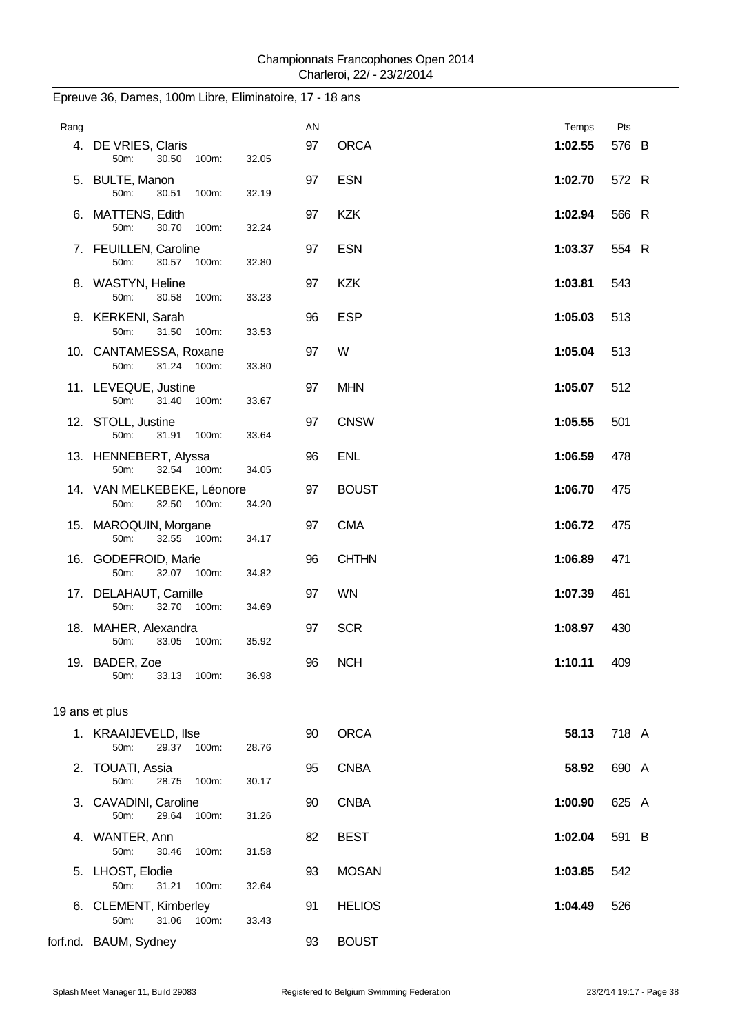Epreuve 36, Dames, 100m Libre, Eliminatoire, 17 - 18 ans

| Rang | Nom | AN | Club | Temps | Pts |
|---|---|---|---|---|---|
| 4. | DE VRIES, Claris<br>50m: 30.50 100m: 32.05 | 97 | ORCA | **1:02.55** | 576 B |
| 5. | BULTE, Manon<br>50m: 30.51 100m: 32.19 | 97 | ESN | **1:02.70** | 572 R |
| 6. | MATTENS, Edith<br>50m: 30.70 100m: 32.24 | 97 | KZK | **1:02.94** | 566 R |
| 7. | FEUILLEN, Caroline<br>50m: 30.57 100m: 32.80 | 97 | ESN | **1:03.37** | 554 R |
| 8. | WASTYN, Heline<br>50m: 30.58 100m: 33.23 | 97 | KZK | **1:03.81** | 543 |
| 9. | KERKENI, Sarah<br>50m: 31.50 100m: 33.53 | 96 | ESP | **1:05.03** | 513 |
| 10. | CANTAMESSA, Roxane<br>50m: 31.24 100m: 33.80 | 97 | W | **1:05.04** | 513 |
| 11. | LEVEQUE, Justine<br>50m: 31.40 100m: 33.67 | 97 | MHN | **1:05.07** | 512 |
| 12. | STOLL, Justine<br>50m: 31.91 100m: 33.64 | 97 | CNSW | **1:05.55** | 501 |
| 13. | HENNEBERT, Alyssa<br>50m: 32.54 100m: 34.05 | 96 | ENL | **1:06.59** | 478 |
| 14. | VAN MELKEBEKE, Léonore<br>50m: 32.50 100m: 34.20 | 97 | BOUST | **1:06.70** | 475 |
| 15. | MAROQUIN, Morgane<br>50m: 32.55 100m: 34.17 | 97 | CMA | **1:06.72** | 475 |
| 16. | GODEFROID, Marie<br>50m: 32.07 100m: 34.82 | 96 | CHTHN | **1:06.89** | 471 |
| 17. | DELAHAUT, Camille<br>50m: 32.70 100m: 34.69 | 97 | WN | **1:07.39** | 461 |
| 18. | MAHER, Alexandra<br>50m: 33.05 100m: 35.92 | 97 | SCR | **1:08.97** | 430 |
| 19. | BADER, Zoe<br>50m: 33.13 100m: 36.98 | 96 | NCH | **1:10.11** | 409 |

19 ans et plus

| Rang | Nom | AN | Club | Temps | Pts |
|---|---|---|---|---|---|
| 1. | KRAAIJEVELD, Ilse<br>50m: 29.37 100m: 28.76 | 90 | ORCA | **58.13** | 718 A |
| 2. | TOUATI, Assia<br>50m: 28.75 100m: 30.17 | 95 | CNBA | **58.92** | 690 A |
| 3. | CAVADINI, Caroline<br>50m: 29.64 100m: 31.26 | 90 | CNBA | **1:00.90** | 625 A |
| 4. | WANTER, Ann<br>50m: 30.46 100m: 31.58 | 82 | BEST | **1:02.04** | 591 B |
| 5. | LHOST, Elodie<br>50m: 31.21 100m: 32.64 | 93 | MOSAN | **1:03.85** | 542 |
| 6. | CLEMENT, Kimberley<br>50m: 31.06 100m: 33.43 | 91 | HELIOS | **1:04.49** | 526 |
| forf.nd. | BAUM, Sydney | 93 | BOUST | | |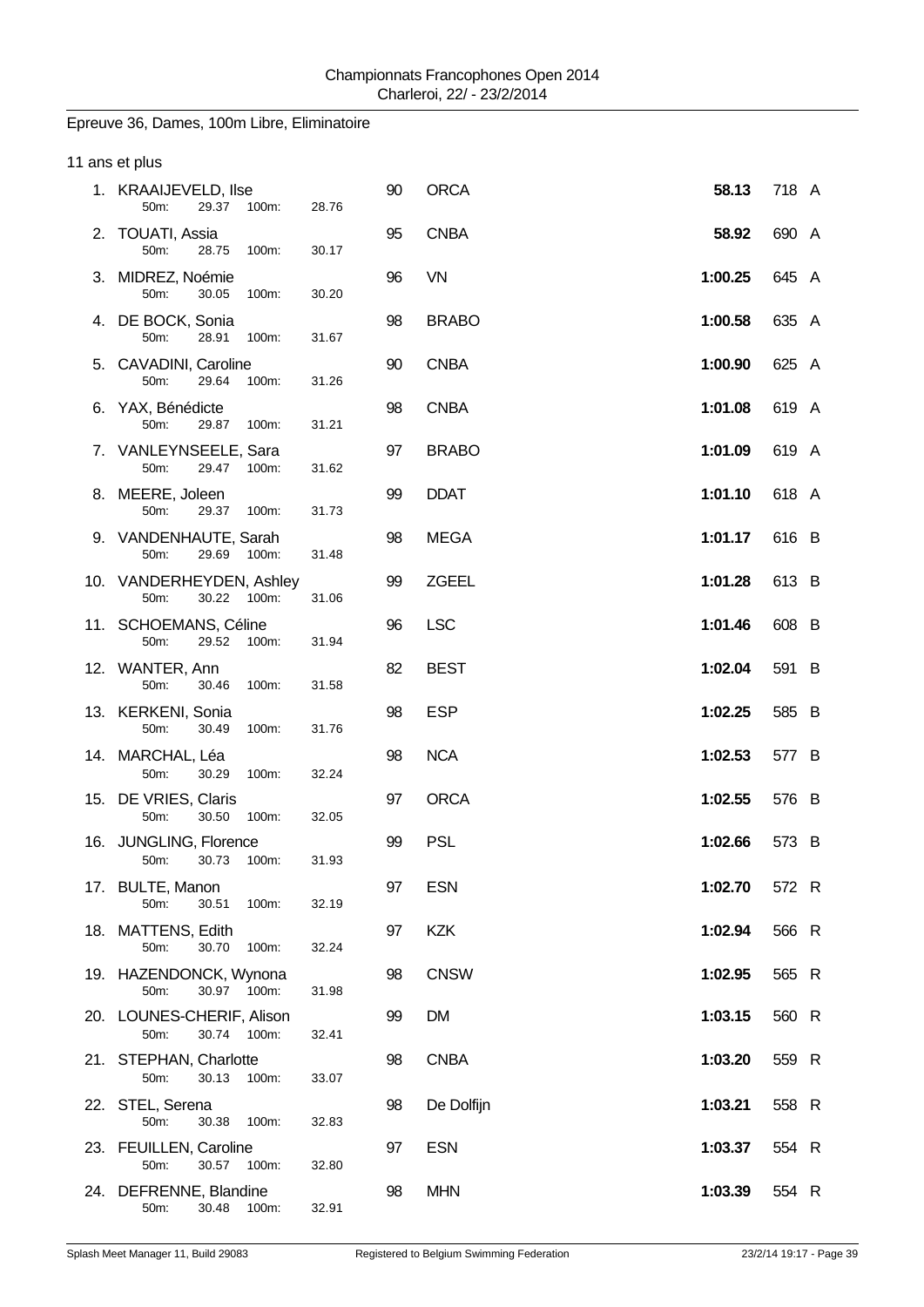Championnats Francophones Open 2014
Charleroi, 22/ - 23/2/2014

## Epreuve 36, Dames, 100m Libre, Eliminatoire

### 11 ans et plus

| Place | Nom | 50m | 100m | Année | Club | Temps | Points | |
|---|---|---|---|---|---|---|---|---|
| 1. | KRAAIJEVELD, Ilse | 29.37 | 28.76 | 90 | ORCA | **58.13** | 718 | A |
| 2. | TOUATI, Assia | 28.75 | 30.17 | 95 | CNBA | **58.92** | 690 | A |
| 3. | MIDREZ, Noémie | 30.05 | 30.20 | 96 | VN | **1:00.25** | 645 | A |
| 4. | DE BOCK, Sonia | 28.91 | 31.67 | 98 | BRABO | **1:00.58** | 635 | A |
| 5. | CAVADINI, Caroline | 29.64 | 31.26 | 90 | CNBA | **1:00.90** | 625 | A |
| 6. | YAX, Bénédicte | 29.87 | 31.21 | 98 | CNBA | **1:01.08** | 619 | A |
| 7. | VANLEYNSEELE, Sara | 29.47 | 31.62 | 97 | BRABO | **1:01.09** | 619 | A |
| 8. | MEERE, Joleen | 29.37 | 31.73 | 99 | DDAT | **1:01.10** | 618 | A |
| 9. | VANDENHAUTE, Sarah | 29.69 | 31.48 | 98 | MEGA | **1:01.17** | 616 | B |
| 10. | VANDERHEYDEN, Ashley | 30.22 | 31.06 | 99 | ZGEEL | **1:01.28** | 613 | B |
| 11. | SCHOEMANS, Céline | 29.52 | 31.94 | 96 | LSC | **1:01.46** | 608 | B |
| 12. | WANTER, Ann | 30.46 | 31.58 | 82 | BEST | **1:02.04** | 591 | B |
| 13. | KERKENI, Sonia | 30.49 | 31.76 | 98 | ESP | **1:02.25** | 585 | B |
| 14. | MARCHAL, Léa | 30.29 | 32.24 | 98 | NCA | **1:02.53** | 577 | B |
| 15. | DE VRIES, Claris | 30.50 | 32.05 | 97 | ORCA | **1:02.55** | 576 | B |
| 16. | JUNGLING, Florence | 30.73 | 31.93 | 99 | PSL | **1:02.66** | 573 | B |
| 17. | BULTE, Manon | 30.51 | 32.19 | 97 | ESN | **1:02.70** | 572 | R |
| 18. | MATTENS, Edith | 30.70 | 32.24 | 97 | KZK | **1:02.94** | 566 | R |
| 19. | HAZENDONCK, Wynona | 30.97 | 31.98 | 98 | CNSW | **1:02.95** | 565 | R |
| 20. | LOUNES-CHERIF, Alison | 30.74 | 32.41 | 99 | DM | **1:03.15** | 560 | R |
| 21. | STEPHAN, Charlotte | 30.13 | 33.07 | 98 | CNBA | **1:03.20** | 559 | R |
| 22. | STEL, Serena | 30.38 | 32.83 | 98 | De Dolfijn | **1:03.21** | 558 | R |
| 23. | FEUILLEN, Caroline | 30.57 | 32.80 | 97 | ESN | **1:03.37** | 554 | R |
| 24. | DEFRENNE, Blandine | 30.48 | 32.91 | 98 | MHN | **1:03.39** | 554 | R |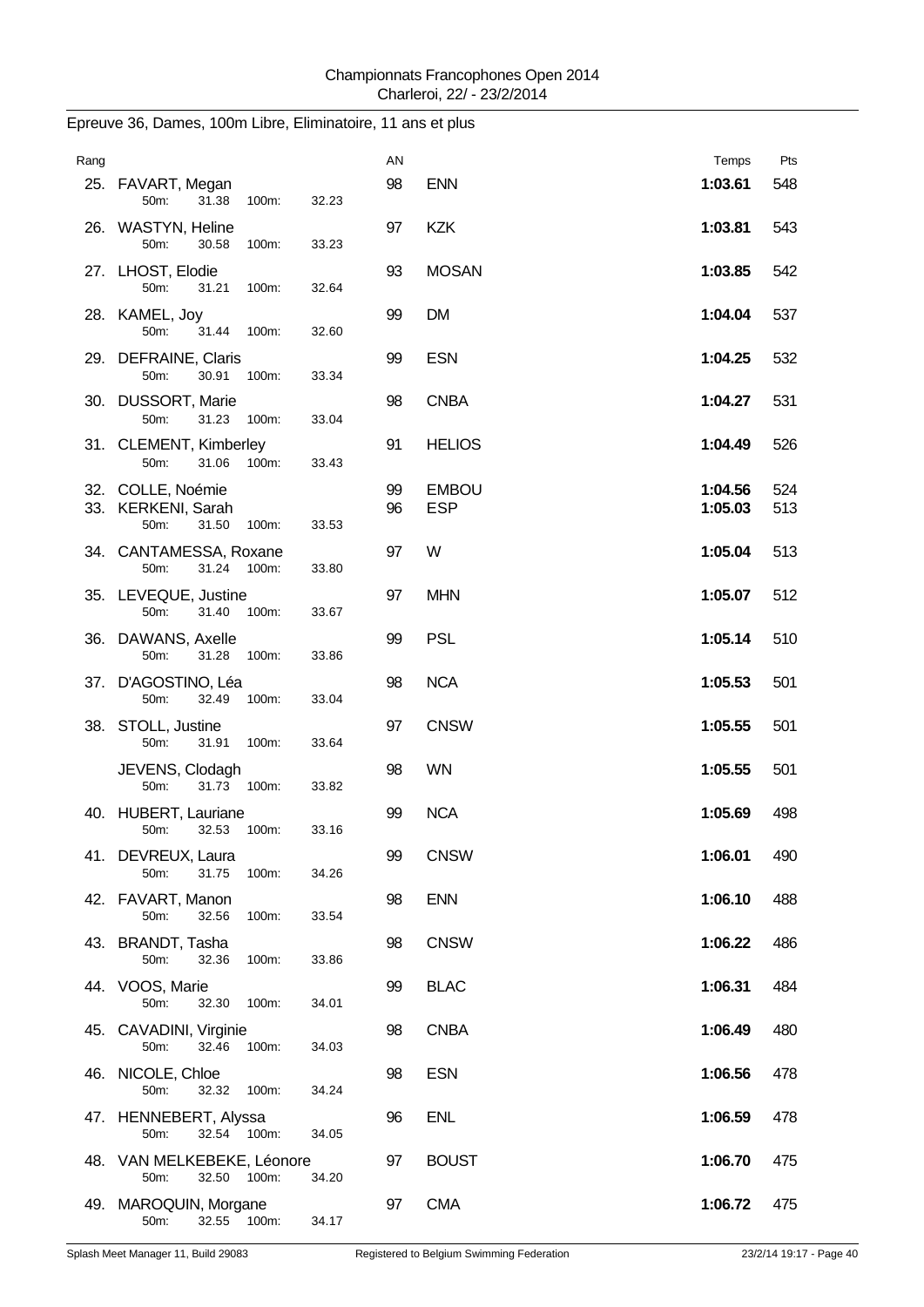Championnats Francophones Open 2014
Charleroi, 22/ - 23/2/2014

## Epreuve 36, Dames, 100m Libre, Eliminatoire, 11 ans et plus

| Rang | Nom | AN | Club | Temps | Pts |
|---|---|---|---|---|---|
| 25. | FAVART, Megan<br>50m: 31.38 100m: 32.23 | 98 | ENN | **1:03.61** | 548 |
| 26. | WASTYN, Heline<br>50m: 30.58 100m: 33.23 | 97 | KZK | **1:03.81** | 543 |
| 27. | LHOST, Elodie<br>50m: 31.21 100m: 32.64 | 93 | MOSAN | **1:03.85** | 542 |
| 28. | KAMEL, Joy<br>50m: 31.44 100m: 32.60 | 99 | DM | **1:04.04** | 537 |
| 29. | DEFRAINE, Claris<br>50m: 30.91 100m: 33.34 | 99 | ESN | **1:04.25** | 532 |
| 30. | DUSSORT, Marie<br>50m: 31.23 100m: 33.04 | 98 | CNBA | **1:04.27** | 531 |
| 31. | CLEMENT, Kimberley<br>50m: 31.06 100m: 33.43 | 91 | HELIOS | **1:04.49** | 526 |
| 32. | COLLE, Noémie | 99 | EMBOU | **1:04.56** | 524 |
| 33. | KERKENI, Sarah<br>50m: 31.50 100m: 33.53 | 96 | ESP | **1:05.03** | 513 |
| 34. | CANTAMESSA, Roxane<br>50m: 31.24 100m: 33.80 | 97 | W | **1:05.04** | 513 |
| 35. | LEVEQUE, Justine<br>50m: 31.40 100m: 33.67 | 97 | MHN | **1:05.07** | 512 |
| 36. | DAWANS, Axelle<br>50m: 31.28 100m: 33.86 | 99 | PSL | **1:05.14** | 510 |
| 37. | D'AGOSTINO, Léa<br>50m: 32.49 100m: 33.04 | 98 | NCA | **1:05.53** | 501 |
| 38. | STOLL, Justine<br>50m: 31.91 100m: 33.64 | 97 | CNSW | **1:05.55** | 501 |
| | JEVENS, Clodagh<br>50m: 31.73 100m: 33.82 | 98 | WN | **1:05.55** | 501 |
| 40. | HUBERT, Lauriane<br>50m: 32.53 100m: 33.16 | 99 | NCA | **1:05.69** | 498 |
| 41. | DEVREUX, Laura<br>50m: 31.75 100m: 34.26 | 99 | CNSW | **1:06.01** | 490 |
| 42. | FAVART, Manon<br>50m: 32.56 100m: 33.54 | 98 | ENN | **1:06.10** | 488 |
| 43. | BRANDT, Tasha<br>50m: 32.36 100m: 33.86 | 98 | CNSW | **1:06.22** | 486 |
| 44. | VOOS, Marie<br>50m: 32.30 100m: 34.01 | 99 | BLAC | **1:06.31** | 484 |
| 45. | CAVADINI, Virginie<br>50m: 32.46 100m: 34.03 | 98 | CNBA | **1:06.49** | 480 |
| 46. | NICOLE, Chloe<br>50m: 32.32 100m: 34.24 | 98 | ESN | **1:06.56** | 478 |
| 47. | HENNEBERT, Alyssa<br>50m: 32.54 100m: 34.05 | 96 | ENL | **1:06.59** | 478 |
| 48. | VAN MELKEBEKE, Léonore<br>50m: 32.50 100m: 34.20 | 97 | BOUST | **1:06.70** | 475 |
| 49. | MAROQUIN, Morgane<br>50m: 32.55 100m: 34.17 | 97 | CMA | **1:06.72** | 475 |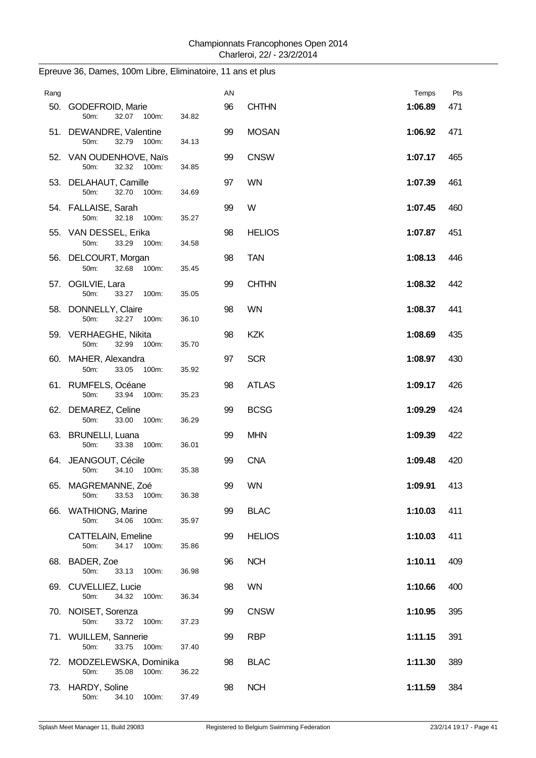Championnats Francophones Open 2014
Charleroi, 22/ - 23/2/2014

Epreuve 36, Dames, 100m Libre, Eliminatoire, 11 ans et plus

| Rang | Nom | 50m | 100m | AN | Club | Temps | Pts |
|---|---|---|---|---|---|---|---|
| 50. | GODEFROID, Marie | 32.07 | 34.82 | 96 | CHTHN | **1:06.89** | 471 |
| 51. | DEWANDRE, Valentine | 32.79 | 34.13 | 99 | MOSAN | **1:06.92** | 471 |
| 52. | VAN OUDENHOVE, Naïs | 32.32 | 34.85 | 99 | CNSW | **1:07.17** | 465 |
| 53. | DELAHAUT, Camille | 32.70 | 34.69 | 97 | WN | **1:07.39** | 461 |
| 54. | FALLAISE, Sarah | 32.18 | 35.27 | 99 | W | **1:07.45** | 460 |
| 55. | VAN DESSEL, Erika | 33.29 | 34.58 | 98 | HELIOS | **1:07.87** | 451 |
| 56. | DELCOURT, Morgan | 32.68 | 35.45 | 98 | TAN | **1:08.13** | 446 |
| 57. | OGILVIE, Lara | 33.27 | 35.05 | 99 | CHTHN | **1:08.32** | 442 |
| 58. | DONNELLY, Claire | 32.27 | 36.10 | 98 | WN | **1:08.37** | 441 |
| 59. | VERHAEGHE, Nikita | 32.99 | 35.70 | 98 | KZK | **1:08.69** | 435 |
| 60. | MAHER, Alexandra | 33.05 | 35.92 | 97 | SCR | **1:08.97** | 430 |
| 61. | RUMFELS, Océane | 33.94 | 35.23 | 98 | ATLAS | **1:09.17** | 426 |
| 62. | DEMAREZ, Celine | 33.00 | 36.29 | 99 | BCSG | **1:09.29** | 424 |
| 63. | BRUNELLI, Luana | 33.38 | 36.01 | 99 | MHN | **1:09.39** | 422 |
| 64. | JEANGOUT, Cécile | 34.10 | 35.38 | 99 | CNA | **1:09.48** | 420 |
| 65. | MAGREMANNE, Zoé | 33.53 | 36.38 | 99 | WN | **1:09.91** | 413 |
| 66. | WATHIONG, Marine | 34.06 | 35.97 | 99 | BLAC | **1:10.03** | 411 |
| | CATTELAIN, Emeline | 34.17 | 35.86 | 99 | HELIOS | **1:10.03** | 411 |
| 68. | BADER, Zoe | 33.13 | 36.98 | 96 | NCH | **1:10.11** | 409 |
| 69. | CUVELLIEZ, Lucie | 34.32 | 36.34 | 98 | WN | **1:10.66** | 400 |
| 70. | NOISET, Sorenza | 33.72 | 37.23 | 99 | CNSW | **1:10.95** | 395 |
| 71. | WUILLEM, Sannerie | 33.75 | 37.40 | 99 | RBP | **1:11.15** | 391 |
| 72. | MODZELEWSKA, Dominika | 35.08 | 36.22 | 98 | BLAC | **1:11.30** | 389 |
| 73. | HARDY, Soline | 34.10 | 37.49 | 98 | NCH | **1:11.59** | 384 |

Splash Meet Manager 11, Build 29083 — Registered to Belgium Swimming Federation — 23/2/14 19:17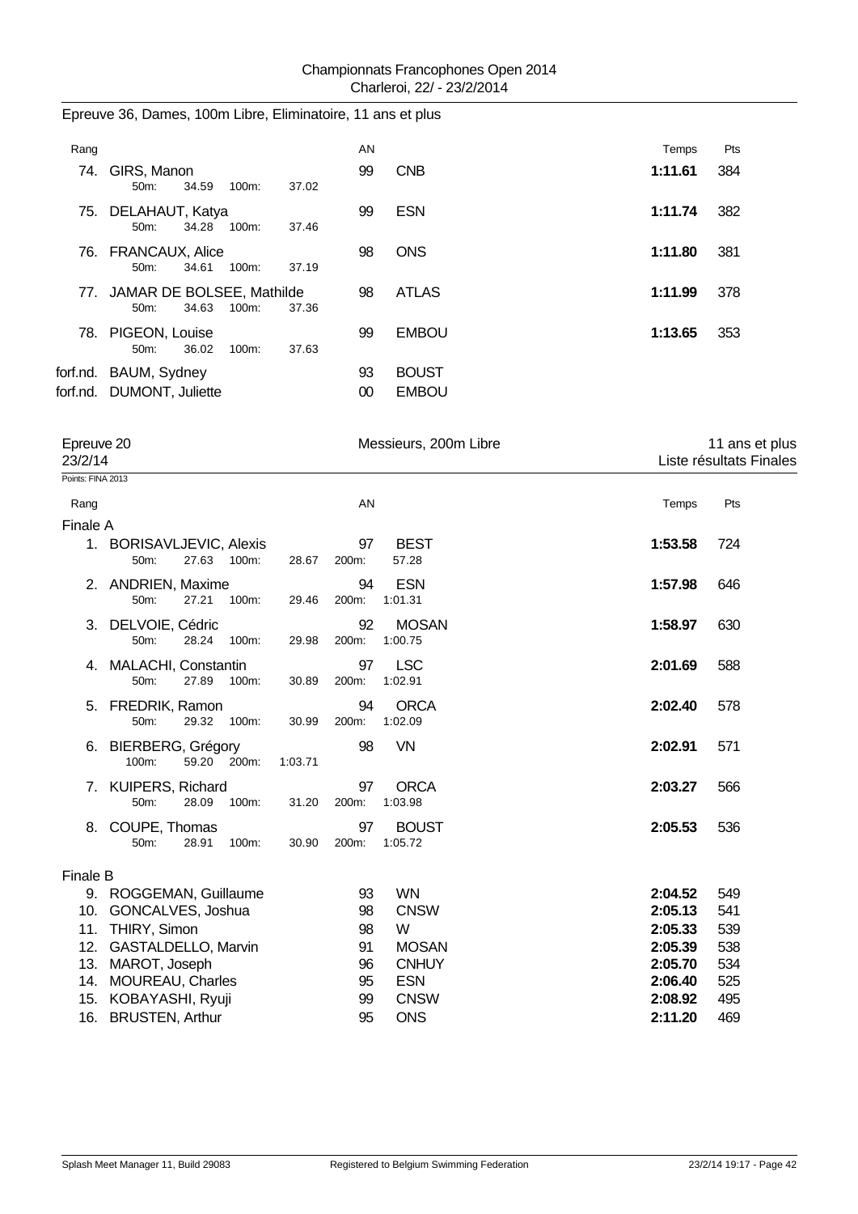Epreuve 36, Dames, 100m Libre, Eliminatoire, 11 ans et plus

| Rang | | AN | | Temps | Pts |
|---|---|---|---|---|---|
| 74. | GIRS, Manon<br>50m: 34.59 100m: 37.02 | 99 | CNB | **1:11.61** | 384 |
| 75. | DELAHAUT, Katya<br>50m: 34.28 100m: 37.46 | 99 | ESN | **1:11.74** | 382 |
| 76. | FRANCAUX, Alice<br>50m: 34.61 100m: 37.19 | 98 | ONS | **1:11.80** | 381 |
| 77. | JAMAR DE BOLSEE, Mathilde<br>50m: 34.63 100m: 37.36 | 98 | ATLAS | **1:11.99** | 378 |
| 78. | PIGEON, Louise<br>50m: 36.02 100m: 37.63 | 99 | EMBOU | **1:13.65** | 353 |
| forf.nd. | BAUM, Sydney | 93 | BOUST | | |
| forf.nd. | DUMONT, Juliette | 00 | EMBOU | | |

## Epreuve 20 — Messieurs, 200m Libre — 11 ans et plus

23/2/14 — Liste résultats Finales

Points: FINA 2013

| Rang | | AN | | Temps | Pts |
|---|---|---|---|---|---|
| **Finale A** | | | | | |
| 1. | BORISAVLJEVIC, Alexis<br>50m: 27.63 100m: 28.67 200m: 57.28 | 97 | BEST | **1:53.58** | 724 |
| 2. | ANDRIEN, Maxime<br>50m: 27.21 100m: 29.46 200m: 1:01.31 | 94 | ESN | **1:57.98** | 646 |
| 3. | DELVOIE, Cédric<br>50m: 28.24 100m: 29.98 200m: 1:00.75 | 92 | MOSAN | **1:58.97** | 630 |
| 4. | MALACHI, Constantin<br>50m: 27.89 100m: 30.89 200m: 1:02.91 | 97 | LSC | **2:01.69** | 588 |
| 5. | FREDRIK, Ramon<br>50m: 29.32 100m: 30.99 200m: 1:02.09 | 94 | ORCA | **2:02.40** | 578 |
| 6. | BIERBERG, Grégory<br>100m: 59.20 200m: 1:03.71 | 98 | VN | **2:02.91** | 571 |
| 7. | KUIPERS, Richard<br>50m: 28.09 100m: 31.20 200m: 1:03.98 | 97 | ORCA | **2:03.27** | 566 |
| 8. | COUPE, Thomas<br>50m: 28.91 100m: 30.90 200m: 1:05.72 | 97 | BOUST | **2:05.53** | 536 |
| **Finale B** | | | | | |
| 9. | ROGGEMAN, Guillaume | 93 | WN | **2:04.52** | 549 |
| 10. | GONCALVES, Joshua | 98 | CNSW | **2:05.13** | 541 |
| 11. | THIRY, Simon | 98 | W | **2:05.33** | 539 |
| 12. | GASTALDELLO, Marvin | 91 | MOSAN | **2:05.39** | 538 |
| 13. | MAROT, Joseph | 96 | CNHUY | **2:05.70** | 534 |
| 14. | MOUREAU, Charles | 95 | ESN | **2:06.40** | 525 |
| 15. | KOBAYASHI, Ryuji | 99 | CNSW | **2:08.92** | 495 |
| 16. | BRUSTEN, Arthur | 95 | ONS | **2:11.20** | 469 |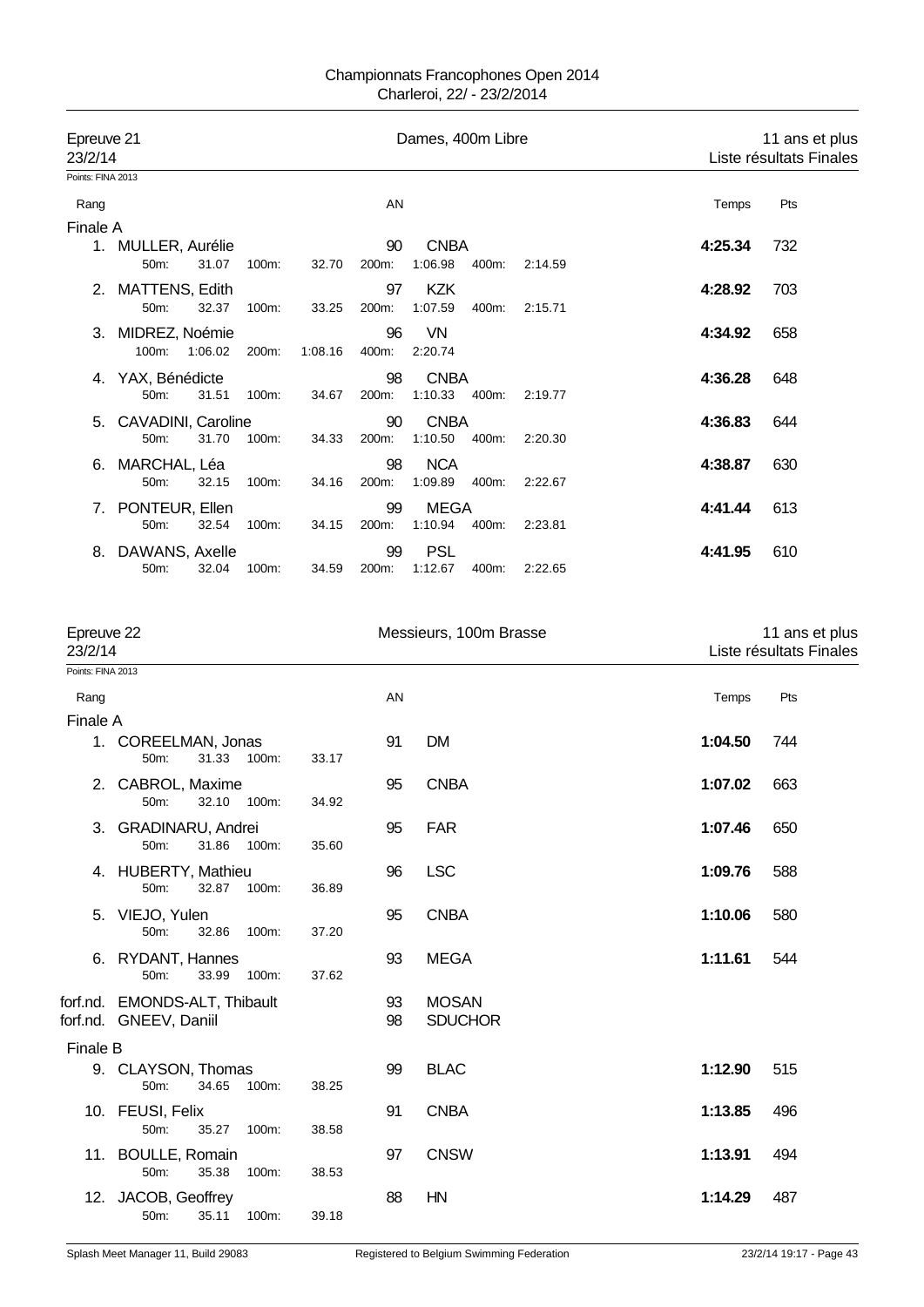Championnats Francophones Open 2014
Charleroi, 22/ - 23/2/2014

## Epreuve 21 — Dames, 400m Libre — 11 ans et plus

23/2/14 — Liste résultats Finales

Points: FINA 2013

| Rang | Nom | AN | Club | Temps | Pts |
|---|---|---|---|---|---|
| **Finale A** | | | | | |
| 1. | MULLER, Aurélie | 90 | CNBA | **4:25.34** | 732 |
| | 50m: 31.07 100m: 32.70 200m: 1:06.98 400m: 2:14.59 | | | | |
| 2. | MATTENS, Edith | 97 | KZK | **4:28.92** | 703 |
| | 50m: 32.37 100m: 33.25 200m: 1:07.59 400m: 2:15.71 | | | | |
| 3. | MIDREZ, Noémie | 96 | VN | **4:34.92** | 658 |
| | 100m: 1:06.02 200m: 1:08.16 400m: 2:20.74 | | | | |
| 4. | YAX, Bénédicte | 98 | CNBA | **4:36.28** | 648 |
| | 50m: 31.51 100m: 34.67 200m: 1:10.33 400m: 2:19.77 | | | | |
| 5. | CAVADINI, Caroline | 90 | CNBA | **4:36.83** | 644 |
| | 50m: 31.70 100m: 34.33 200m: 1:10.50 400m: 2:20.30 | | | | |
| 6. | MARCHAL, Léa | 98 | NCA | **4:38.87** | 630 |
| | 50m: 32.15 100m: 34.16 200m: 1:09.89 400m: 2:22.67 | | | | |
| 7. | PONTEUR, Ellen | 99 | MEGA | **4:41.44** | 613 |
| | 50m: 32.54 100m: 34.15 200m: 1:10.94 400m: 2:23.81 | | | | |
| 8. | DAWANS, Axelle | 99 | PSL | **4:41.95** | 610 |
| | 50m: 32.04 100m: 34.59 200m: 1:12.67 400m: 2:22.65 | | | | |

## Epreuve 22 — Messieurs, 100m Brasse — 11 ans et plus

23/2/14 — Liste résultats Finales

Points: FINA 2013

| Rang | Nom | AN | Club | Temps | Pts |
|---|---|---|---|---|---|
| **Finale A** | | | | | |
| 1. | COREELMAN, Jonas | 91 | DM | **1:04.50** | 744 |
| | 50m: 31.33 100m: 33.17 | | | | |
| 2. | CABROL, Maxime | 95 | CNBA | **1:07.02** | 663 |
| | 50m: 32.10 100m: 34.92 | | | | |
| 3. | GRADINARU, Andrei | 95 | FAR | **1:07.46** | 650 |
| | 50m: 31.86 100m: 35.60 | | | | |
| 4. | HUBERTY, Mathieu | 96 | LSC | **1:09.76** | 588 |
| | 50m: 32.87 100m: 36.89 | | | | |
| 5. | VIEJO, Yulen | 95 | CNBA | **1:10.06** | 580 |
| | 50m: 32.86 100m: 37.20 | | | | |
| 6. | RYDANT, Hannes | 93 | MEGA | **1:11.61** | 544 |
| | 50m: 33.99 100m: 37.62 | | | | |
| forf.nd. | EMONDS-ALT, Thibault | 93 | MOSAN | | |
| forf.nd. | GNEEV, Daniil | 98 | SDUCHOR | | |
| **Finale B** | | | | | |
| 9. | CLAYSON, Thomas | 99 | BLAC | **1:12.90** | 515 |
| | 50m: 34.65 100m: 38.25 | | | | |
| 10. | FEUSI, Felix | 91 | CNBA | **1:13.85** | 496 |
| | 50m: 35.27 100m: 38.58 | | | | |
| 11. | BOULLE, Romain | 97 | CNSW | **1:13.91** | 494 |
| | 50m: 35.38 100m: 38.53 | | | | |
| 12. | JACOB, Geoffrey | 88 | HN | **1:14.29** | 487 |
| | 50m: 35.11 100m: 39.18 | | | | |

Splash Meet Manager 11, Build 29083 — Registered to Belgium Swimming Federation — 23/2/14 19:17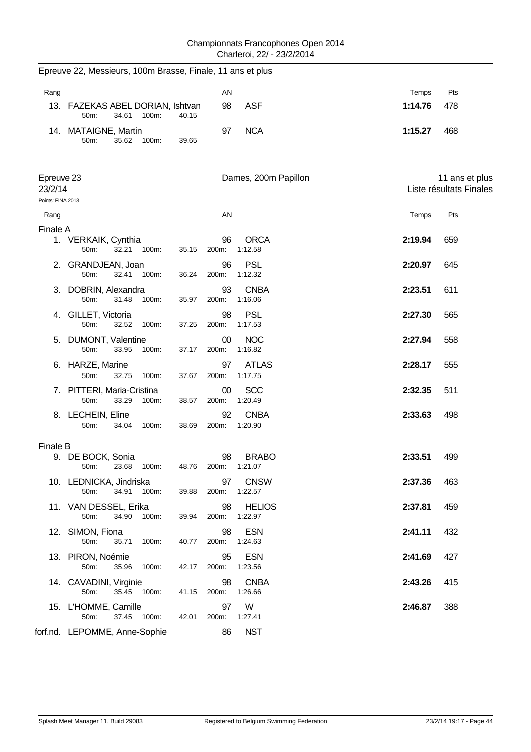Championnats Francophones Open 2014
Charleroi, 22/ - 23/2/2014

## Epreuve 22, Messieurs, 100m Brasse, Finale, 11 ans et plus

| Rang | Nom | AN | Club | Temps | Pts |
|---|---|---|---|---|---|
| 13. | FAZEKAS ABEL DORIAN, Ishtvan | 98 | ASF | **1:14.76** | 478 |
| | 50m: 34.61 100m: 40.15 | | | | |
| 14. | MATAIGNE, Martin | 97 | NCA | **1:15.27** | 468 |
| | 50m: 35.62 100m: 39.65 | | | | |

## Epreuve 23 — Dames, 200m Papillon — 11 ans et plus

23/2/14 — Liste résultats Finales

Points: FINA 2013

| Rang | Nom | AN | Club | Temps | Pts |
|---|---|---|---|---|---|
| **Finale A** | | | | | |
| 1. | VERKAIK, Cynthia | 96 | ORCA | **2:19.94** | 659 |
| | 50m: 32.21 100m: 35.15 200m: 1:12.58 | | | | |
| 2. | GRANDJEAN, Joan | 96 | PSL | **2:20.97** | 645 |
| | 50m: 32.41 100m: 36.24 200m: 1:12.32 | | | | |
| 3. | DOBRIN, Alexandra | 93 | CNBA | **2:23.51** | 611 |
| | 50m: 31.48 100m: 35.97 200m: 1:16.06 | | | | |
| 4. | GILLET, Victoria | 98 | PSL | **2:27.30** | 565 |
| | 50m: 32.52 100m: 37.25 200m: 1:17.53 | | | | |
| 5. | DUMONT, Valentine | 00 | NOC | **2:27.94** | 558 |
| | 50m: 33.95 100m: 37.17 200m: 1:16.82 | | | | |
| 6. | HARZE, Marine | 97 | ATLAS | **2:28.17** | 555 |
| | 50m: 32.75 100m: 37.67 200m: 1:17.75 | | | | |
| 7. | PITTERI, Maria-Cristina | 00 | SCC | **2:32.35** | 511 |
| | 50m: 33.29 100m: 38.57 200m: 1:20.49 | | | | |
| 8. | LECHEIN, Eline | 92 | CNBA | **2:33.63** | 498 |
| | 50m: 34.04 100m: 38.69 200m: 1:20.90 | | | | |
| **Finale B** | | | | | |
| 9. | DE BOCK, Sonia | 98 | BRABO | **2:33.51** | 499 |
| | 50m: 23.68 100m: 48.76 200m: 1:21.07 | | | | |
| 10. | LEDNICKA, Jindriska | 97 | CNSW | **2:37.36** | 463 |
| | 50m: 34.91 100m: 39.88 200m: 1:22.57 | | | | |
| 11. | VAN DESSEL, Erika | 98 | HELIOS | **2:37.81** | 459 |
| | 50m: 34.90 100m: 39.94 200m: 1:22.97 | | | | |
| 12. | SIMON, Fiona | 98 | ESN | **2:41.11** | 432 |
| | 50m: 35.71 100m: 40.77 200m: 1:24.63 | | | | |
| 13. | PIRON, Noémie | 95 | ESN | **2:41.69** | 427 |
| | 50m: 35.96 100m: 42.17 200m: 1:23.56 | | | | |
| 14. | CAVADINI, Virginie | 98 | CNBA | **2:43.26** | 415 |
| | 50m: 35.45 100m: 41.15 200m: 1:26.66 | | | | |
| 15. | L'HOMME, Camille | 97 | W | **2:46.87** | 388 |
| | 50m: 37.45 100m: 42.01 200m: 1:27.41 | | | | |
| forf.nd. | LEPOMME, Anne-Sophie | 86 | NST | | |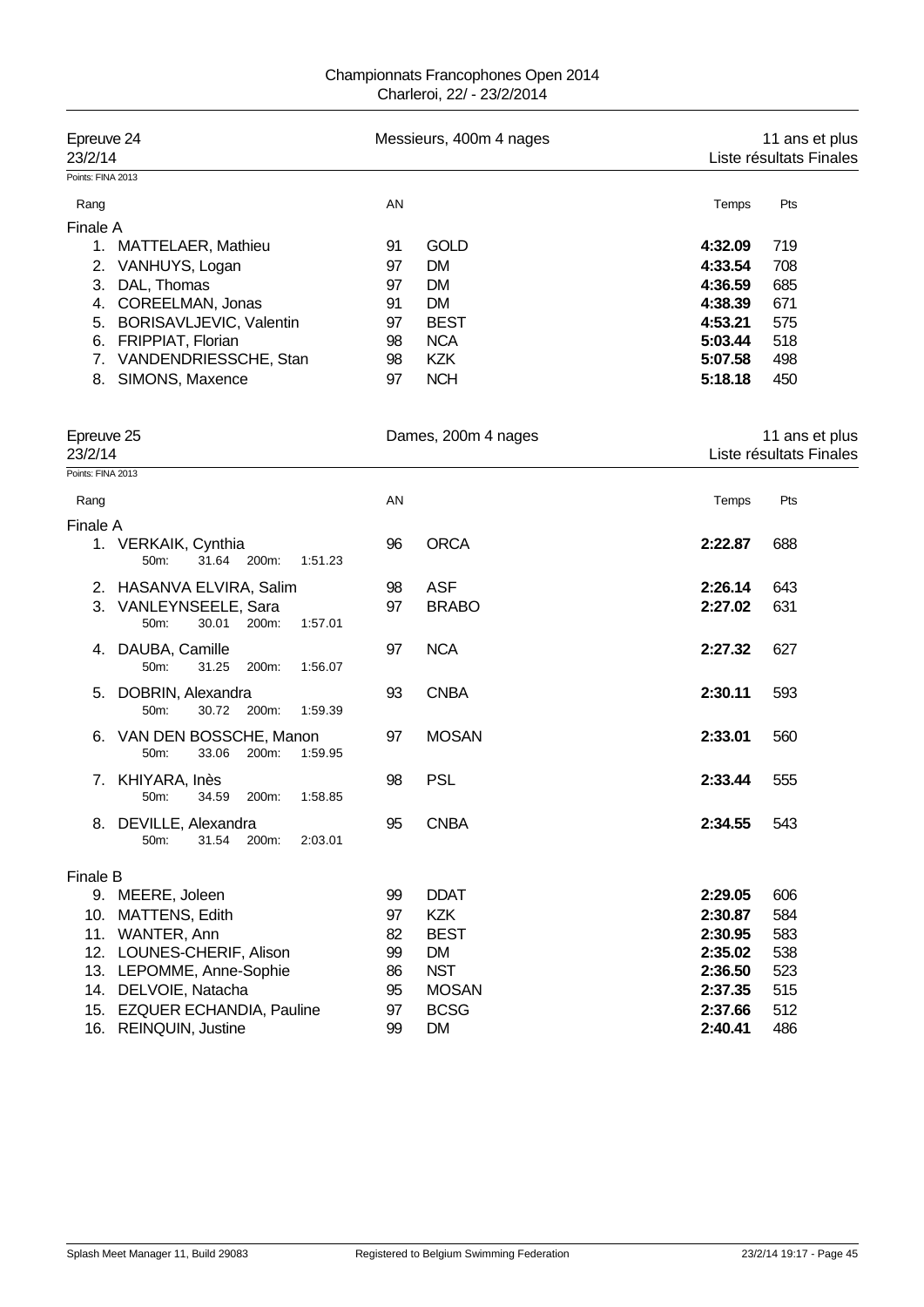Championnats Francophones Open 2014
Charleroi, 22/ - 23/2/2014

## Epreuve 24 — Messieurs, 400m 4 nages — 11 ans et plus

23/2/14 — Liste résultats Finales

Points: FINA 2013

| Rang | | AN | | Temps | Pts |
|---|---|---|---|---|---|
| **Finale A** | | | | | |
| 1. | MATTELAER, Mathieu | 91 | GOLD | **4:32.09** | 719 |
| 2. | VANHUYS, Logan | 97 | DM | **4:33.54** | 708 |
| 3. | DAL, Thomas | 97 | DM | **4:36.59** | 685 |
| 4. | COREELMAN, Jonas | 91 | DM | **4:38.39** | 671 |
| 5. | BORISAVLJEVIC, Valentin | 97 | BEST | **4:53.21** | 575 |
| 6. | FRIPPIAT, Florian | 98 | NCA | **5:03.44** | 518 |
| 7. | VANDENDRIESSCHE, Stan | 98 | KZK | **5:07.58** | 498 |
| 8. | SIMONS, Maxence | 97 | NCH | **5:18.18** | 450 |

## Epreuve 25 — Dames, 200m 4 nages — 11 ans et plus

23/2/14 — Liste résultats Finales

Points: FINA 2013

| Rang | | AN | | Temps | Pts |
|---|---|---|---|---|---|
| **Finale A** | | | | | |
| 1. | VERKAIK, Cynthia<br>50m: 31.64 200m: 1:51.23 | 96 | ORCA | **2:22.87** | 688 |
| 2. | HASANVA ELVIRA, Salim | 98 | ASF | **2:26.14** | 643 |
| 3. | VANLEYNSEELE, Sara<br>50m: 30.01 200m: 1:57.01 | 97 | BRABO | **2:27.02** | 631 |
| 4. | DAUBA, Camille<br>50m: 31.25 200m: 1:56.07 | 97 | NCA | **2:27.32** | 627 |
| 5. | DOBRIN, Alexandra<br>50m: 30.72 200m: 1:59.39 | 93 | CNBA | **2:30.11** | 593 |
| 6. | VAN DEN BOSSCHE, Manon<br>50m: 33.06 200m: 1:59.95 | 97 | MOSAN | **2:33.01** | 560 |
| 7. | KHIYARA, Inès<br>50m: 34.59 200m: 1:58.85 | 98 | PSL | **2:33.44** | 555 |
| 8. | DEVILLE, Alexandra<br>50m: 31.54 200m: 2:03.01 | 95 | CNBA | **2:34.55** | 543 |
| **Finale B** | | | | | |
| 9. | MEERE, Joleen | 99 | DDAT | **2:29.05** | 606 |
| 10. | MATTENS, Edith | 97 | KZK | **2:30.87** | 584 |
| 11. | WANTER, Ann | 82 | BEST | **2:30.95** | 583 |
| 12. | LOUNES-CHERIF, Alison | 99 | DM | **2:35.02** | 538 |
| 13. | LEPOMME, Anne-Sophie | 86 | NST | **2:36.50** | 523 |
| 14. | DELVOIE, Natacha | 95 | MOSAN | **2:37.35** | 515 |
| 15. | EZQUER ECHANDIA, Pauline | 97 | BCSG | **2:37.66** | 512 |
| 16. | REINQUIN, Justine | 99 | DM | **2:40.41** | 486 |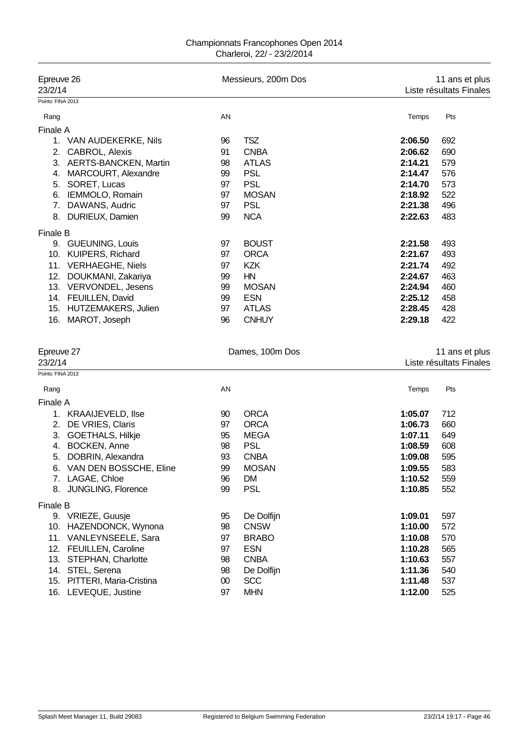Championnats Francophones Open 2014
Charleroi, 22/ - 23/2/2014

## Epreuve 26 — Messieurs, 200m Dos — 11 ans et plus

23/2/14 — Liste résultats Finales

Points: FINA 2013

| Rang | | AN | | Temps | Pts |
|---|---|---|---|---|---|
| **Finale A** | | | | | |
| 1. | VAN AUDEKERKE, Nils | 96 | TSZ | **2:06.50** | 692 |
| 2. | CABROL, Alexis | 91 | CNBA | **2:06.62** | 690 |
| 3. | AERTS-BANCKEN, Martin | 98 | ATLAS | **2:14.21** | 579 |
| 4. | MARCOURT, Alexandre | 99 | PSL | **2:14.47** | 576 |
| 5. | SORET, Lucas | 97 | PSL | **2:14.70** | 573 |
| 6. | IEMMOLO, Romain | 97 | MOSAN | **2:18.92** | 522 |
| 7. | DAWANS, Audric | 97 | PSL | **2:21.38** | 496 |
| 8. | DURIEUX, Damien | 99 | NCA | **2:22.63** | 483 |
| **Finale B** | | | | | |
| 9. | GUEUNING, Louis | 97 | BOUST | **2:21.58** | 493 |
| 10. | KUIPERS, Richard | 97 | ORCA | **2:21.67** | 493 |
| 11. | VERHAEGHE, Niels | 97 | KZK | **2:21.74** | 492 |
| 12. | DOUKMANI, Zakariya | 99 | HN | **2:24.67** | 463 |
| 13. | VERVONDEL, Jesens | 99 | MOSAN | **2:24.94** | 460 |
| 14. | FEUILLEN, David | 99 | ESN | **2:25.12** | 458 |
| 15. | HUTZEMAKERS, Julien | 97 | ATLAS | **2:28.45** | 428 |
| 16. | MAROT, Joseph | 96 | CNHUY | **2:29.18** | 422 |

## Epreuve 27 — Dames, 100m Dos — 11 ans et plus

23/2/14 — Liste résultats Finales

Points: FINA 2013

| Rang | | AN | | Temps | Pts |
|---|---|---|---|---|---|
| **Finale A** | | | | | |
| 1. | KRAAIJEVELD, Ilse | 90 | ORCA | **1:05.07** | 712 |
| 2. | DE VRIES, Claris | 97 | ORCA | **1:06.73** | 660 |
| 3. | GOETHALS, Hilkje | 95 | MEGA | **1:07.11** | 649 |
| 4. | BOCKEN, Anne | 98 | PSL | **1:08.59** | 608 |
| 5. | DOBRIN, Alexandra | 93 | CNBA | **1:09.08** | 595 |
| 6. | VAN DEN BOSSCHE, Eline | 99 | MOSAN | **1:09.55** | 583 |
| 7. | LAGAE, Chloe | 96 | DM | **1:10.52** | 559 |
| 8. | JUNGLING, Florence | 99 | PSL | **1:10.85** | 552 |
| **Finale B** | | | | | |
| 9. | VRIEZE, Guusje | 95 | De Dolfijn | **1:09.01** | 597 |
| 10. | HAZENDONCK, Wynona | 98 | CNSW | **1:10.00** | 572 |
| 11. | VANLEYNSEELE, Sara | 97 | BRABO | **1:10.08** | 570 |
| 12. | FEUILLEN, Caroline | 97 | ESN | **1:10.28** | 565 |
| 13. | STEPHAN, Charlotte | 98 | CNBA | **1:10.63** | 557 |
| 14. | STEL, Serena | 98 | De Dolfijn | **1:11.36** | 540 |
| 15. | PITTERI, Maria-Cristina | 00 | SCC | **1:11.48** | 537 |
| 16. | LEVEQUE, Justine | 97 | MHN | **1:12.00** | 525 |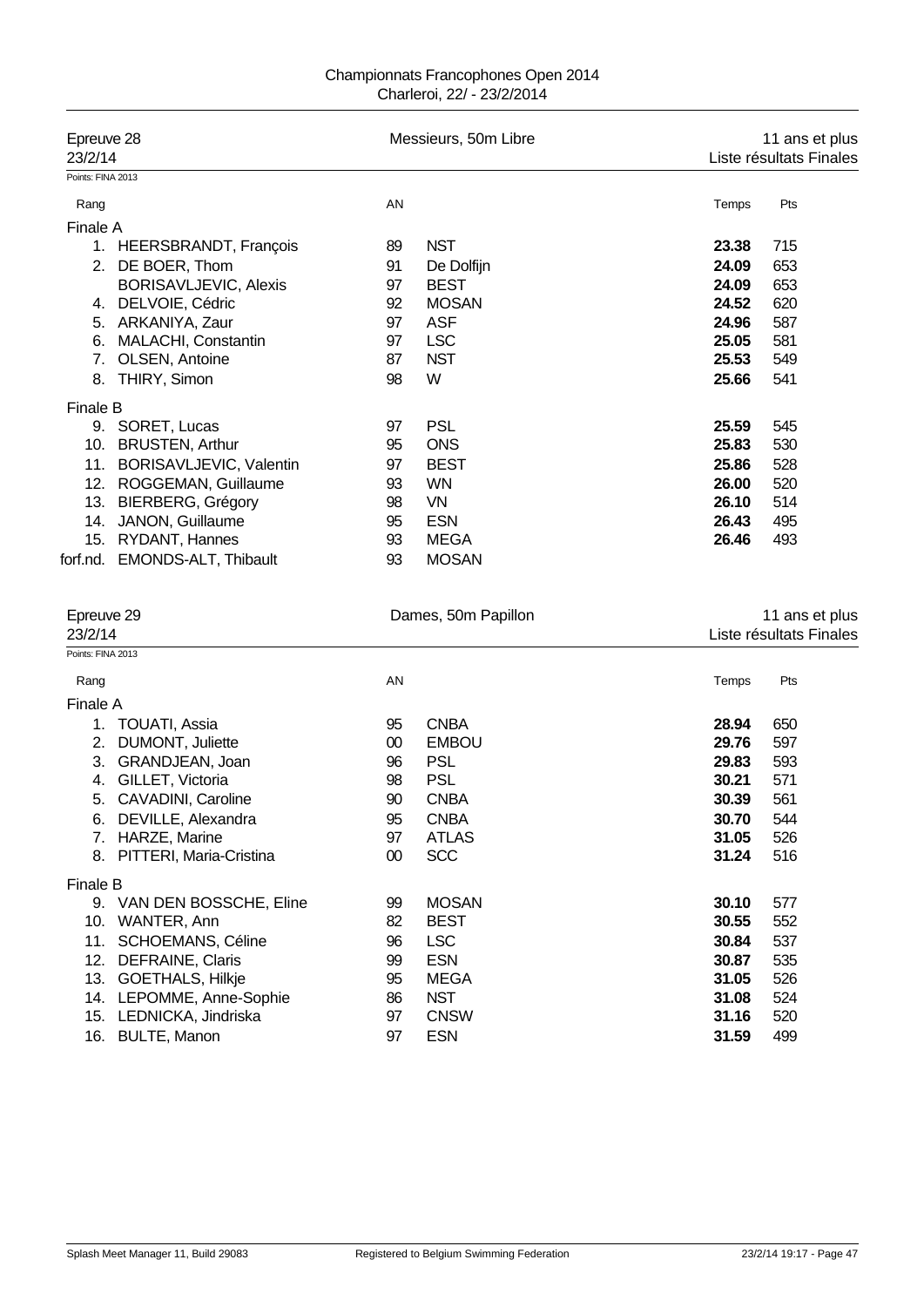Championnats Francophones Open 2014
Charleroi, 22/ - 23/2/2014

## Epreuve 28 — Messieurs, 50m Libre — 11 ans et plus

23/2/14 — Liste résultats Finales

Points: FINA 2013

| Rang | | AN | | Temps | Pts |
|---|---|---|---|---|---|
| **Finale A** | | | | | |
| 1. | HEERSBRANDT, François | 89 | NST | **23.38** | 715 |
| 2. | DE BOER, Thom | 91 | De Dolfijn | **24.09** | 653 |
| | BORISAVLJEVIC, Alexis | 97 | BEST | **24.09** | 653 |
| 4. | DELVOIE, Cédric | 92 | MOSAN | **24.52** | 620 |
| 5. | ARKANIYA, Zaur | 97 | ASF | **24.96** | 587 |
| 6. | MALACHI, Constantin | 97 | LSC | **25.05** | 581 |
| 7. | OLSEN, Antoine | 87 | NST | **25.53** | 549 |
| 8. | THIRY, Simon | 98 | W | **25.66** | 541 |
| **Finale B** | | | | | |
| 9. | SORET, Lucas | 97 | PSL | **25.59** | 545 |
| 10. | BRUSTEN, Arthur | 95 | ONS | **25.83** | 530 |
| 11. | BORISAVLJEVIC, Valentin | 97 | BEST | **25.86** | 528 |
| 12. | ROGGEMAN, Guillaume | 93 | WN | **26.00** | 520 |
| 13. | BIERBERG, Grégory | 98 | VN | **26.10** | 514 |
| 14. | JANON, Guillaume | 95 | ESN | **26.43** | 495 |
| 15. | RYDANT, Hannes | 93 | MEGA | **26.46** | 493 |
| forf.nd. | EMONDS-ALT, Thibault | 93 | MOSAN | | |

## Epreuve 29 — Dames, 50m Papillon — 11 ans et plus

23/2/14 — Liste résultats Finales

Points: FINA 2013

| Rang | | AN | | Temps | Pts |
|---|---|---|---|---|---|
| **Finale A** | | | | | |
| 1. | TOUATI, Assia | 95 | CNBA | **28.94** | 650 |
| 2. | DUMONT, Juliette | 00 | EMBOU | **29.76** | 597 |
| 3. | GRANDJEAN, Joan | 96 | PSL | **29.83** | 593 |
| 4. | GILLET, Victoria | 98 | PSL | **30.21** | 571 |
| 5. | CAVADINI, Caroline | 90 | CNBA | **30.39** | 561 |
| 6. | DEVILLE, Alexandra | 95 | CNBA | **30.70** | 544 |
| 7. | HARZE, Marine | 97 | ATLAS | **31.05** | 526 |
| 8. | PITTERI, Maria-Cristina | 00 | SCC | **31.24** | 516 |
| **Finale B** | | | | | |
| 9. | VAN DEN BOSSCHE, Eline | 99 | MOSAN | **30.10** | 577 |
| 10. | WANTER, Ann | 82 | BEST | **30.55** | 552 |
| 11. | SCHOEMANS, Céline | 96 | LSC | **30.84** | 537 |
| 12. | DEFRAINE, Claris | 99 | ESN | **30.87** | 535 |
| 13. | GOETHALS, Hilkje | 95 | MEGA | **31.05** | 526 |
| 14. | LEPOMME, Anne-Sophie | 86 | NST | **31.08** | 524 |
| 15. | LEDNICKA, Jindriska | 97 | CNSW | **31.16** | 520 |
| 16. | BULTE, Manon | 97 | ESN | **31.59** | 499 |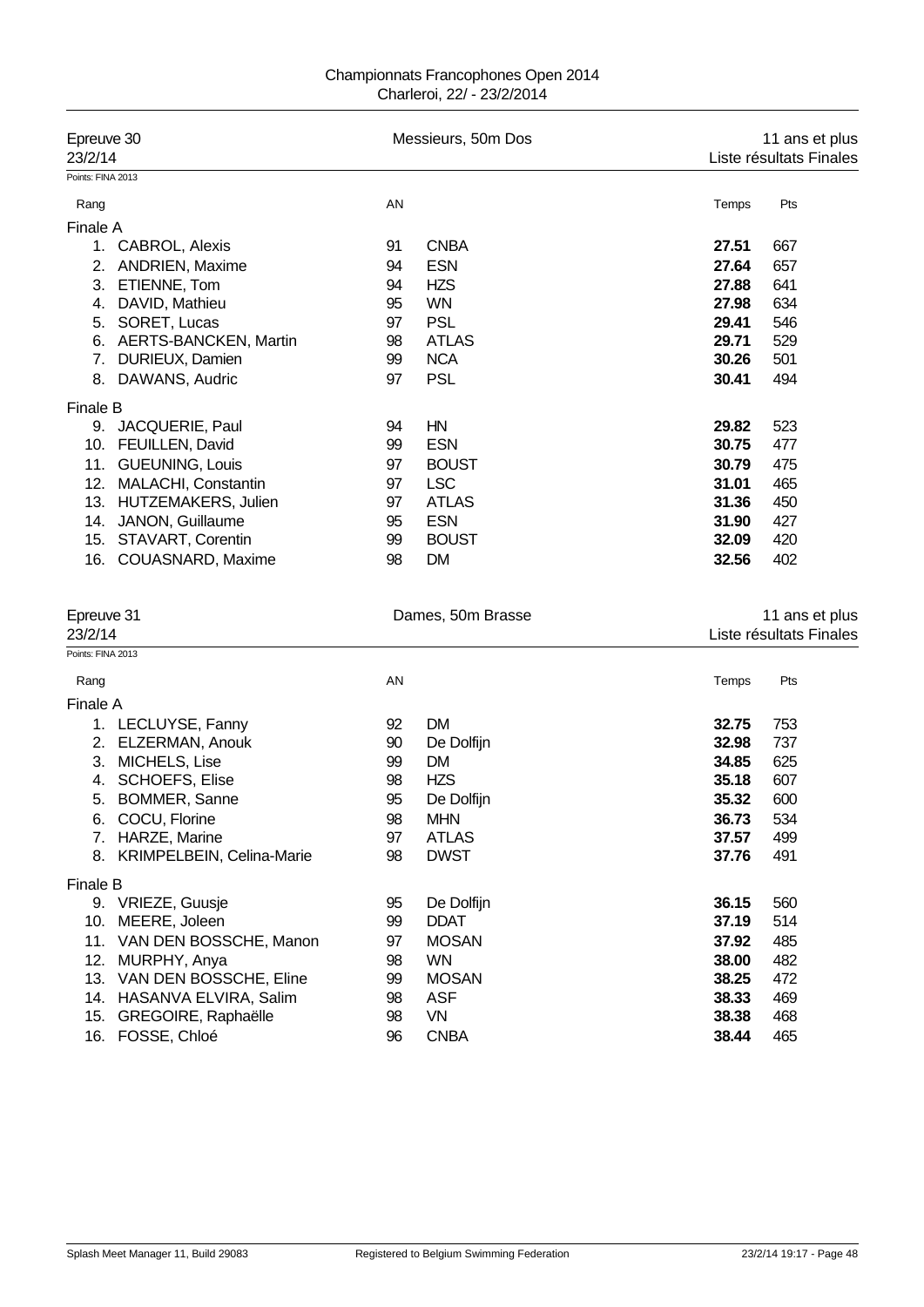## Epreuve 30 — Messieurs, 50m Dos — 11 ans et plus

23/2/14 — Liste résultats Finales

Points: FINA 2013

| Rang | | AN | | Temps | Pts |
|---|---|---|---|---|---|
| **Finale A** | | | | | |
| 1. | CABROL, Alexis | 91 | CNBA | **27.51** | 667 |
| 2. | ANDRIEN, Maxime | 94 | ESN | **27.64** | 657 |
| 3. | ETIENNE, Tom | 94 | HZS | **27.88** | 641 |
| 4. | DAVID, Mathieu | 95 | WN | **27.98** | 634 |
| 5. | SORET, Lucas | 97 | PSL | **29.41** | 546 |
| 6. | AERTS-BANCKEN, Martin | 98 | ATLAS | **29.71** | 529 |
| 7. | DURIEUX, Damien | 99 | NCA | **30.26** | 501 |
| 8. | DAWANS, Audric | 97 | PSL | **30.41** | 494 |
| **Finale B** | | | | | |
| 9. | JACQUERIE, Paul | 94 | HN | **29.82** | 523 |
| 10. | FEUILLEN, David | 99 | ESN | **30.75** | 477 |
| 11. | GUEUNING, Louis | 97 | BOUST | **30.79** | 475 |
| 12. | MALACHI, Constantin | 97 | LSC | **31.01** | 465 |
| 13. | HUTZEMAKERS, Julien | 97 | ATLAS | **31.36** | 450 |
| 14. | JANON, Guillaume | 95 | ESN | **31.90** | 427 |
| 15. | STAVART, Corentin | 99 | BOUST | **32.09** | 420 |
| 16. | COUASNARD, Maxime | 98 | DM | **32.56** | 402 |

## Epreuve 31 — Dames, 50m Brasse — 11 ans et plus

23/2/14 — Liste résultats Finales

Points: FINA 2013

| Rang | | AN | | Temps | Pts |
|---|---|---|---|---|---|
| **Finale A** | | | | | |
| 1. | LECLUYSE, Fanny | 92 | DM | **32.75** | 753 |
| 2. | ELZERMAN, Anouk | 90 | De Dolfijn | **32.98** | 737 |
| 3. | MICHELS, Lise | 99 | DM | **34.85** | 625 |
| 4. | SCHOEFS, Elise | 98 | HZS | **35.18** | 607 |
| 5. | BOMMER, Sanne | 95 | De Dolfijn | **35.32** | 600 |
| 6. | COCU, Florine | 98 | MHN | **36.73** | 534 |
| 7. | HARZE, Marine | 97 | ATLAS | **37.57** | 499 |
| 8. | KRIMPELBEIN, Celina-Marie | 98 | DWST | **37.76** | 491 |
| **Finale B** | | | | | |
| 9. | VRIEZE, Guusje | 95 | De Dolfijn | **36.15** | 560 |
| 10. | MEERE, Joleen | 99 | DDAT | **37.19** | 514 |
| 11. | VAN DEN BOSSCHE, Manon | 97 | MOSAN | **37.92** | 485 |
| 12. | MURPHY, Anya | 98 | WN | **38.00** | 482 |
| 13. | VAN DEN BOSSCHE, Eline | 99 | MOSAN | **38.25** | 472 |
| 14. | HASANVA ELVIRA, Salim | 98 | ASF | **38.33** | 469 |
| 15. | GREGOIRE, Raphaëlle | 98 | VN | **38.38** | 468 |
| 16. | FOSSE, Chloé | 96 | CNBA | **38.44** | 465 |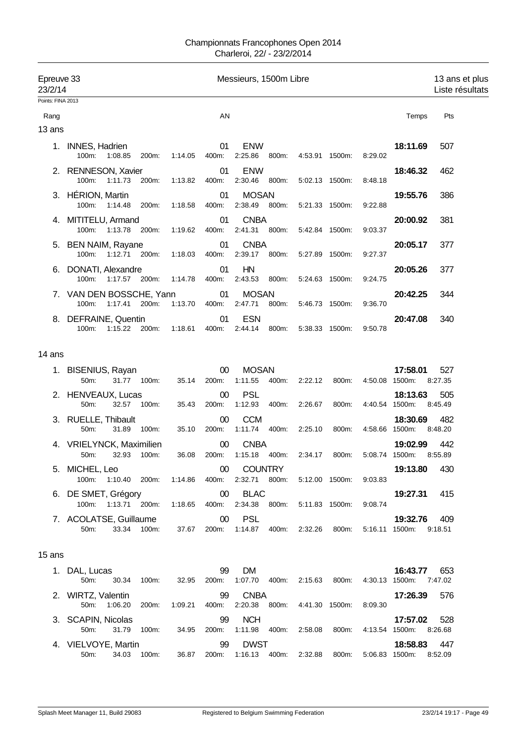Championnats Francophones Open 2014
Charleroi, 22/ - 23/2/2014

## Epreuve 33 — Messieurs, 1500m Libre — 13 ans et plus

23/2/14 — Liste résultats

Points: FINA 2013

| Rang | | AN | | Temps | Pts |
|---|---|---|---|---|---|

### 13 ans

| Rang | Nom | AN | Club | Temps | Pts |
|---|---|---|---|---|---|
| 1. | INNES, Hadrien | 01 | ENW | 18:11.69 | 507 |
| | 100m: 1:08.85 200m: 1:14.05 400m: 2:25.86 800m: 4:53.91 1500m: 8:29.02 | | | | |
| 2. | RENNESON, Xavier | 01 | ENW | 18:46.32 | 462 |
| | 100m: 1:11.73 200m: 1:13.82 400m: 2:30.46 800m: 5:02.13 1500m: 8:48.18 | | | | |
| 3. | HÉRION, Martin | 01 | MOSAN | 19:55.76 | 386 |
| | 100m: 1:14.48 200m: 1:18.58 400m: 2:38.49 800m: 5:21.33 1500m: 9:22.88 | | | | |
| 4. | MITITELU, Armand | 01 | CNBA | 20:00.92 | 381 |
| | 100m: 1:13.78 200m: 1:19.62 400m: 2:41.31 800m: 5:42.84 1500m: 9:03.37 | | | | |
| 5. | BEN NAIM, Rayane | 01 | CNBA | 20:05.17 | 377 |
| | 100m: 1:12.71 200m: 1:18.03 400m: 2:39.17 800m: 5:27.89 1500m: 9:27.37 | | | | |
| 6. | DONATI, Alexandre | 01 | HN | 20:05.26 | 377 |
| | 100m: 1:17.57 200m: 1:14.78 400m: 2:43.53 800m: 5:24.63 1500m: 9:24.75 | | | | |
| 7. | VAN DEN BOSSCHE, Yann | 01 | MOSAN | 20:42.25 | 344 |
| | 100m: 1:17.41 200m: 1:13.70 400m: 2:47.71 800m: 5:46.73 1500m: 9:36.70 | | | | |
| 8. | DEFRAINE, Quentin | 01 | ESN | 20:47.08 | 340 |
| | 100m: 1:15.22 200m: 1:18.61 400m: 2:44.14 800m: 5:38.33 1500m: 9:50.78 | | | | |

### 14 ans

| Rang | Nom | AN | Club | Temps | Pts |
|---|---|---|---|---|---|
| 1. | BISENIUS, Rayan | 00 | MOSAN | 17:58.01 | 527 |
| | 50m: 31.77 100m: 35.14 200m: 1:11.55 400m: 2:22.12 800m: 4:50.08 1500m: 8:27.35 | | | | |
| 2. | HENVEAUX, Lucas | 00 | PSL | 18:13.63 | 505 |
| | 50m: 32.57 100m: 35.43 200m: 1:12.93 400m: 2:26.67 800m: 4:40.54 1500m: 8:45.49 | | | | |
| 3. | RUELLE, Thibault | 00 | CCM | 18:30.69 | 482 |
| | 50m: 31.89 100m: 35.10 200m: 1:11.74 400m: 2:25.10 800m: 4:58.66 1500m: 8:48.20 | | | | |
| 4. | VRIELYNCK, Maximilien | 00 | CNBA | 19:02.99 | 442 |
| | 50m: 32.93 100m: 36.08 200m: 1:15.18 400m: 2:34.17 800m: 5:08.74 1500m: 8:55.89 | | | | |
| 5. | MICHEL, Leo | 00 | COUNTRY | 19:13.80 | 430 |
| | 100m: 1:10.40 200m: 1:14.86 400m: 2:32.71 800m: 5:12.00 1500m: 9:03.83 | | | | |
| 6. | DE SMET, Grégory | 00 | BLAC | 19:27.31 | 415 |
| | 100m: 1:13.71 200m: 1:18.65 400m: 2:34.38 800m: 5:11.83 1500m: 9:08.74 | | | | |
| 7. | ACOLATSE, Guillaume | 00 | PSL | 19:32.76 | 409 |
| | 50m: 33.34 100m: 37.67 200m: 1:14.87 400m: 2:32.26 800m: 5:16.11 1500m: 9:18.51 | | | | |

### 15 ans

| Rang | Nom | AN | Club | Temps | Pts |
|---|---|---|---|---|---|
| 1. | DAL, Lucas | 99 | DM | 16:43.77 | 653 |
| | 50m: 30.34 100m: 32.95 200m: 1:07.70 400m: 2:15.63 800m: 4:30.13 1500m: 7:47.02 | | | | |
| 2. | WIRTZ, Valentin | 99 | CNBA | 17:26.39 | 576 |
| | 50m: 1:06.20 200m: 1:09.21 400m: 2:20.38 800m: 4:41.30 1500m: 8:09.30 | | | | |
| 3. | SCAPIN, Nicolas | 99 | NCH | 17:57.02 | 528 |
| | 50m: 31.79 100m: 34.95 200m: 1:11.98 400m: 2:58.08 800m: 4:13.54 1500m: 8:26.68 | | | | |
| 4. | VIELVOYE, Martin | 99 | DWST | 18:58.83 | 447 |
| | 50m: 34.03 100m: 36.87 200m: 1:16.13 400m: 2:32.88 800m: 5:06.83 1500m: 8:52.09 | | | | |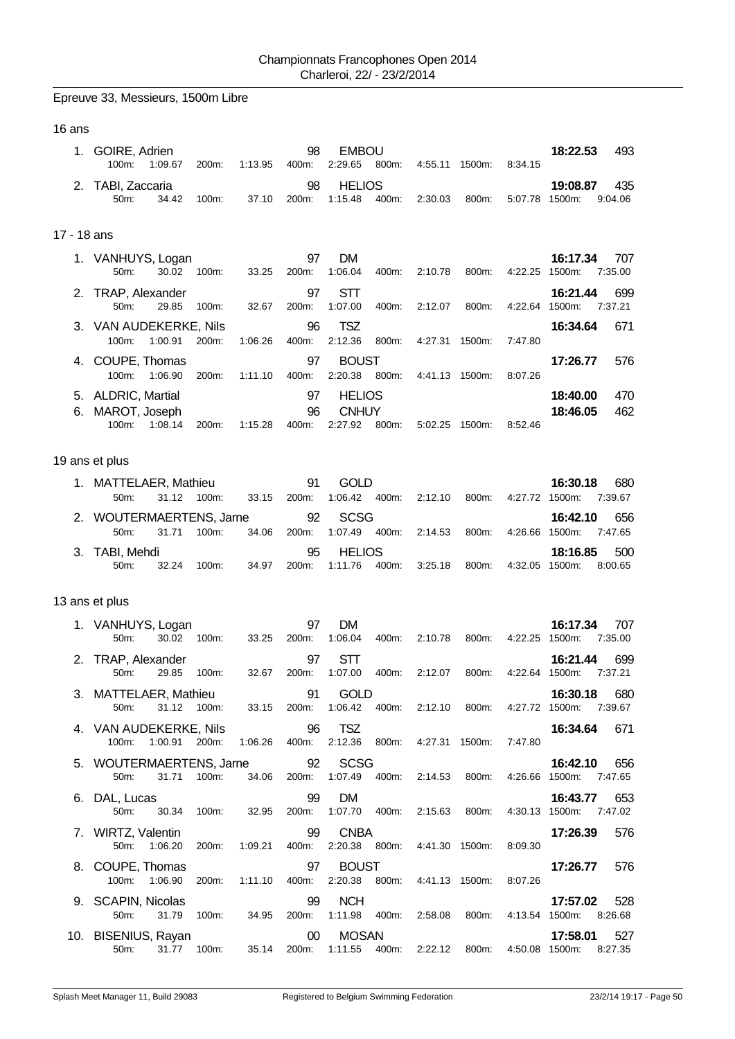Championnats Francophones Open 2014
Charleroi, 22/ - 23/2/2014

Epreuve 33, Messieurs, 1500m Libre

16 ans

1. GOIRE, Adrien 98 EMBOU **18:22.53** 493
 100m: 1:09.67 200m: 1:13.95 400m: 2:29.65 800m: 4:55.11 1500m: 8:34.15

2. TABI, Zaccaria 98 HELIOS **19:08.87** 435
 50m: 34.42 100m: 37.10 200m: 1:15.48 400m: 2:30.03 800m: 5:07.78 1500m: 9:04.06

17 - 18 ans

1. VANHUYS, Logan 97 DM **16:17.34** 707
 50m: 30.02 100m: 33.25 200m: 1:06.04 400m: 2:10.78 800m: 4:22.25 1500m: 7:35.00

2. TRAP, Alexander 97 STT **16:21.44** 699
 50m: 29.85 100m: 32.67 200m: 1:07.00 400m: 2:12.07 800m: 4:22.64 1500m: 7:37.21

3. VAN AUDEKERKE, Nils 96 TSZ **16:34.64** 671
 100m: 1:00.91 200m: 1:06.26 400m: 2:12.36 800m: 4:27.31 1500m: 7:47.80

4. COUPE, Thomas 97 BOUST **17:26.77** 576
 100m: 1:06.90 200m: 1:11.10 400m: 2:20.38 800m: 4:41.13 1500m: 8:07.26

5. ALDRIC, Martial 97 HELIOS **18:40.00** 470

6. MAROT, Joseph 96 CNHUY **18:46.05** 462
 100m: 1:08.14 200m: 1:15.28 400m: 2:27.92 800m: 5:02.25 1500m: 8:52.46

19 ans et plus

1. MATTELAER, Mathieu 91 GOLD **16:30.18** 680
 50m: 31.12 100m: 33.15 200m: 1:06.42 400m: 2:12.10 800m: 4:27.72 1500m: 7:39.67

2. WOUTERMAERTENS, Jarne 92 SCSG **16:42.10** 656
 50m: 31.71 100m: 34.06 200m: 1:07.49 400m: 2:14.53 800m: 4:26.66 1500m: 7:47.65

3. TABI, Mehdi 95 HELIOS **18:16.85** 500
 50m: 32.24 100m: 34.97 200m: 1:11.76 400m: 3:25.18 800m: 4:32.05 1500m: 8:00.65

13 ans et plus

1. VANHUYS, Logan 97 DM **16:17.34** 707
 50m: 30.02 100m: 33.25 200m: 1:06.04 400m: 2:10.78 800m: 4:22.25 1500m: 7:35.00

2. TRAP, Alexander 97 STT **16:21.44** 699
 50m: 29.85 100m: 32.67 200m: 1:07.00 400m: 2:12.07 800m: 4:22.64 1500m: 7:37.21

3. MATTELAER, Mathieu 91 GOLD **16:30.18** 680
 50m: 31.12 100m: 33.15 200m: 1:06.42 400m: 2:12.10 800m: 4:27.72 1500m: 7:39.67

4. VAN AUDEKERKE, Nils 96 TSZ **16:34.64** 671
 100m: 1:00.91 200m: 1:06.26 400m: 2:12.36 800m: 4:27.31 1500m: 7:47.80

5. WOUTERMAERTENS, Jarne 92 SCSG **16:42.10** 656
 50m: 31.71 100m: 34.06 200m: 1:07.49 400m: 2:14.53 800m: 4:26.66 1500m: 7:47.65

6. DAL, Lucas 99 DM **16:43.77** 653
 50m: 30.34 100m: 32.95 200m: 1:07.70 400m: 2:15.63 800m: 4:30.13 1500m: 7:47.02

7. WIRTZ, Valentin 99 CNBA **17:26.39** 576
 50m: 1:06.20 200m: 1:09.21 400m: 2:20.38 800m: 4:41.30 1500m: 8:09.30

8. COUPE, Thomas 97 BOUST **17:26.77** 576
 100m: 1:06.90 200m: 1:11.10 400m: 2:20.38 800m: 4:41.13 1500m: 8:07.26

9. SCAPIN, Nicolas 99 NCH **17:57.02** 528
 50m: 31.79 100m: 34.95 200m: 1:11.98 400m: 2:58.08 800m: 4:13.54 1500m: 8:26.68

10. BISENIUS, Rayan 00 MOSAN **17:58.01** 527
 50m: 31.77 100m: 35.14 200m: 1:11.55 400m: 2:22.12 800m: 4:50.08 1500m: 8:27.35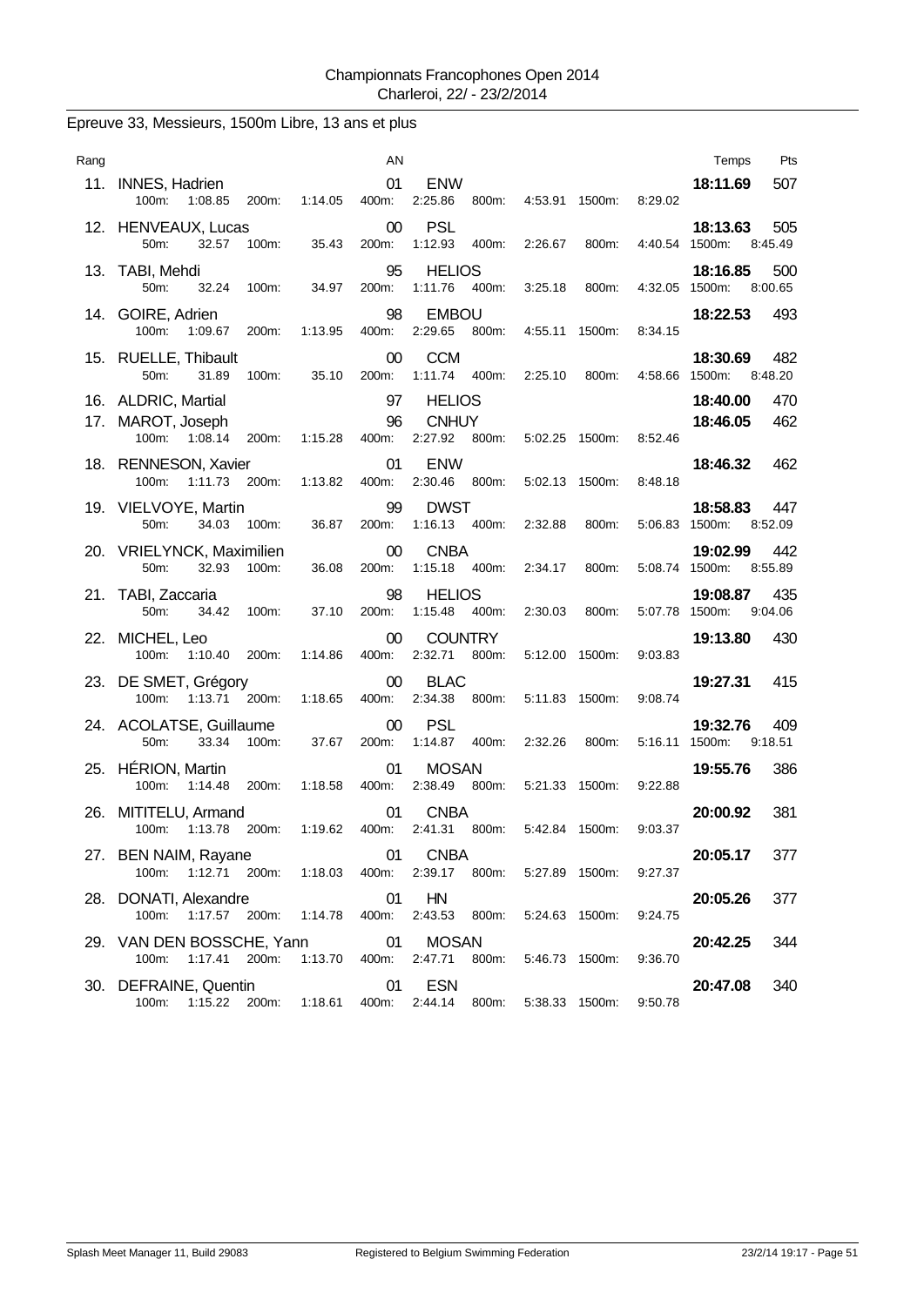# Championnats Francophones Open 2014
Charleroi, 22/ - 23/2/2014

## Epreuve 33, Messieurs, 1500m Libre, 13 ans et plus

| Rang | Nom | AN | Club | Temps | Pts |
|---|---|---|---|---|---|
| 11. | INNES, Hadrien | 01 | ENW | 18:11.69 | 507 |
| | 100m: 1:08.85 200m: 1:14.05 400m: 2:25.86 800m: 4:53.91 1500m: 8:29.02 | | | | |
| 12. | HENVEAUX, Lucas | 00 | PSL | 18:13.63 | 505 |
| | 50m: 32.57 100m: 35.43 200m: 1:12.93 400m: 2:26.67 800m: 4:40.54 1500m: 8:45.49 | | | | |
| 13. | TABI, Mehdi | 95 | HELIOS | 18:16.85 | 500 |
| | 50m: 32.24 100m: 34.97 200m: 1:11.76 400m: 3:25.18 800m: 4:32.05 1500m: 8:00.65 | | | | |
| 14. | GOIRE, Adrien | 98 | EMBOU | 18:22.53 | 493 |
| | 100m: 1:09.67 200m: 1:13.95 400m: 2:29.65 800m: 4:55.11 1500m: 8:34.15 | | | | |
| 15. | RUELLE, Thibault | 00 | CCM | 18:30.69 | 482 |
| | 50m: 31.89 100m: 35.10 200m: 1:11.74 400m: 2:25.10 800m: 4:58.66 1500m: 8:48.20 | | | | |
| 16. | ALDRIC, Martial | 97 | HELIOS | 18:40.00 | 470 |
| 17. | MAROT, Joseph | 96 | CNHUY | 18:46.05 | 462 |
| | 100m: 1:08.14 200m: 1:15.28 400m: 2:27.92 800m: 5:02.25 1500m: 8:52.46 | | | | |
| 18. | RENNESON, Xavier | 01 | ENW | 18:46.32 | 462 |
| | 100m: 1:11.73 200m: 1:13.82 400m: 2:30.46 800m: 5:02.13 1500m: 8:48.18 | | | | |
| 19. | VIELVOYE, Martin | 99 | DWST | 18:58.83 | 447 |
| | 50m: 34.03 100m: 36.87 200m: 1:16.13 400m: 2:32.88 800m: 5:06.83 1500m: 8:52.09 | | | | |
| 20. | VRIELYNCK, Maximilien | 00 | CNBA | 19:02.99 | 442 |
| | 50m: 32.93 100m: 36.08 200m: 1:15.18 400m: 2:34.17 800m: 5:08.74 1500m: 8:55.89 | | | | |
| 21. | TABI, Zaccaria | 98 | HELIOS | 19:08.87 | 435 |
| | 50m: 34.42 100m: 37.10 200m: 1:15.48 400m: 2:30.03 800m: 5:07.78 1500m: 9:04.06 | | | | |
| 22. | MICHEL, Leo | 00 | COUNTRY | 19:13.80 | 430 |
| | 100m: 1:10.40 200m: 1:14.86 400m: 2:32.71 800m: 5:12.00 1500m: 9:03.83 | | | | |
| 23. | DE SMET, Grégory | 00 | BLAC | 19:27.31 | 415 |
| | 100m: 1:13.71 200m: 1:18.65 400m: 2:34.38 800m: 5:11.83 1500m: 9:08.74 | | | | |
| 24. | ACOLATSE, Guillaume | 00 | PSL | 19:32.76 | 409 |
| | 50m: 33.34 100m: 37.67 200m: 1:14.87 400m: 2:32.26 800m: 5:16.11 1500m: 9:18.51 | | | | |
| 25. | HÉRION, Martin | 01 | MOSAN | 19:55.76 | 386 |
| | 100m: 1:14.48 200m: 1:18.58 400m: 2:38.49 800m: 5:21.33 1500m: 9:22.88 | | | | |
| 26. | MITITELU, Armand | 01 | CNBA | 20:00.92 | 381 |
| | 100m: 1:13.78 200m: 1:19.62 400m: 2:41.31 800m: 5:42.84 1500m: 9:03.37 | | | | |
| 27. | BEN NAIM, Rayane | 01 | CNBA | 20:05.17 | 377 |
| | 100m: 1:12.71 200m: 1:18.03 400m: 2:39.17 800m: 5:27.89 1500m: 9:27.37 | | | | |
| 28. | DONATI, Alexandre | 01 | HN | 20:05.26 | 377 |
| | 100m: 1:17.57 200m: 1:14.78 400m: 2:43.53 800m: 5:24.63 1500m: 9:24.75 | | | | |
| 29. | VAN DEN BOSSCHE, Yann | 01 | MOSAN | 20:42.25 | 344 |
| | 100m: 1:17.41 200m: 1:13.70 400m: 2:47.71 800m: 5:46.73 1500m: 9:36.70 | | | | |
| 30. | DEFRAINE, Quentin | 01 | ESN | 20:47.08 | 340 |
| | 100m: 1:15.22 200m: 1:18.61 400m: 2:44.14 800m: 5:38.33 1500m: 9:50.78 | | | | |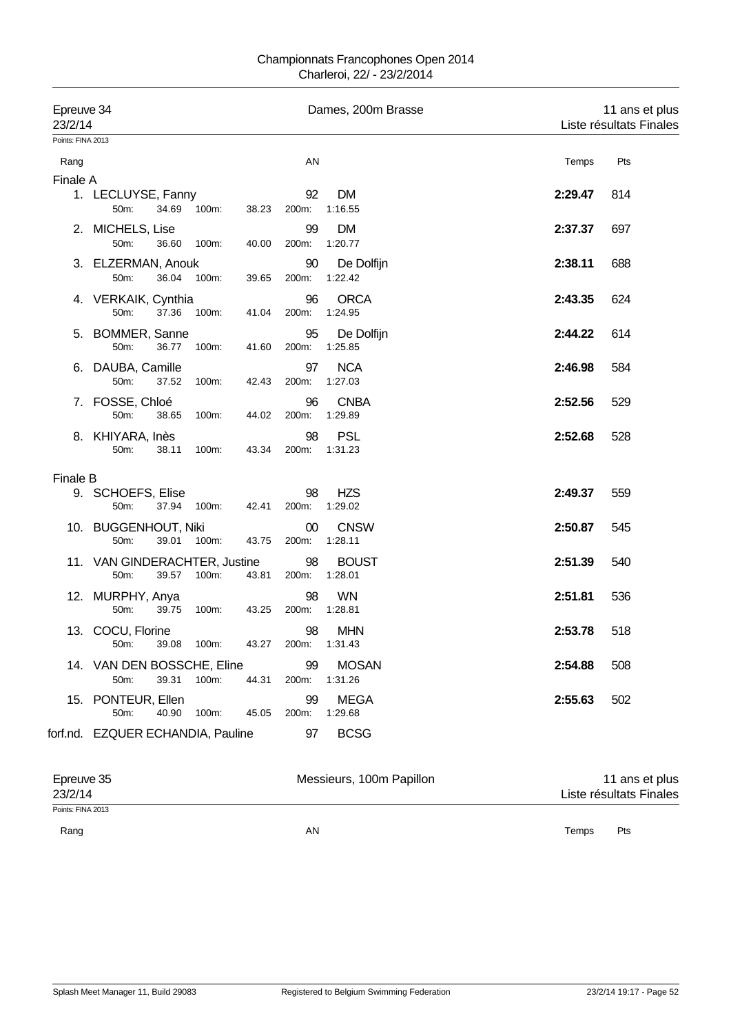Championnats Francophones Open 2014
Charleroi, 22/ - 23/2/2014

## Epreuve 34 — Dames, 200m Brasse — 11 ans et plus

23/2/14 — Liste résultats Finales

Points: FINA 2013

| Rang | Nom | AN | Club | 50m | 100m | 200m | Temps | Pts |
|---|---|---|---|---|---|---|---|---|
| **Finale A** | | | | | | | | |
| 1. | LECLUYSE, Fanny | 92 | DM | 34.69 | 38.23 | 1:16.55 | **2:29.47** | 814 |
| 2. | MICHELS, Lise | 99 | DM | 36.60 | 40.00 | 1:20.77 | **2:37.37** | 697 |
| 3. | ELZERMAN, Anouk | 90 | De Dolfijn | 36.04 | 39.65 | 1:22.42 | **2:38.11** | 688 |
| 4. | VERKAIK, Cynthia | 96 | ORCA | 37.36 | 41.04 | 1:24.95 | **2:43.35** | 624 |
| 5. | BOMMER, Sanne | 95 | De Dolfijn | 36.77 | 41.60 | 1:25.85 | **2:44.22** | 614 |
| 6. | DAUBA, Camille | 97 | NCA | 37.52 | 42.43 | 1:27.03 | **2:46.98** | 584 |
| 7. | FOSSE, Chloé | 96 | CNBA | 38.65 | 44.02 | 1:29.89 | **2:52.56** | 529 |
| 8. | KHIYARA, Inès | 98 | PSL | 38.11 | 43.34 | 1:31.23 | **2:52.68** | 528 |
| **Finale B** | | | | | | | | |
| 9. | SCHOEFS, Elise | 98 | HZS | 37.94 | 42.41 | 1:29.02 | **2:49.37** | 559 |
| 10. | BUGGENHOUT, Niki | 00 | CNSW | 39.01 | 43.75 | 1:28.11 | **2:50.87** | 545 |
| 11. | VAN GINDERACHTER, Justine | 98 | BOUST | 39.57 | 43.81 | 1:28.01 | **2:51.39** | 540 |
| 12. | MURPHY, Anya | 98 | WN | 39.75 | 43.25 | 1:28.81 | **2:51.81** | 536 |
| 13. | COCU, Florine | 98 | MHN | 39.08 | 43.27 | 1:31.43 | **2:53.78** | 518 |
| 14. | VAN DEN BOSSCHE, Eline | 99 | MOSAN | 39.31 | 44.31 | 1:31.26 | **2:54.88** | 508 |
| 15. | PONTEUR, Ellen | 99 | MEGA | 40.90 | 45.05 | 1:29.68 | **2:55.63** | 502 |
| forf.nd. | EZQUER ECHANDIA, Pauline | 97 | BCSG | | | | | |

## Epreuve 35 — Messieurs, 100m Papillon — 11 ans et plus

23/2/14 — Liste résultats Finales

Points: FINA 2013

| Rang | AN | Temps | Pts |
|---|---|---|---|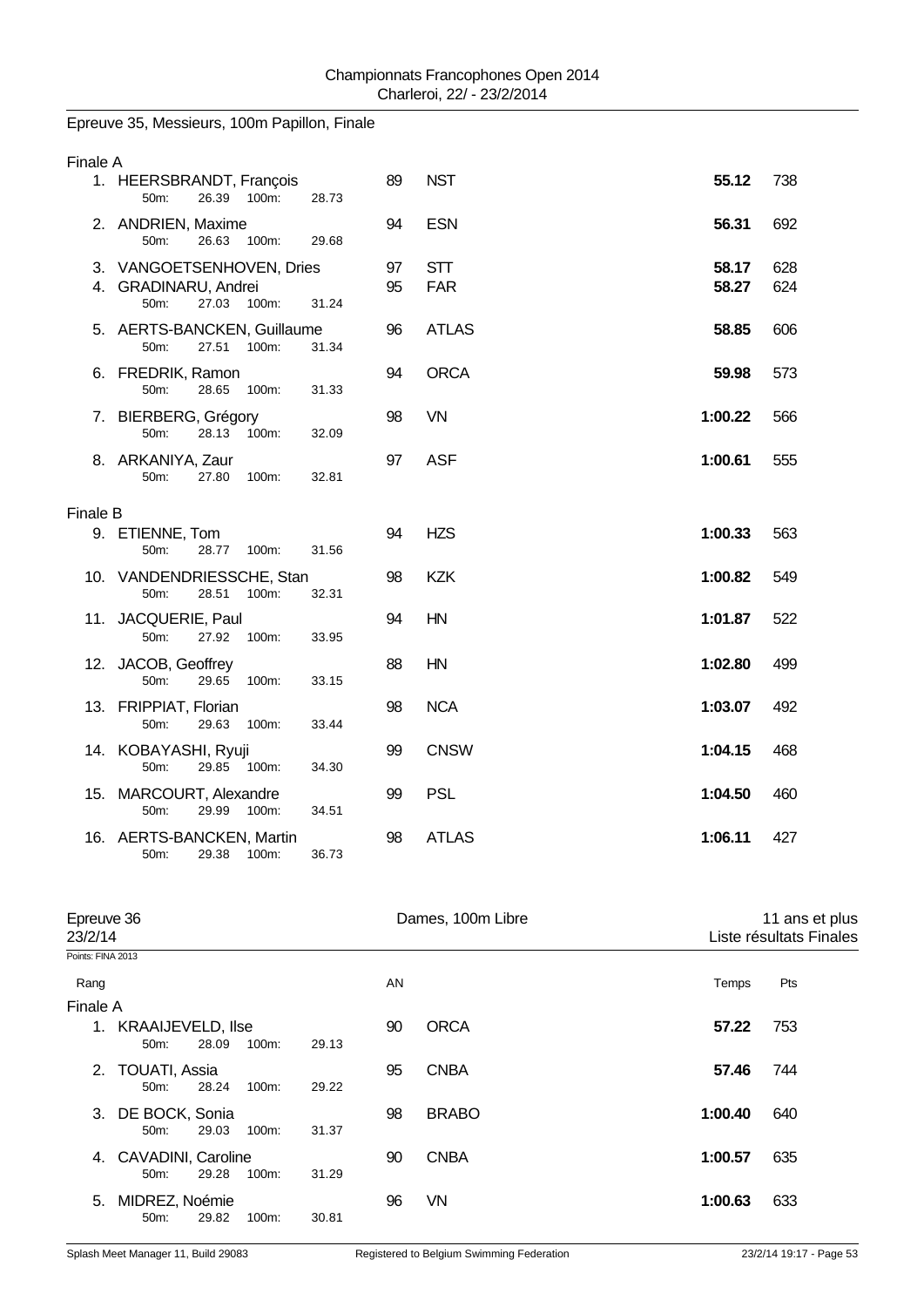Epreuve 35, Messieurs, 100m Papillon, Finale

**Finale A**

| Rang | Nom | AN | Club | Temps | Pts |
|---|---|---|---|---|---|
| 1. | HEERSBRANDT, François<br>50m: 26.39 100m: 28.73 | 89 | NST | **55.12** | 738 |
| 2. | ANDRIEN, Maxime<br>50m: 26.63 100m: 29.68 | 94 | ESN | **56.31** | 692 |
| 3. | VANGOETSENHOVEN, Dries | 97 | STT | **58.17** | 628 |
| 4. | GRADINARU, Andrei<br>50m: 27.03 100m: 31.24 | 95 | FAR | **58.27** | 624 |
| 5. | AERTS-BANCKEN, Guillaume<br>50m: 27.51 100m: 31.34 | 96 | ATLAS | **58.85** | 606 |
| 6. | FREDRIK, Ramon<br>50m: 28.65 100m: 31.33 | 94 | ORCA | **59.98** | 573 |
| 7. | BIERBERG, Grégory<br>50m: 28.13 100m: 32.09 | 98 | VN | **1:00.22** | 566 |
| 8. | ARKANIYA, Zaur<br>50m: 27.80 100m: 32.81 | 97 | ASF | **1:00.61** | 555 |

**Finale B**

| Rang | Nom | AN | Club | Temps | Pts |
|---|---|---|---|---|---|
| 9. | ETIENNE, Tom<br>50m: 28.77 100m: 31.56 | 94 | HZS | **1:00.33** | 563 |
| 10. | VANDENDRIESSCHE, Stan<br>50m: 28.51 100m: 32.31 | 98 | KZK | **1:00.82** | 549 |
| 11. | JACQUERIE, Paul<br>50m: 27.92 100m: 33.95 | 94 | HN | **1:01.87** | 522 |
| 12. | JACOB, Geoffrey<br>50m: 29.65 100m: 33.15 | 88 | HN | **1:02.80** | 499 |
| 13. | FRIPPIAT, Florian<br>50m: 29.63 100m: 33.44 | 98 | NCA | **1:03.07** | 492 |
| 14. | KOBAYASHI, Ryuji<br>50m: 29.85 100m: 34.30 | 99 | CNSW | **1:04.15** | 468 |
| 15. | MARCOURT, Alexandre<br>50m: 29.99 100m: 34.51 | 99 | PSL | **1:04.50** | 460 |
| 16. | AERTS-BANCKEN, Martin<br>50m: 29.38 100m: 36.73 | 98 | ATLAS | **1:06.11** | 427 |

Epreuve 36 — Dames, 100m Libre — 11 ans et plus

23/2/14 — Liste résultats Finales

Points: FINA 2013

**Finale A**

| Rang | Nom | AN | Club | Temps | Pts |
|---|---|---|---|---|---|
| 1. | KRAAIJEVELD, Ilse<br>50m: 28.09 100m: 29.13 | 90 | ORCA | **57.22** | 753 |
| 2. | TOUATI, Assia<br>50m: 28.24 100m: 29.22 | 95 | CNBA | **57.46** | 744 |
| 3. | DE BOCK, Sonia<br>50m: 29.03 100m: 31.37 | 98 | BRABO | **1:00.40** | 640 |
| 4. | CAVADINI, Caroline<br>50m: 29.28 100m: 31.29 | 90 | CNBA | **1:00.57** | 635 |
| 5. | MIDREZ, Noémie<br>50m: 29.82 100m: 30.81 | 96 | VN | **1:00.63** | 633 |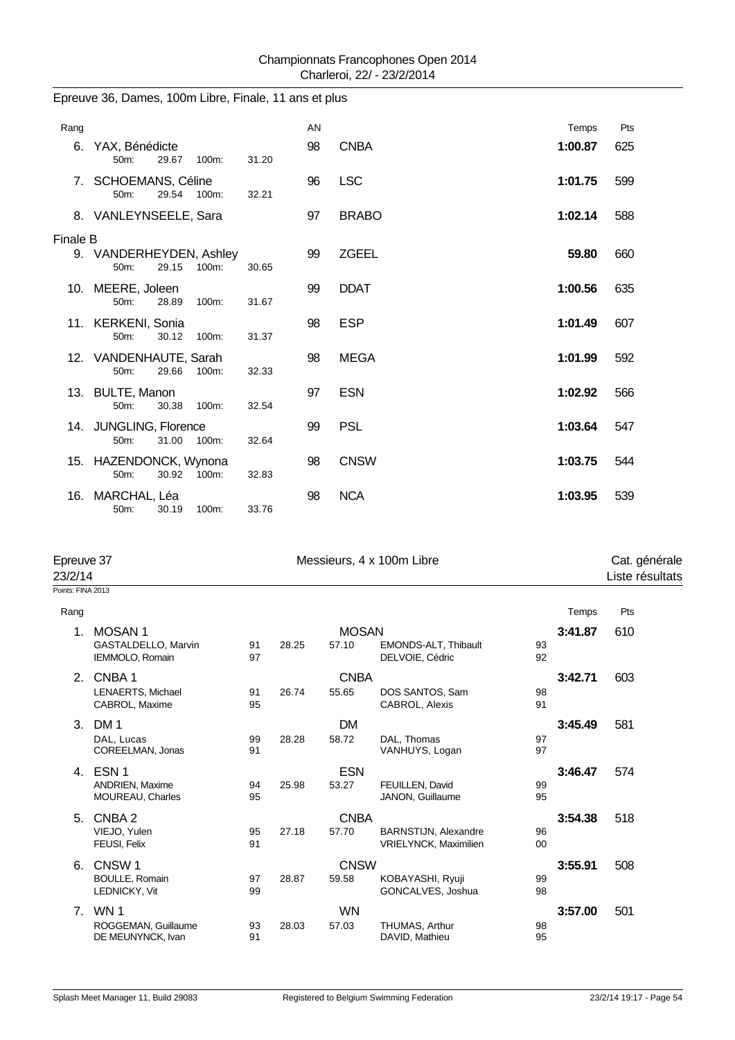Epreuve 36, Dames, 100m Libre, Finale, 11 ans et plus

| Rang | | AN | | Temps | Pts |
|---|---|---|---|---|---|
| 6. | YAX, Bénédicte | 98 | CNBA | **1:00.87** | 625 |
| | 50m: 29.67 100m: 31.20 | | | | |
| 7. | SCHOEMANS, Céline | 96 | LSC | **1:01.75** | 599 |
| | 50m: 29.54 100m: 32.21 | | | | |
| 8. | VANLEYNSEELE, Sara | 97 | BRABO | **1:02.14** | 588 |
| **Finale B** | | | | | |
| 9. | VANDERHEYDEN, Ashley | 99 | ZGEEL | **59.80** | 660 |
| | 50m: 29.15 100m: 30.65 | | | | |
| 10. | MEERE, Joleen | 99 | DDAT | **1:00.56** | 635 |
| | 50m: 28.89 100m: 31.67 | | | | |
| 11. | KERKENI, Sonia | 98 | ESP | **1:01.49** | 607 |
| | 50m: 30.12 100m: 31.37 | | | | |
| 12. | VANDENHAUTE, Sarah | 98 | MEGA | **1:01.99** | 592 |
| | 50m: 29.66 100m: 32.33 | | | | |
| 13. | BULTE, Manon | 97 | ESN | **1:02.92** | 566 |
| | 50m: 30.38 100m: 32.54 | | | | |
| 14. | JUNGLING, Florence | 99 | PSL | **1:03.64** | 547 |
| | 50m: 31.00 100m: 32.64 | | | | |
| 15. | HAZENDONCK, Wynona | 98 | CNSW | **1:03.75** | 544 |
| | 50m: 30.92 100m: 32.83 | | | | |
| 16. | MARCHAL, Léa | 98 | NCA | **1:03.95** | 539 |
| | 50m: 30.19 100m: 33.76 | | | | |

Epreuve 37 — Messieurs, 4 x 100m Libre — Cat. générale
23/2/14 — Liste résultats
Points: FINA 2013

| Rang | | | | | | | Temps | Pts |
|---|---|---|---|---|---|---|---|---|
| 1. | MOSAN 1 | | | MOSAN | | | **3:41.87** | 610 |
| | GASTALDELLO, Marvin | 91 | 28.25 | 57.10 | EMONDS-ALT, Thibault | 93 | | |
| | IEMMOLO, Romain | 97 | | | DELVOIE, Cédric | 92 | | |
| 2. | CNBA 1 | | | CNBA | | | **3:42.71** | 603 |
| | LENAERTS, Michael | 91 | 26.74 | 55.65 | DOS SANTOS, Sam | 98 | | |
| | CABROL, Maxime | 95 | | | CABROL, Alexis | 91 | | |
| 3. | DM 1 | | | DM | | | **3:45.49** | 581 |
| | DAL, Lucas | 99 | 28.28 | 58.72 | DAL, Thomas | 97 | | |
| | COREELMAN, Jonas | 91 | | | VANHUYS, Logan | 97 | | |
| 4. | ESN 1 | | | ESN | | | **3:46.47** | 574 |
| | ANDRIEN, Maxime | 94 | 25.98 | 53.27 | FEUILLEN, David | 99 | | |
| | MOUREAU, Charles | 95 | | | JANON, Guillaume | 95 | | |
| 5. | CNBA 2 | | | CNBA | | | **3:54.38** | 518 |
| | VIEJO, Yulen | 95 | 27.18 | 57.70 | BARNSTIJN, Alexandre | 96 | | |
| | FEUSI, Felix | 91 | | | VRIELYNCK, Maximilien | 00 | | |
| 6. | CNSW 1 | | | CNSW | | | **3:55.91** | 508 |
| | BOULLE, Romain | 97 | 28.87 | 59.58 | KOBAYASHI, Ryuji | 99 | | |
| | LEDNICKY, Vit | 99 | | | GONCALVES, Joshua | 98 | | |
| 7. | WN 1 | | | WN | | | **3:57.00** | 501 |
| | ROGGEMAN, Guillaume | 93 | 28.03 | 57.03 | THUMAS, Arthur | 98 | | |
| | DE MEUNYNCK, Ivan | 91 | | | DAVID, Mathieu | 95 | | |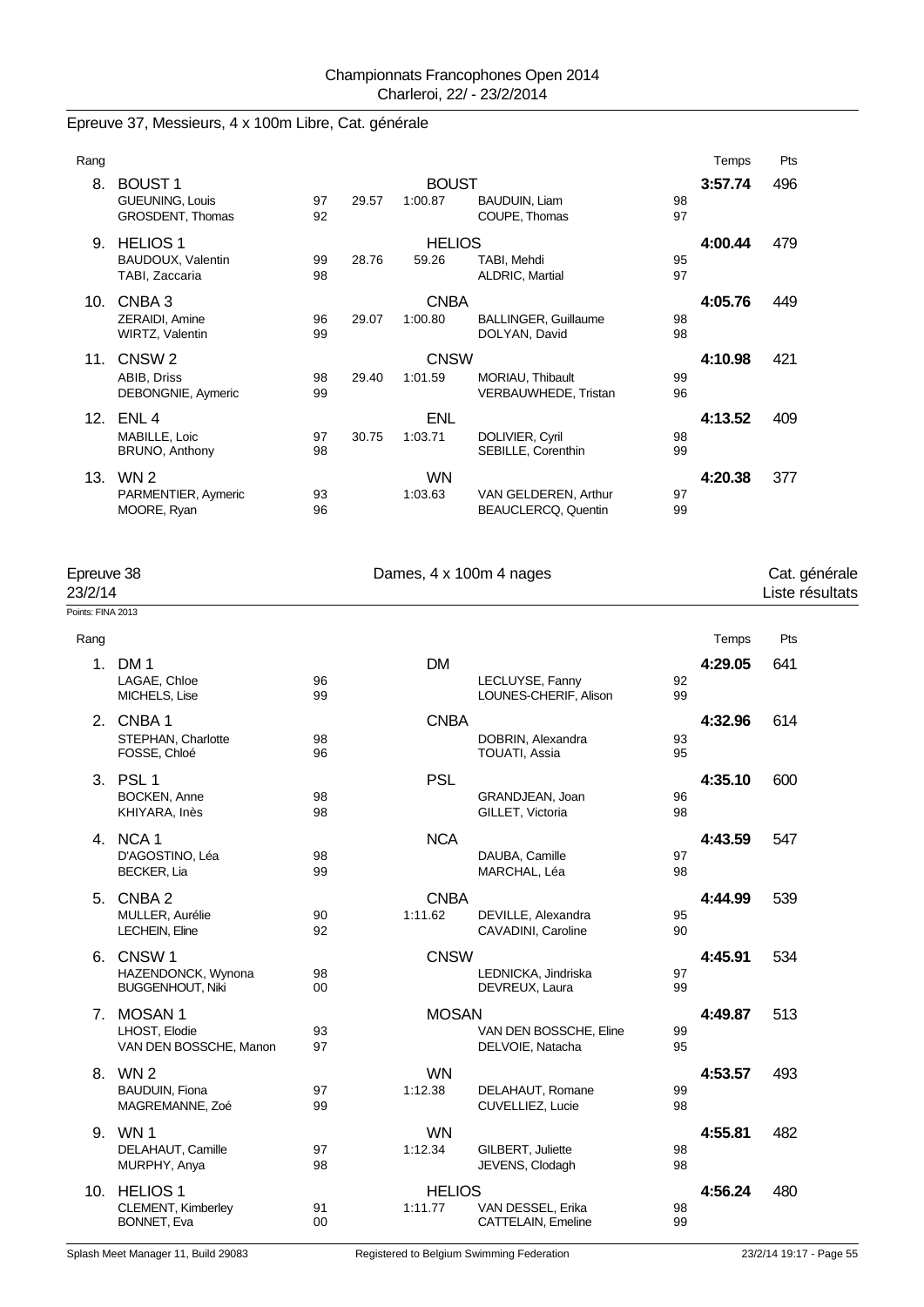## Epreuve 37, Messieurs, 4 x 100m Libre, Cat. générale

| Rang | Équipe / Nageur | Année | Split 50 | Split 100 | Nageur | Année | Temps | Pts |
|---|---|---|---|---|---|---|---|---|
| 8. | BOUST 1 | | | BOUST | | | 3:57.74 | 496 |
| | GUEUNING, Louis | 97 | 29.57 | 1:00.87 | BAUDUIN, Liam | 98 | | |
| | GROSDENT, Thomas | 92 | | | COUPE, Thomas | 97 | | |
| 9. | HELIOS 1 | | | HELIOS | | | 4:00.44 | 479 |
| | BAUDOUX, Valentin | 99 | 28.76 | 59.26 | TABI, Mehdi | 95 | | |
| | TABI, Zaccaria | 98 | | | ALDRIC, Martial | 97 | | |
| 10. | CNBA 3 | | | CNBA | | | 4:05.76 | 449 |
| | ZERAIDI, Amine | 96 | 29.07 | 1:00.80 | BALLINGER, Guillaume | 98 | | |
| | WIRTZ, Valentin | 99 | | | DOLYAN, David | 98 | | |
| 11. | CNSW 2 | | | CNSW | | | 4:10.98 | 421 |
| | ABIB, Driss | 98 | 29.40 | 1:01.59 | MORIAU, Thibault | 99 | | |
| | DEBONGNIE, Aymeric | 99 | | | VERBAUWHEDE, Tristan | 96 | | |
| 12. | ENL 4 | | | ENL | | | 4:13.52 | 409 |
| | MABILLE, Loic | 97 | 30.75 | 1:03.71 | DOLIVIER, Cyril | 98 | | |
| | BRUNO, Anthony | 98 | | | SEBILLE, Corenthin | 99 | | |
| 13. | WN 2 | | | WN | | | 4:20.38 | 377 |
| | PARMENTIER, Aymeric | 93 | | 1:03.63 | VAN GELDEREN, Arthur | 97 | | |
| | MOORE, Ryan | 96 | | | BEAUCLERCQ, Quentin | 99 | | |

## Epreuve 38 — Dames, 4 x 100m 4 nages — Cat. générale

23/2/14 — Liste résultats

Points: FINA 2013

| Rang | Équipe / Nageuse | Année | Split 100 | Club | Nageuse | Année | Temps | Pts |
|---|---|---|---|---|---|---|---|---|
| 1. | DM 1 | | | DM | | | 4:29.05 | 641 |
| | LAGAE, Chloe | 96 | | | LECLUYSE, Fanny | 92 | | |
| | MICHELS, Lise | 99 | | | LOUNES-CHERIF, Alison | 99 | | |
| 2. | CNBA 1 | | | CNBA | | | 4:32.96 | 614 |
| | STEPHAN, Charlotte | 98 | | | DOBRIN, Alexandra | 93 | | |
| | FOSSE, Chloé | 96 | | | TOUATI, Assia | 95 | | |
| 3. | PSL 1 | | | PSL | | | 4:35.10 | 600 |
| | BOCKEN, Anne | 98 | | | GRANDJEAN, Joan | 96 | | |
| | KHIYARA, Inès | 98 | | | GILLET, Victoria | 98 | | |
| 4. | NCA 1 | | | NCA | | | 4:43.59 | 547 |
| | D'AGOSTINO, Léa | 98 | | | DAUBA, Camille | 97 | | |
| | BECKER, Lia | 99 | | | MARCHAL, Léa | 98 | | |
| 5. | CNBA 2 | | | CNBA | | | 4:44.99 | 539 |
| | MULLER, Aurélie | 90 | 1:11.62 | | DEVILLE, Alexandra | 95 | | |
| | LECHEIN, Eline | 92 | | | CAVADINI, Caroline | 90 | | |
| 6. | CNSW 1 | | | CNSW | | | 4:45.91 | 534 |
| | HAZENDONCK, Wynona | 98 | | | LEDNICKA, Jindriska | 97 | | |
| | BUGGENHOUT, Niki | 00 | | | DEVREUX, Laura | 99 | | |
| 7. | MOSAN 1 | | | MOSAN | | | 4:49.87 | 513 |
| | LHOST, Elodie | 93 | | | VAN DEN BOSSCHE, Eline | 99 | | |
| | VAN DEN BOSSCHE, Manon | 97 | | | DELVOIE, Natacha | 95 | | |
| 8. | WN 2 | | | WN | | | 4:53.57 | 493 |
| | BAUDUIN, Fiona | 97 | 1:12.38 | | DELAHAUT, Romane | 99 | | |
| | MAGREMANNE, Zoé | 99 | | | CUVELLIEZ, Lucie | 98 | | |
| 9. | WN 1 | | | WN | | | 4:55.81 | 482 |
| | DELAHAUT, Camille | 97 | 1:12.34 | | GILBERT, Juliette | 98 | | |
| | MURPHY, Anya | 98 | | | JEVENS, Clodagh | 98 | | |
| 10. | HELIOS 1 | | | HELIOS | | | 4:56.24 | 480 |
| | CLEMENT, Kimberley | 91 | 1:11.77 | | VAN DESSEL, Erika | 98 | | |
| | BONNET, Eva | 00 | | | CATTELAIN, Emeline | 99 | | |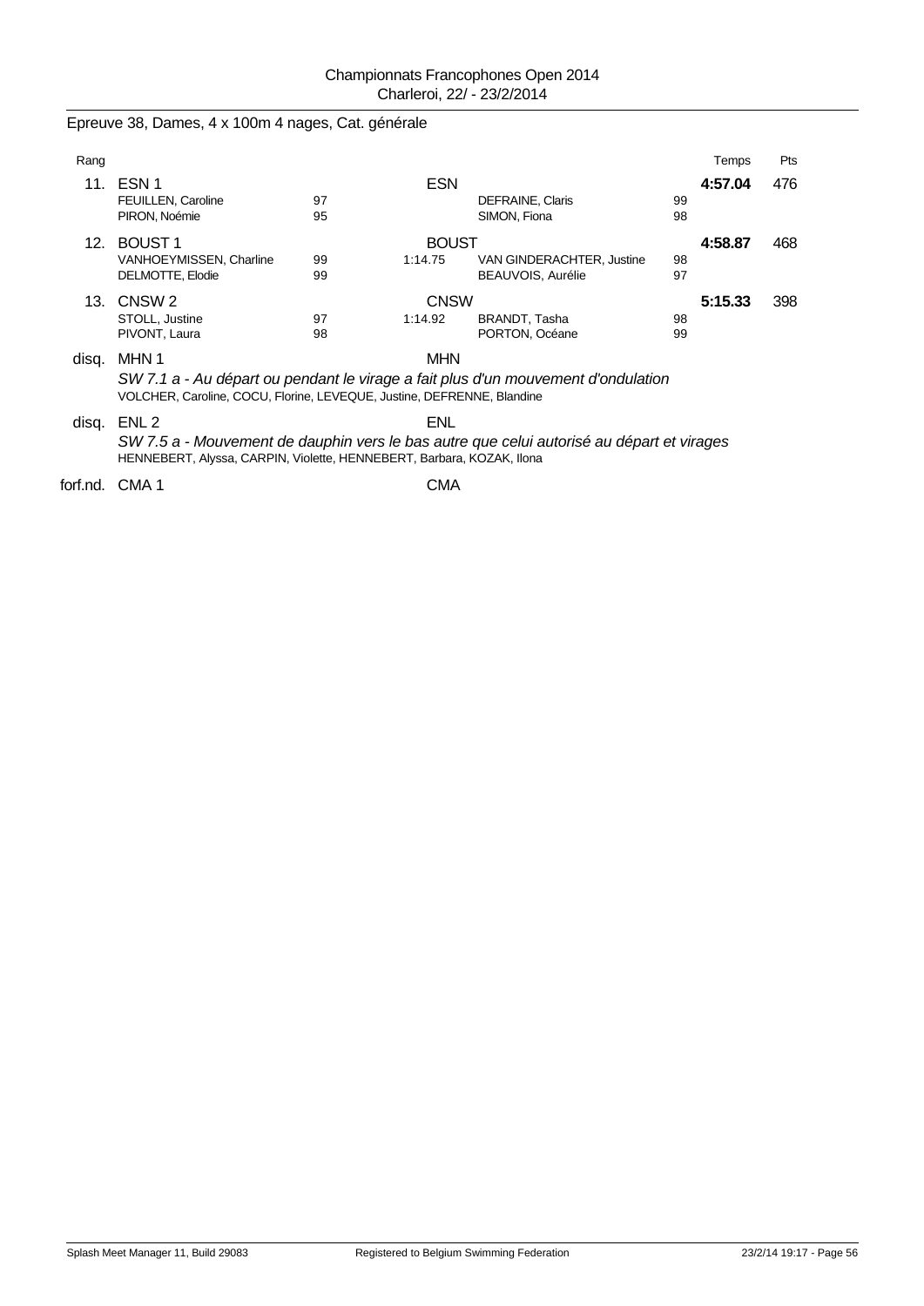Championnats Francophones Open 2014
Charleroi, 22/ - 23/2/2014

## Epreuve 38, Dames, 4 x 100m 4 nages, Cat. générale

| Rang | | | | | | Temps | Pts |
|---|---|---|---|---|---|---|---|
| 11. | ESN 1 | | ESN | | | **4:57.04** | 476 |
| | FEUILLEN, Caroline | 97 | | DEFRAINE, Claris | 99 | | |
| | PIRON, Noémie | 95 | | SIMON, Fiona | 98 | | |
| 12. | BOUST 1 | | BOUST | | | **4:58.87** | 468 |
| | VANHOEYMISSEN, Charline | 99 | 1:14.75 | VAN GINDERACHTER, Justine | 98 | | |
| | DELMOTTE, Elodie | 99 | | BEAUVOIS, Aurélie | 97 | | |
| 13. | CNSW 2 | | CNSW | | | **5:15.33** | 398 |
| | STOLL, Justine | 97 | 1:14.92 | BRANDT, Tasha | 98 | | |
| | PIVONT, Laura | 98 | | PORTON, Océane | 99 | | |
| disq. | MHN 1 | | MHN | | | | |
| | *SW 7.1 a - Au départ ou pendant le virage a fait plus d'un mouvement d'ondulation* | | | | | | |
| | VOLCHER, Caroline, COCU, Florine, LEVEQUE, Justine, DEFRENNE, Blandine | | | | | | |
| disq. | ENL 2 | | ENL | | | | |
| | *SW 7.5 a - Mouvement de dauphin vers le bas autre que celui autorisé au départ et virages* | | | | | | |
| | HENNEBERT, Alyssa, CARPIN, Violette, HENNEBERT, Barbara, KOZAK, Ilona | | | | | | |
| forf.nd. | CMA 1 | | CMA | | | | |